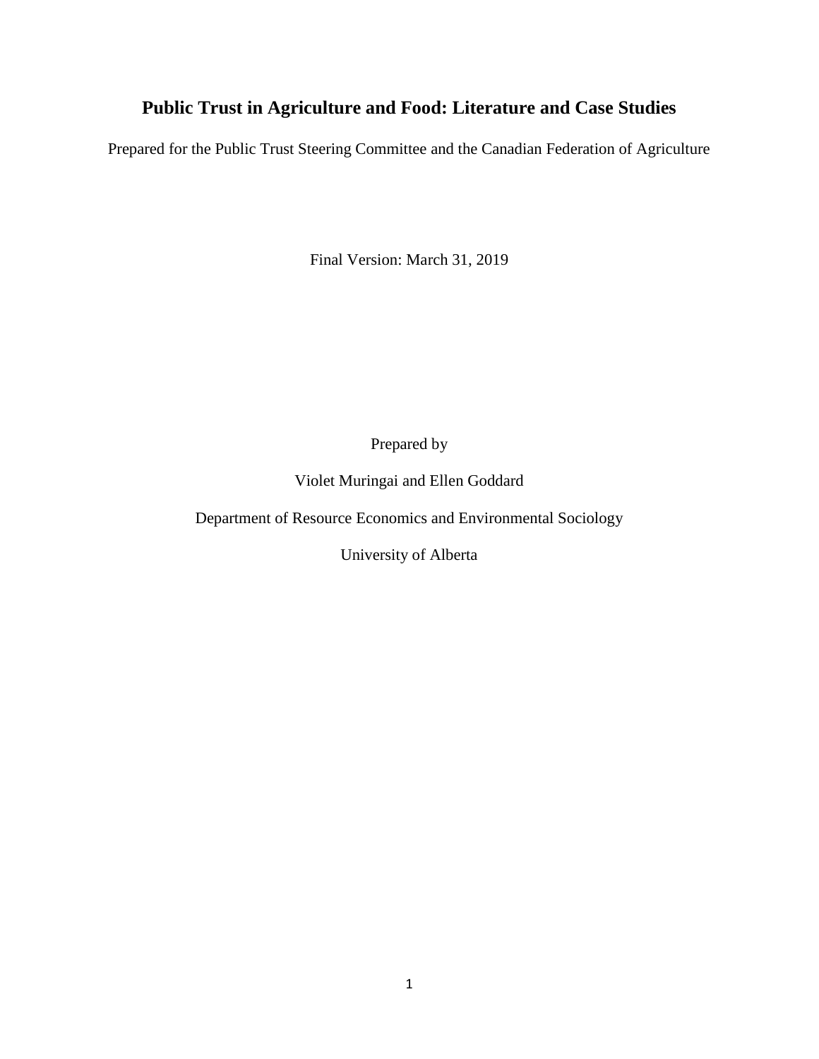# Public Trust in Agriculture and Food: Literature and Case Studies

Prepared for the Public Trust Steering Committee and the Canadian Federation of Agriculture

Final Version: March 31, 2019

Prepared by

Violet Muringai and Ellen Goddard

Department of Resource Economics and Environmental Sociology

University of Alberta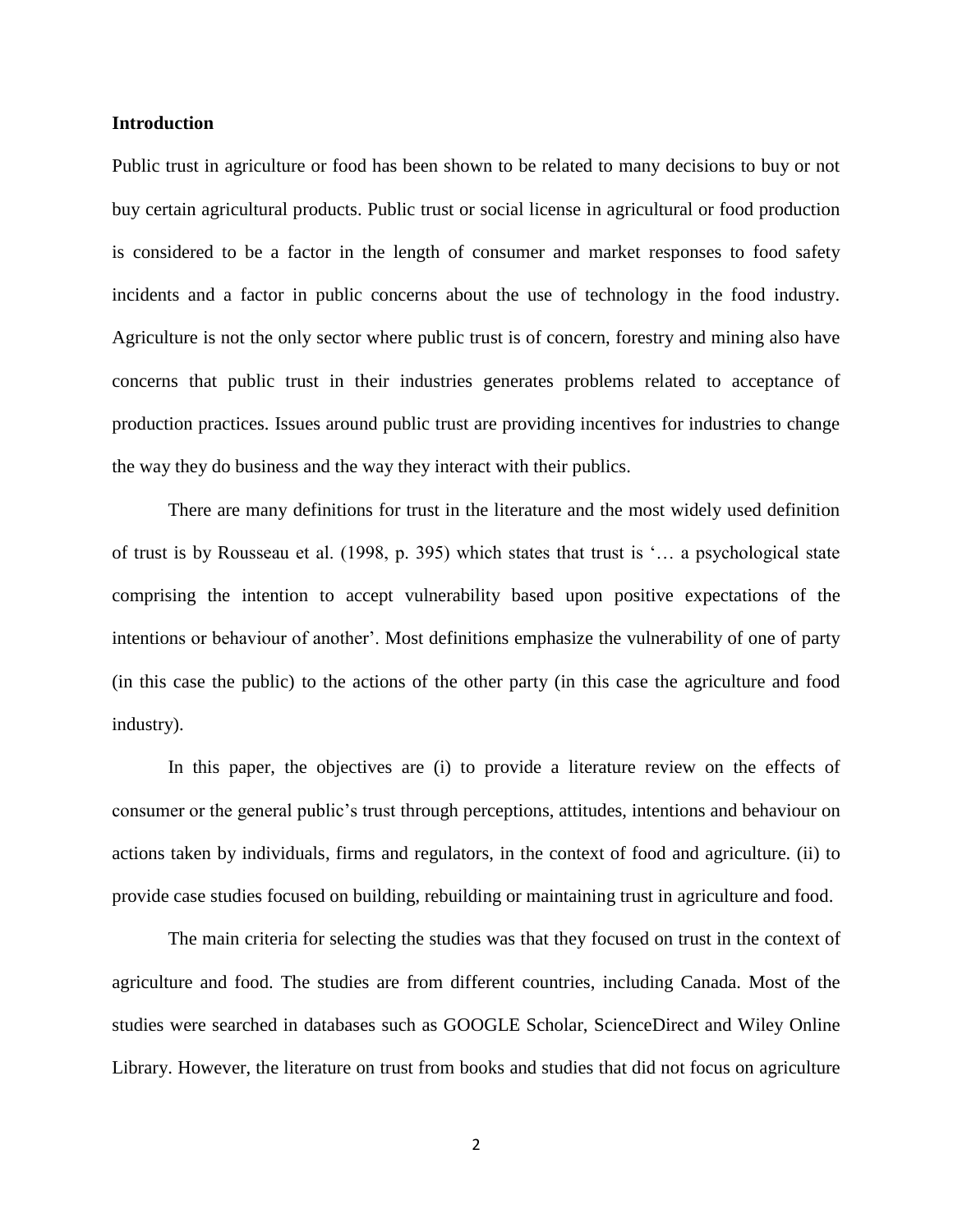## Introduction

Public trust in agriculture or food has been shown to be related to many decisions to buy or not buy certain agricultural products. Public trust or social license in agricultural or food production is considered to be a factor in the length of consumer and market responses to food safety incidents and a factor in public concerns about the use of technology in the food industry. Agriculture is not the only sector where public trust is of concern, forestry and mining also have concerns that public trust in their industries generates problems related to acceptance of production practices. Issues around public trust are providing incentives for industries to change the way they do business and the way they interact with their publics.

There are many definitions for trust in the literature and the most widely used definition of trust is by Rousseau et al. (1998, p. 395) which states that trust is '… a psychological state comprising the intention to accept vulnerability based upon positive expectations of the intentions or behaviour of another'. Most definitions emphasize the vulnerability of one of party (in this case the public) to the actions of the other party (in this case the agriculture and food industry).

In this paper, the objectives are (i) to provide a literature review on the effects of consumer or the general public's trust through perceptions, attitudes, intentions and behaviour on actions taken by individuals, firms and regulators, in the context of food and agriculture. (ii) to provide case studies focused on building, rebuilding or maintaining trust in agriculture and food.

The main criteria for selecting the studies was that they focused on trust in the context of agriculture and food. The studies are from different countries, including Canada. Most of the studies were searched in databases such as GOOGLE Scholar, ScienceDirect and Wiley Online Library. However, the literature on trust from books and studies that did not focus on agriculture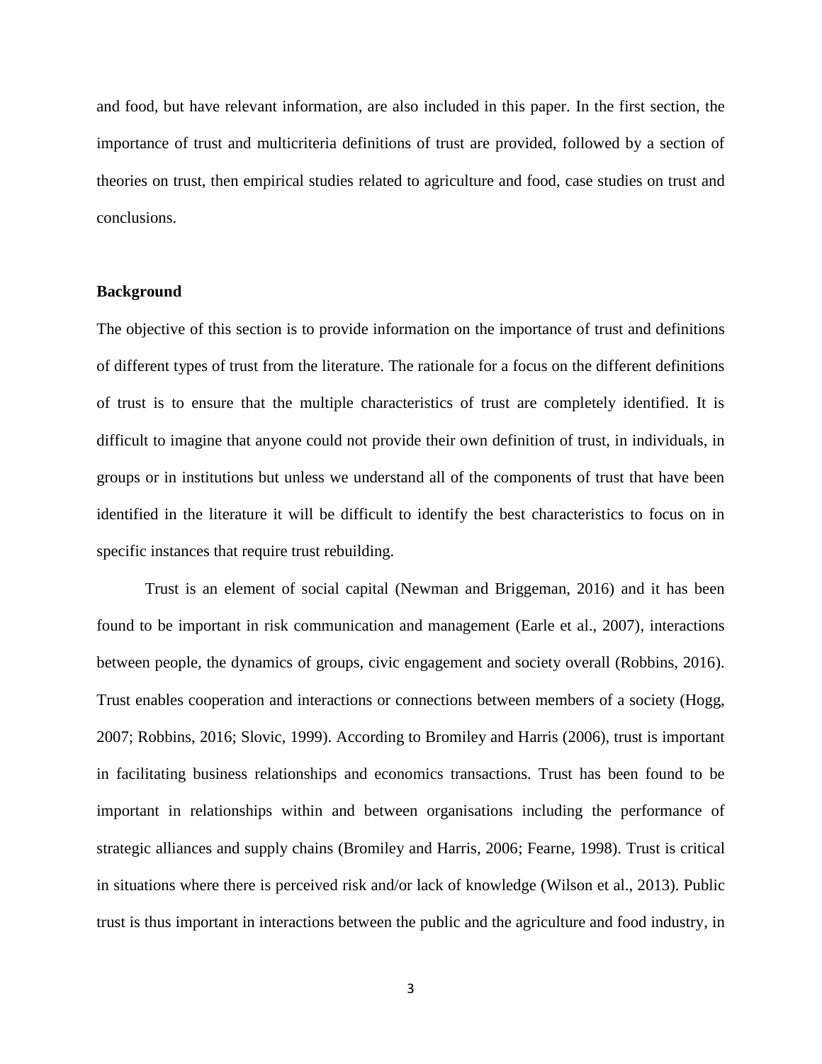and food, but have relevant information, are also included in this paper. In the first section, the importance of trust and multicriteria definitions of trust are provided, followed by a section of theories on trust, then empirical studies related to agriculture and food, case studies on trust and conclusions.

**Background**

The objective of this section is to provide information on the importance of trust and definitions of different types of trust from the literature. The rationale for a focus on the different definitions of trust is to ensure that the multiple characteristics of trust are completely identified. It is difficult to imagine that anyone could not provide their own definition of trust, in individuals, in groups or in institutions but unless we understand all of the components of trust that have been identified in the literature it will be difficult to identify the best characteristics to focus on in specific instances that require trust rebuilding.

Trust is an element of social capital (Newman and Briggeman, 2016) and it has been found to be important in risk communication and management (Earle et al., 2007), interactions between people, the dynamics of groups, civic engagement and society overall (Robbins, 2016). Trust enables cooperation and interactions or connections between members of a society (Hogg, 2007; Robbins, 2016; Slovic, 1999). According to Bromiley and Harris (2006), trust is important in facilitating business relationships and economics transactions. Trust has been found to be important in relationships within and between organisations including the performance of strategic alliances and supply chains (Bromiley and Harris, 2006; Fearne, 1998). Trust is critical in situations where there is perceived risk and/or lack of knowledge (Wilson et al., 2013). Public trust is thus important in interactions between the public and the agriculture and food industry, in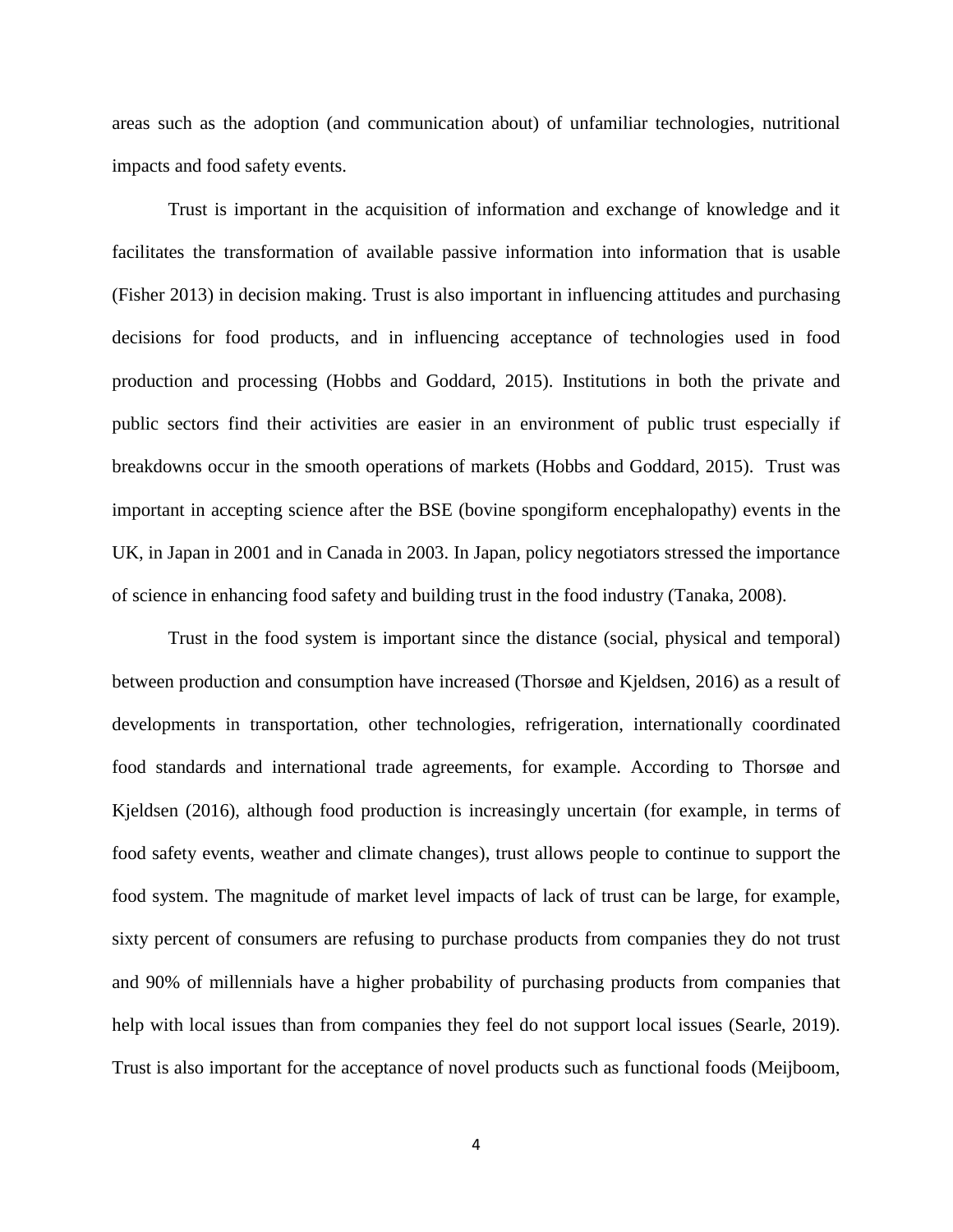areas such as the adoption (and communication about) of unfamiliar technologies, nutritional impacts and food safety events.

Trust is important in the acquisition of information and exchange of knowledge and it facilitates the transformation of available passive information into information that is usable (Fisher 2013) in decision making. Trust is also important in influencing attitudes and purchasing decisions for food products, and in influencing acceptance of technologies used in food production and processing (Hobbs and Goddard, 2015). Institutions in both the private and public sectors find their activities are easier in an environment of public trust especially if breakdowns occur in the smooth operations of markets (Hobbs and Goddard, 2015). Trust was important in accepting science after the BSE (bovine spongiform encephalopathy) events in the UK, in Japan in 2001 and in Canada in 2003. In Japan, policy negotiators stressed the importance of science in enhancing food safety and building trust in the food industry (Tanaka, 2008).

Trust in the food system is important since the distance (social, physical and temporal) between production and consumption have increased (Thorsøe and Kjeldsen, 2016) as a result of developments in transportation, other technologies, refrigeration, internationally coordinated food standards and international trade agreements, for example. According to Thorsøe and Kjeldsen (2016), although food production is increasingly uncertain (for example, in terms of food safety events, weather and climate changes), trust allows people to continue to support the food system. The magnitude of market level impacts of lack of trust can be large, for example, sixty percent of consumers are refusing to purchase products from companies they do not trust and 90% of millennials have a higher probability of purchasing products from companies that help with local issues than from companies they feel do not support local issues (Searle, 2019). Trust is also important for the acceptance of novel products such as functional foods (Meijboom,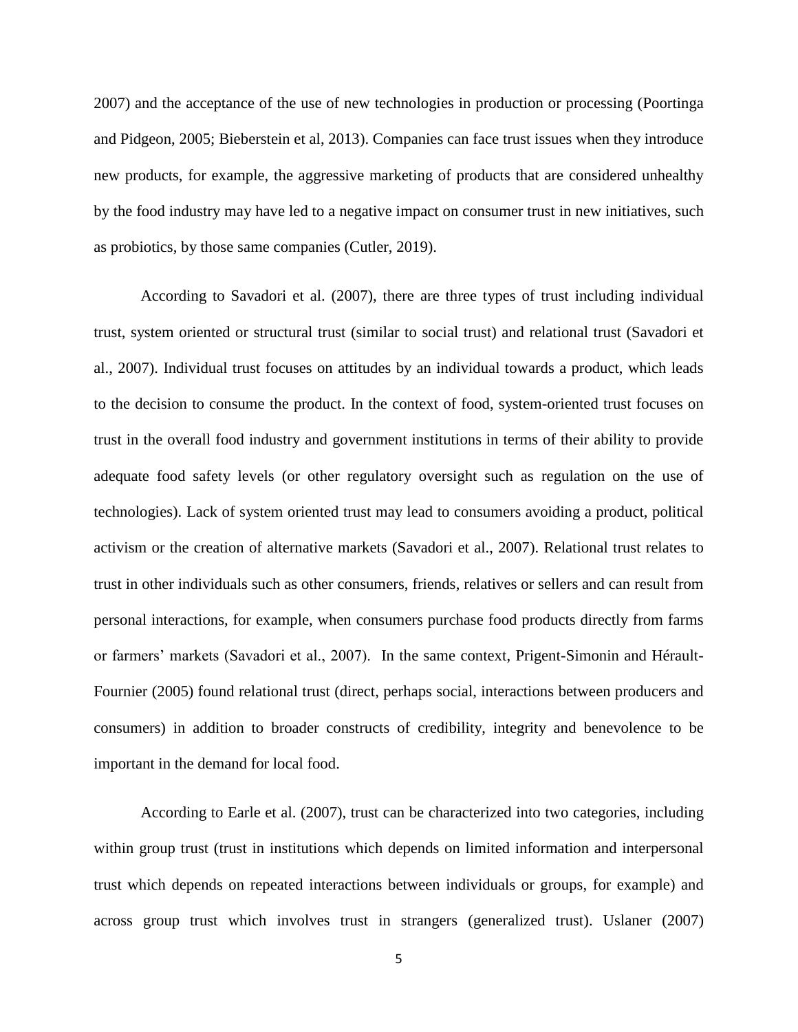2007) and the acceptance of the use of new technologies in production or processing (Poortinga and Pidgeon, 2005; Bieberstein et al, 2013). Companies can face trust issues when they introduce new products, for example, the aggressive marketing of products that are considered unhealthy by the food industry may have led to a negative impact on consumer trust in new initiatives, such as probiotics, by those same companies (Cutler, 2019).

According to Savadori et al. (2007), there are three types of trust including individual trust, system oriented or structural trust (similar to social trust) and relational trust (Savadori et al., 2007). Individual trust focuses on attitudes by an individual towards a product, which leads to the decision to consume the product. In the context of food, system-oriented trust focuses on trust in the overall food industry and government institutions in terms of their ability to provide adequate food safety levels (or other regulatory oversight such as regulation on the use of technologies). Lack of system oriented trust may lead to consumers avoiding a product, political activism or the creation of alternative markets (Savadori et al., 2007). Relational trust relates to trust in other individuals such as other consumers, friends, relatives or sellers and can result from personal interactions, for example, when consumers purchase food products directly from farms or farmers' markets (Savadori et al., 2007). In the same context, Prigent-Simonin and Hérault-Fournier (2005) found relational trust (direct, perhaps social, interactions between producers and consumers) in addition to broader constructs of credibility, integrity and benevolence to be important in the demand for local food.

According to Earle et al. (2007), trust can be characterized into two categories, including within group trust (trust in institutions which depends on limited information and interpersonal trust which depends on repeated interactions between individuals or groups, for example) and across group trust which involves trust in strangers (generalized trust). Uslaner (2007)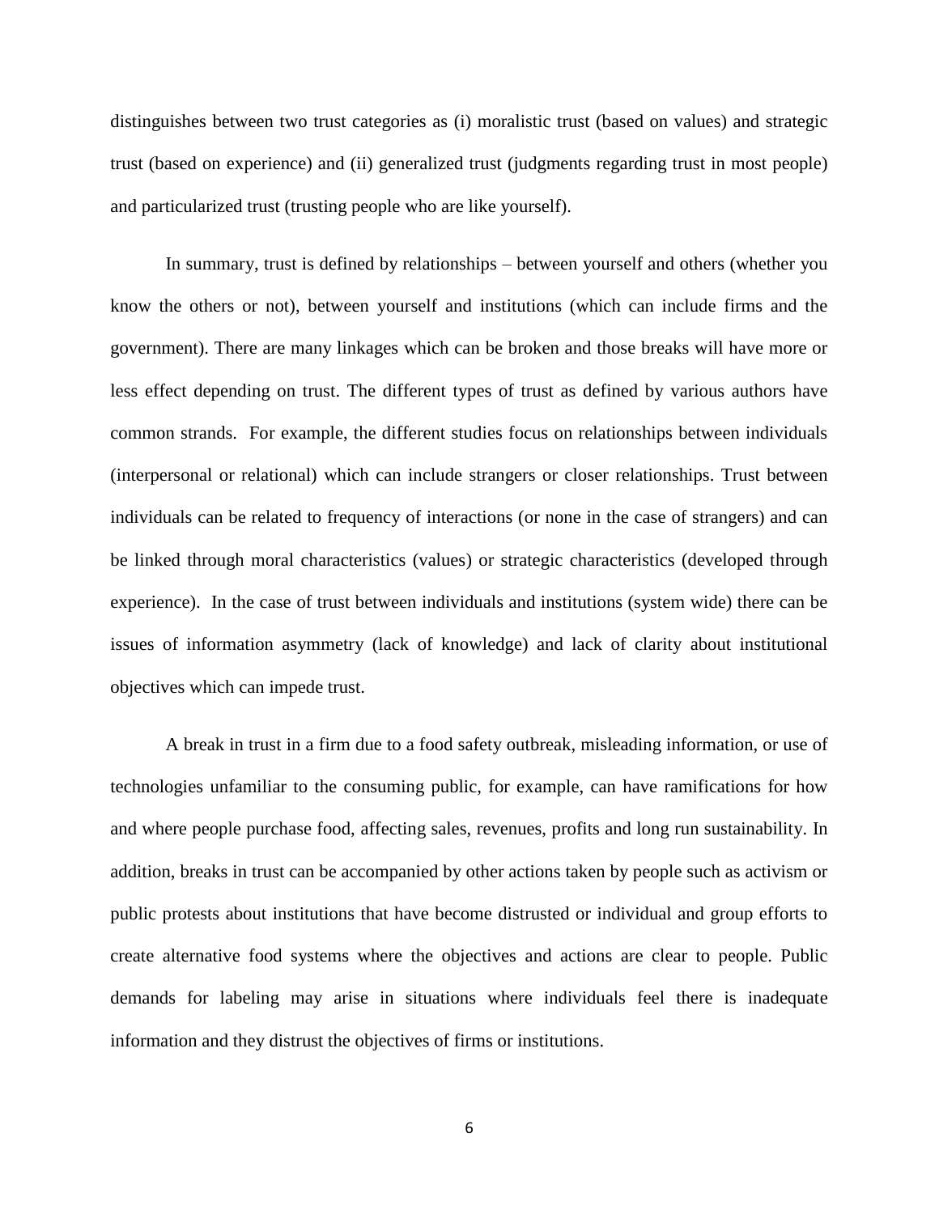distinguishes between two trust categories as (i) moralistic trust (based on values) and strategic trust (based on experience) and (ii) generalized trust (judgments regarding trust in most people) and particularized trust (trusting people who are like yourself).

In summary, trust is defined by relationships – between yourself and others (whether you know the others or not), between yourself and institutions (which can include firms and the government). There are many linkages which can be broken and those breaks will have more or less effect depending on trust. The different types of trust as defined by various authors have common strands. For example, the different studies focus on relationships between individuals (interpersonal or relational) which can include strangers or closer relationships. Trust between individuals can be related to frequency of interactions (or none in the case of strangers) and can be linked through moral characteristics (values) or strategic characteristics (developed through experience). In the case of trust between individuals and institutions (system wide) there can be issues of information asymmetry (lack of knowledge) and lack of clarity about institutional objectives which can impede trust.

A break in trust in a firm due to a food safety outbreak, misleading information, or use of technologies unfamiliar to the consuming public, for example, can have ramifications for how and where people purchase food, affecting sales, revenues, profits and long run sustainability. In addition, breaks in trust can be accompanied by other actions taken by people such as activism or public protests about institutions that have become distrusted or individual and group efforts to create alternative food systems where the objectives and actions are clear to people. Public demands for labeling may arise in situations where individuals feel there is inadequate information and they distrust the objectives of firms or institutions.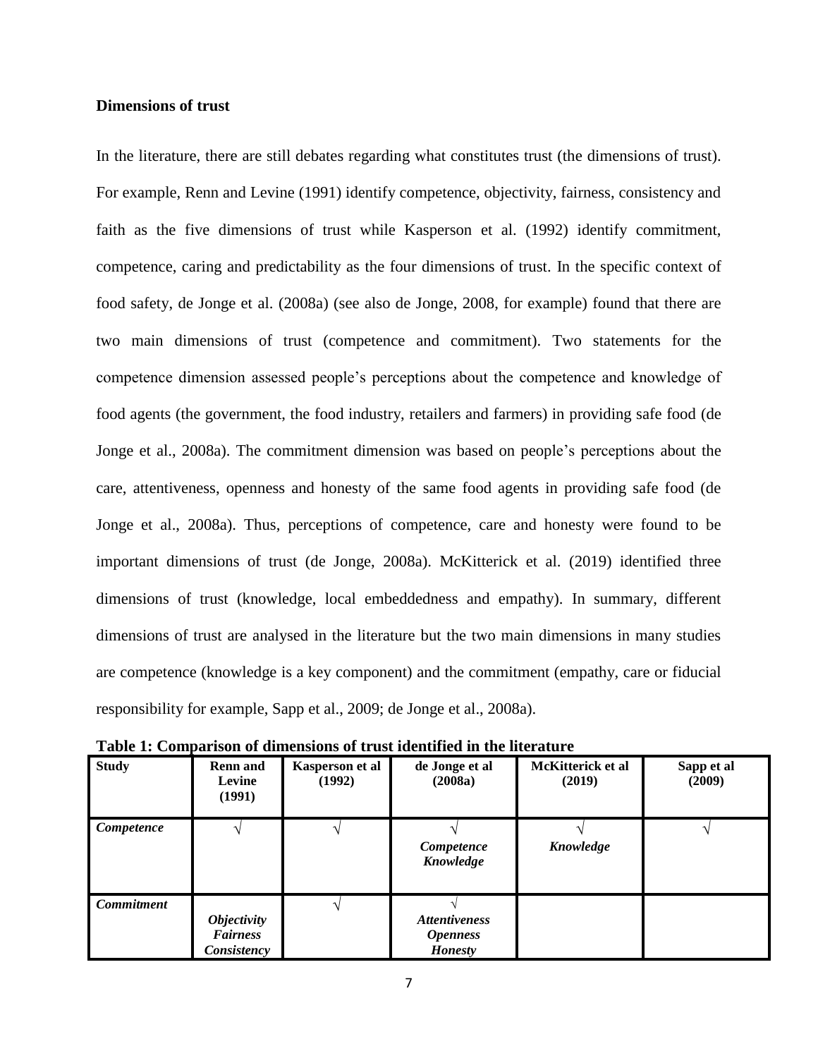**Dimensions of trust**

In the literature, there are still debates regarding what constitutes trust (the dimensions of trust). For example, Renn and Levine (1991) identify competence, objectivity, fairness, consistency and faith as the five dimensions of trust while Kasperson et al. (1992) identify commitment, competence, caring and predictability as the four dimensions of trust. In the specific context of food safety, de Jonge et al. (2008a) (see also de Jonge, 2008, for example) found that there are two main dimensions of trust (competence and commitment). Two statements for the competence dimension assessed people's perceptions about the competence and knowledge of food agents (the government, the food industry, retailers and farmers) in providing safe food (de Jonge et al., 2008a). The commitment dimension was based on people's perceptions about the care, attentiveness, openness and honesty of the same food agents in providing safe food (de Jonge et al., 2008a). Thus, perceptions of competence, care and honesty were found to be important dimensions of trust (de Jonge, 2008a). McKitterick et al. (2019) identified three dimensions of trust (knowledge, local embeddedness and empathy). In summary, different dimensions of trust are analysed in the literature but the two main dimensions in many studies are competence (knowledge is a key component) and the commitment (empathy, care or fiducial responsibility for example, Sapp et al., 2009; de Jonge et al., 2008a).

**Table 1: Comparison of dimensions of trust identified in the literature**

| Study | Renn and Levine (1991) | Kasperson et al (1992) | de Jonge et al (2008a) | McKitterick et al (2019) | Sapp et al (2009) |
|---|---|---|---|---|---|
| ***Competence*** | √ | √ | √ *Competence* *Knowledge* | √ *Knowledge* | √ |
| ***Commitment*** | *Objectivity* *Fairness* *Consistency* | √ | √ *Attentiveness* *Openness* *Honesty* | | |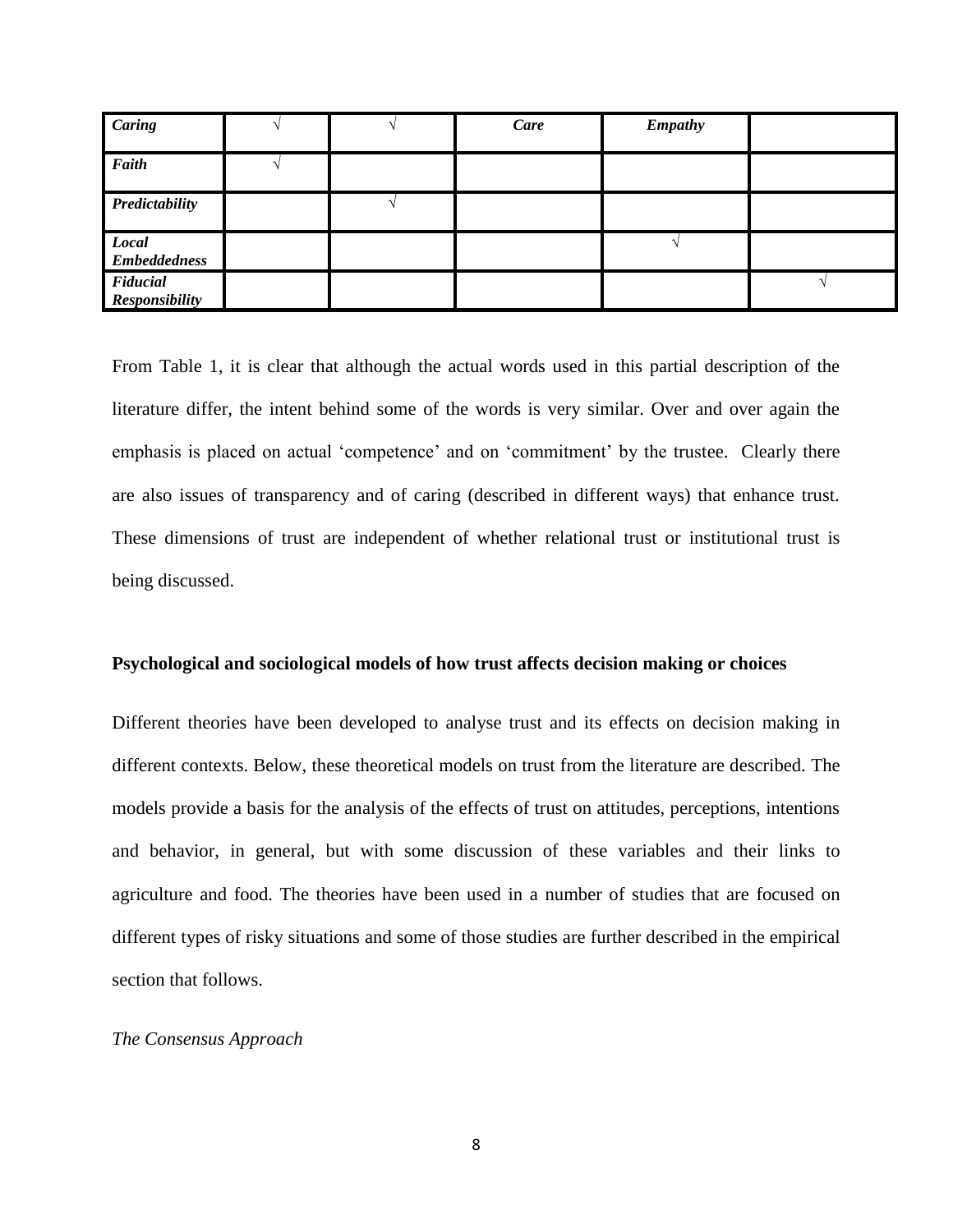| | | | | | |
|---|---|---|---|---|---|
| ***Caring*** | √ | √ | ***Care*** | ***Empathy*** | |
| ***Faith*** | √ | | | | |
| ***Predictability*** | | √ | | | |
| ***Local Embeddedness*** | | | | √ | |
| ***Fiducial Responsibility*** | | | | | √ |

From Table 1, it is clear that although the actual words used in this partial description of the literature differ, the intent behind some of the words is very similar. Over and over again the emphasis is placed on actual 'competence' and on 'commitment' by the trustee. Clearly there are also issues of transparency and of caring (described in different ways) that enhance trust. These dimensions of trust are independent of whether relational trust or institutional trust is being discussed.

**Psychological and sociological models of how trust affects decision making or choices**

Different theories have been developed to analyse trust and its effects on decision making in different contexts. Below, these theoretical models on trust from the literature are described. The models provide a basis for the analysis of the effects of trust on attitudes, perceptions, intentions and behavior, in general, but with some discussion of these variables and their links to agriculture and food. The theories have been used in a number of studies that are focused on different types of risky situations and some of those studies are further described in the empirical section that follows.

*The Consensus Approach*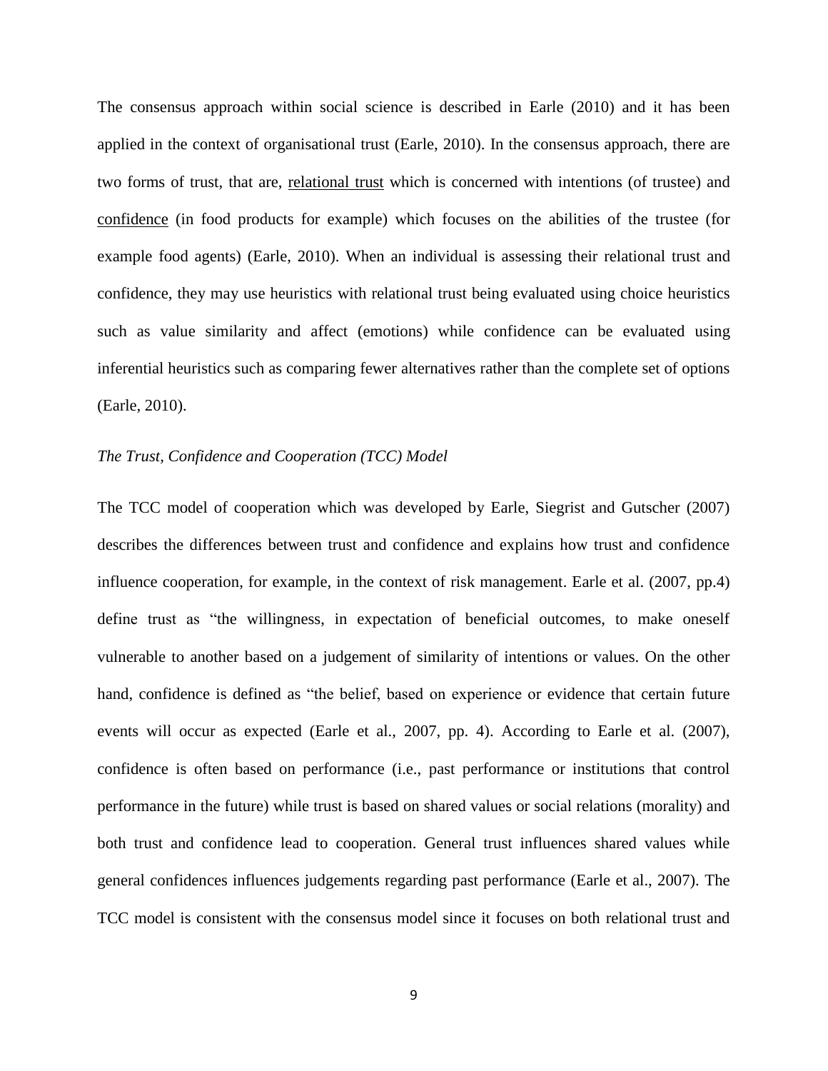The consensus approach within social science is described in Earle (2010) and it has been applied in the context of organisational trust (Earle, 2010). In the consensus approach, there are two forms of trust, that are, <u>relational trust</u> which is concerned with intentions (of trustee) and <u>confidence</u> (in food products for example) which focuses on the abilities of the trustee (for example food agents) (Earle, 2010). When an individual is assessing their relational trust and confidence, they may use heuristics with relational trust being evaluated using choice heuristics such as value similarity and affect (emotions) while confidence can be evaluated using inferential heuristics such as comparing fewer alternatives rather than the complete set of options (Earle, 2010).

*The Trust, Confidence and Cooperation (TCC) Model*

The TCC model of cooperation which was developed by Earle, Siegrist and Gutscher (2007) describes the differences between trust and confidence and explains how trust and confidence influence cooperation, for example, in the context of risk management. Earle et al. (2007, pp.4) define trust as "the willingness, in expectation of beneficial outcomes, to make oneself vulnerable to another based on a judgement of similarity of intentions or values. On the other hand, confidence is defined as "the belief, based on experience or evidence that certain future events will occur as expected (Earle et al., 2007, pp. 4). According to Earle et al. (2007), confidence is often based on performance (i.e., past performance or institutions that control performance in the future) while trust is based on shared values or social relations (morality) and both trust and confidence lead to cooperation. General trust influences shared values while general confidences influences judgements regarding past performance (Earle et al., 2007). The TCC model is consistent with the consensus model since it focuses on both relational trust and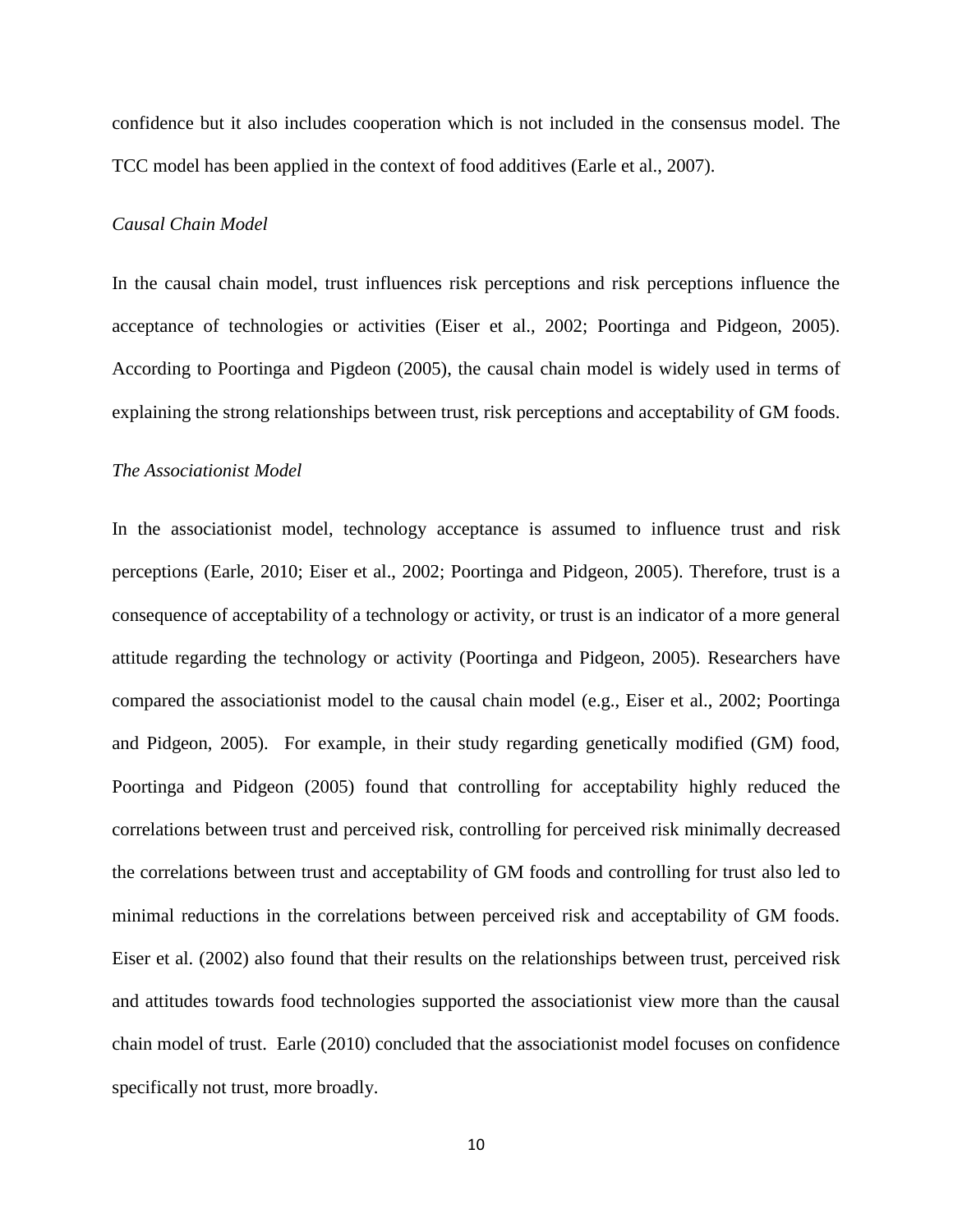confidence but it also includes cooperation which is not included in the consensus model. The TCC model has been applied in the context of food additives (Earle et al., 2007).

*Causal Chain Model*

In the causal chain model, trust influences risk perceptions and risk perceptions influence the acceptance of technologies or activities (Eiser et al., 2002; Poortinga and Pidgeon, 2005). According to Poortinga and Pigdeon (2005), the causal chain model is widely used in terms of explaining the strong relationships between trust, risk perceptions and acceptability of GM foods.

*The Associationist Model*

In the associationist model, technology acceptance is assumed to influence trust and risk perceptions (Earle, 2010; Eiser et al., 2002; Poortinga and Pidgeon, 2005). Therefore, trust is a consequence of acceptability of a technology or activity, or trust is an indicator of a more general attitude regarding the technology or activity (Poortinga and Pidgeon, 2005). Researchers have compared the associationist model to the causal chain model (e.g., Eiser et al., 2002; Poortinga and Pidgeon, 2005). For example, in their study regarding genetically modified (GM) food, Poortinga and Pidgeon (2005) found that controlling for acceptability highly reduced the correlations between trust and perceived risk, controlling for perceived risk minimally decreased the correlations between trust and acceptability of GM foods and controlling for trust also led to minimal reductions in the correlations between perceived risk and acceptability of GM foods. Eiser et al. (2002) also found that their results on the relationships between trust, perceived risk and attitudes towards food technologies supported the associationist view more than the causal chain model of trust. Earle (2010) concluded that the associationist model focuses on confidence specifically not trust, more broadly.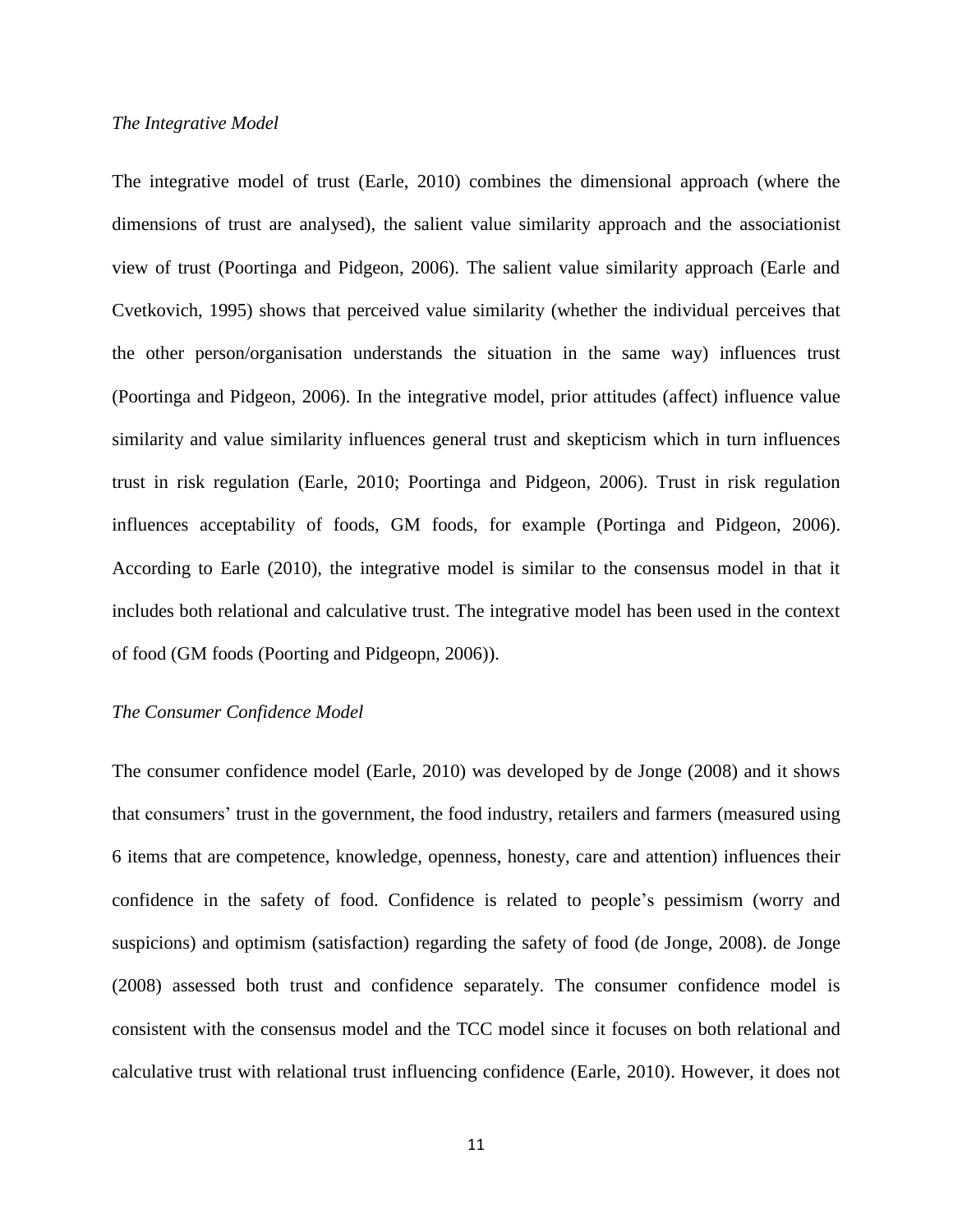*The Integrative Model*

The integrative model of trust (Earle, 2010) combines the dimensional approach (where the dimensions of trust are analysed), the salient value similarity approach and the associationist view of trust (Poortinga and Pidgeon, 2006). The salient value similarity approach (Earle and Cvetkovich, 1995) shows that perceived value similarity (whether the individual perceives that the other person/organisation understands the situation in the same way) influences trust (Poortinga and Pidgeon, 2006). In the integrative model, prior attitudes (affect) influence value similarity and value similarity influences general trust and skepticism which in turn influences trust in risk regulation (Earle, 2010; Poortinga and Pidgeon, 2006). Trust in risk regulation influences acceptability of foods, GM foods, for example (Portinga and Pidgeon, 2006). According to Earle (2010), the integrative model is similar to the consensus model in that it includes both relational and calculative trust. The integrative model has been used in the context of food (GM foods (Poorting and Pidgeopn, 2006)).

*The Consumer Confidence Model*

The consumer confidence model (Earle, 2010) was developed by de Jonge (2008) and it shows that consumers' trust in the government, the food industry, retailers and farmers (measured using 6 items that are competence, knowledge, openness, honesty, care and attention) influences their confidence in the safety of food. Confidence is related to people's pessimism (worry and suspicions) and optimism (satisfaction) regarding the safety of food (de Jonge, 2008). de Jonge (2008) assessed both trust and confidence separately. The consumer confidence model is consistent with the consensus model and the TCC model since it focuses on both relational and calculative trust with relational trust influencing confidence (Earle, 2010). However, it does not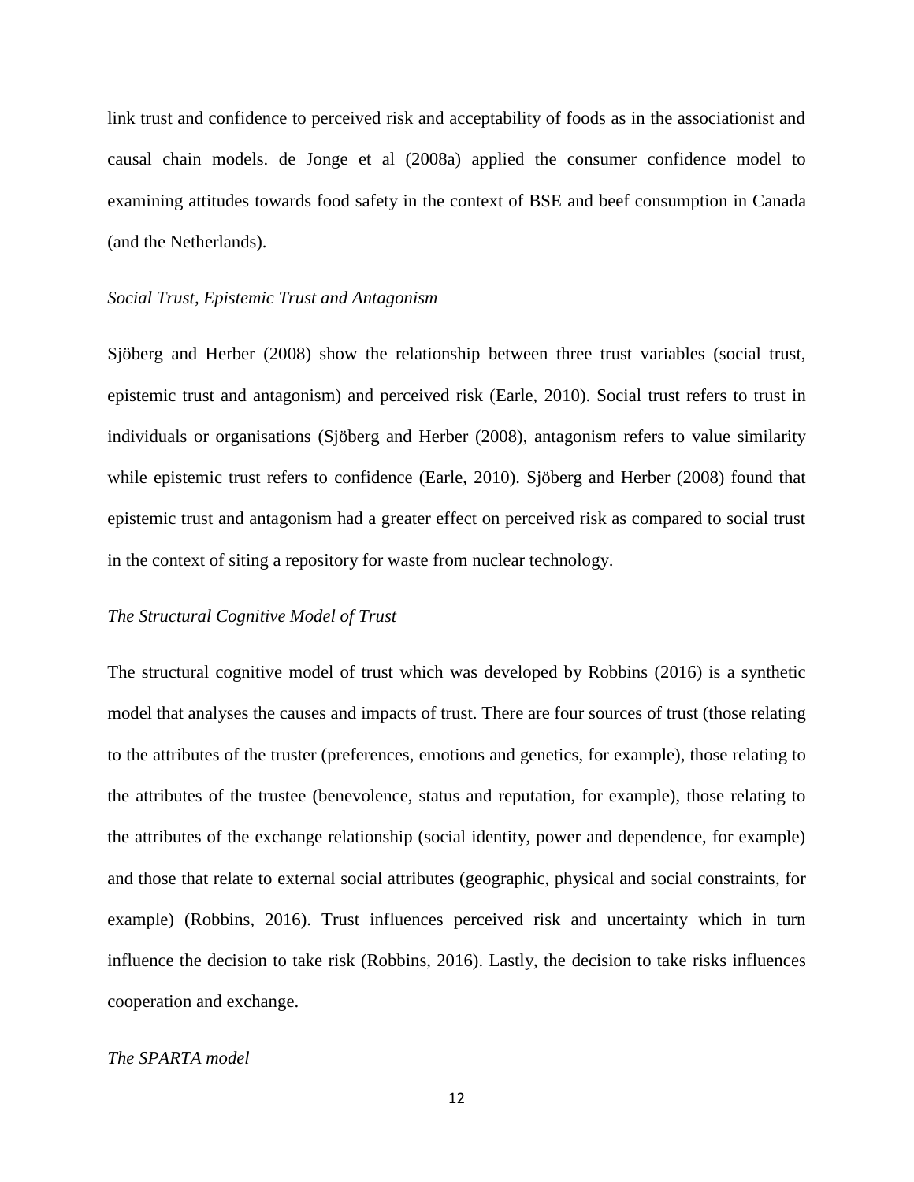link trust and confidence to perceived risk and acceptability of foods as in the associationist and causal chain models. de Jonge et al (2008a) applied the consumer confidence model to examining attitudes towards food safety in the context of BSE and beef consumption in Canada (and the Netherlands).

*Social Trust, Epistemic Trust and Antagonism*

Sjöberg and Herber (2008) show the relationship between three trust variables (social trust, epistemic trust and antagonism) and perceived risk (Earle, 2010). Social trust refers to trust in individuals or organisations (Sjöberg and Herber (2008), antagonism refers to value similarity while epistemic trust refers to confidence (Earle, 2010). Sjöberg and Herber (2008) found that epistemic trust and antagonism had a greater effect on perceived risk as compared to social trust in the context of siting a repository for waste from nuclear technology.

*The Structural Cognitive Model of Trust*

The structural cognitive model of trust which was developed by Robbins (2016) is a synthetic model that analyses the causes and impacts of trust. There are four sources of trust (those relating to the attributes of the truster (preferences, emotions and genetics, for example), those relating to the attributes of the trustee (benevolence, status and reputation, for example), those relating to the attributes of the exchange relationship (social identity, power and dependence, for example) and those that relate to external social attributes (geographic, physical and social constraints, for example) (Robbins, 2016). Trust influences perceived risk and uncertainty which in turn influence the decision to take risk (Robbins, 2016). Lastly, the decision to take risks influences cooperation and exchange.

*The SPARTA model*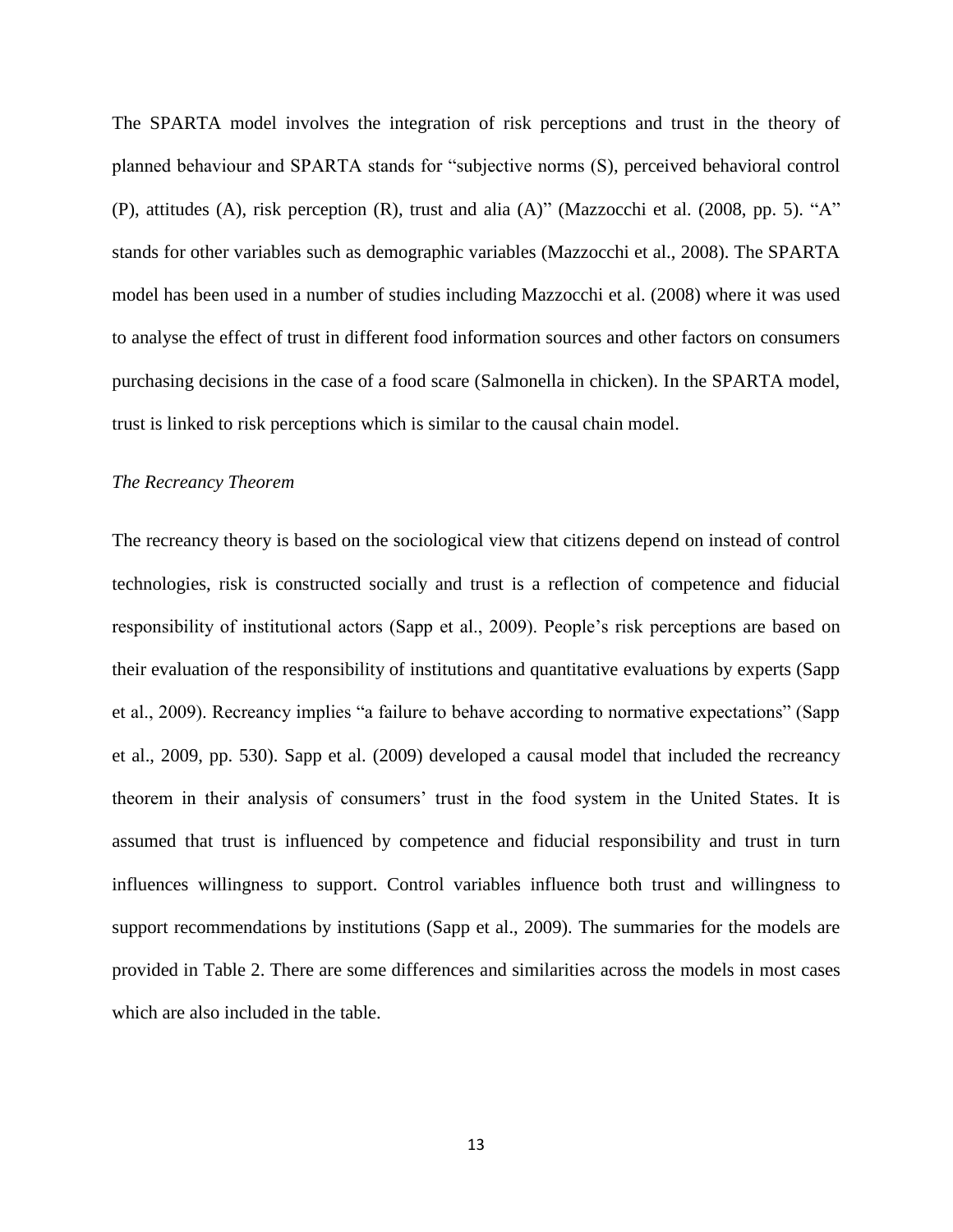The SPARTA model involves the integration of risk perceptions and trust in the theory of planned behaviour and SPARTA stands for "subjective norms (S), perceived behavioral control (P), attitudes (A), risk perception (R), trust and alia (A)" (Mazzocchi et al. (2008, pp. 5). "A" stands for other variables such as demographic variables (Mazzocchi et al., 2008). The SPARTA model has been used in a number of studies including Mazzocchi et al. (2008) where it was used to analyse the effect of trust in different food information sources and other factors on consumers purchasing decisions in the case of a food scare (Salmonella in chicken). In the SPARTA model, trust is linked to risk perceptions which is similar to the causal chain model.

*The Recreancy Theorem*

The recreancy theory is based on the sociological view that citizens depend on instead of control technologies, risk is constructed socially and trust is a reflection of competence and fiducial responsibility of institutional actors (Sapp et al., 2009). People's risk perceptions are based on their evaluation of the responsibility of institutions and quantitative evaluations by experts (Sapp et al., 2009). Recreancy implies "a failure to behave according to normative expectations" (Sapp et al., 2009, pp. 530). Sapp et al. (2009) developed a causal model that included the recreancy theorem in their analysis of consumers' trust in the food system in the United States. It is assumed that trust is influenced by competence and fiducial responsibility and trust in turn influences willingness to support. Control variables influence both trust and willingness to support recommendations by institutions (Sapp et al., 2009). The summaries for the models are provided in Table 2. There are some differences and similarities across the models in most cases which are also included in the table.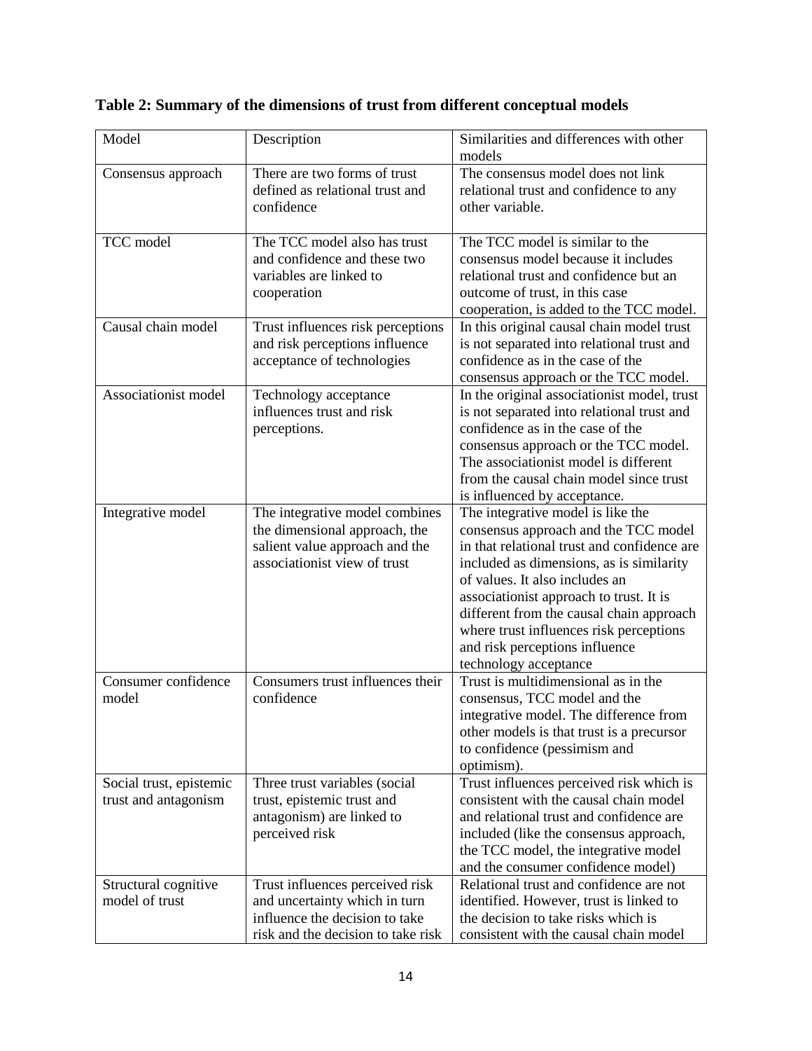**Table 2: Summary of the dimensions of trust from different conceptual models**

| Model | Description | Similarities and differences with other models |
|---|---|---|
| Consensus approach | There are two forms of trust defined as relational trust and confidence | The consensus model does not link relational trust and confidence to any other variable. |
| TCC model | The TCC model also has trust and confidence and these two variables are linked to cooperation | The TCC model is similar to the consensus model because it includes relational trust and confidence but an outcome of trust, in this case cooperation, is added to the TCC model. |
| Causal chain model | Trust influences risk perceptions and risk perceptions influence acceptance of technologies | In this original causal chain model trust is not separated into relational trust and confidence as in the case of the consensus approach or the TCC model. |
| Associationist model | Technology acceptance influences trust and risk perceptions. | In the original associationist model, trust is not separated into relational trust and confidence as in the case of the consensus approach or the TCC model. The associationist model is different from the causal chain model since trust is influenced by acceptance. |
| Integrative model | The integrative model combines the dimensional approach, the salient value approach and the associationist view of trust | The integrative model is like the consensus approach and the TCC model in that relational trust and confidence are included as dimensions, as is similarity of values. It also includes an associationist approach to trust. It is different from the causal chain approach where trust influences risk perceptions and risk perceptions influence technology acceptance |
| Consumer confidence model | Consumers trust influences their confidence | Trust is multidimensional as in the consensus, TCC model and the integrative model. The difference from other models is that trust is a precursor to confidence (pessimism and optimism). |
| Social trust, epistemic trust and antagonism | Three trust variables (social trust, epistemic trust and antagonism) are linked to perceived risk | Trust influences perceived risk which is consistent with the causal chain model and relational trust and confidence are included (like the consensus approach, the TCC model, the integrative model and the consumer confidence model) |
| Structural cognitive model of trust | Trust influences perceived risk and uncertainty which in turn influence the decision to take risk and the decision to take risk | Relational trust and confidence are not identified. However, trust is linked to the decision to take risks which is consistent with the causal chain model |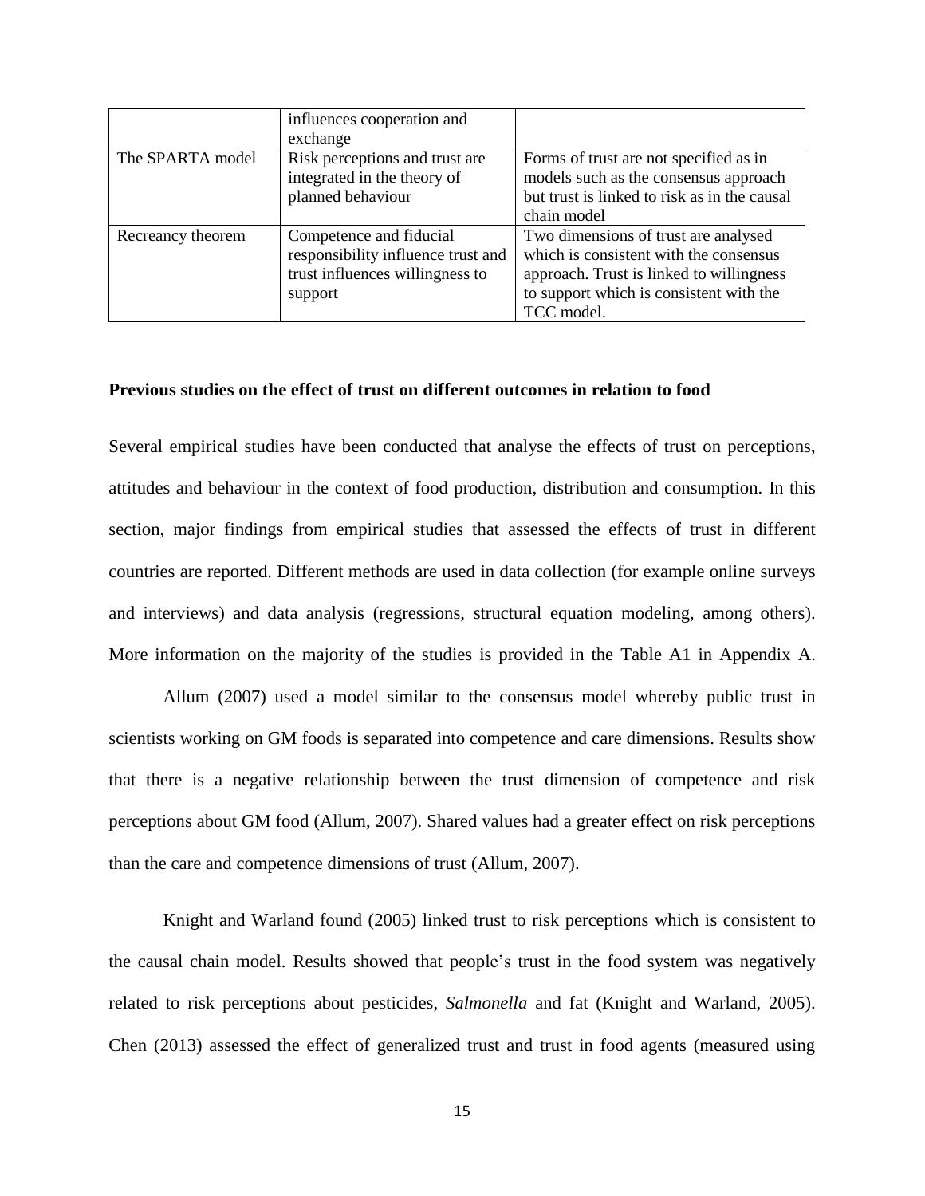| | influences cooperation and exchange | |
|---|---|---|
| The SPARTA model | Risk perceptions and trust are integrated in the theory of planned behaviour | Forms of trust are not specified as in models such as the consensus approach but trust is linked to risk as in the causal chain model |
| Recreancy theorem | Competence and fiducial responsibility influence trust and trust influences willingness to support | Two dimensions of trust are analysed which is consistent with the consensus approach. Trust is linked to willingness to support which is consistent with the TCC model. |

**Previous studies on the effect of trust on different outcomes in relation to food**

Several empirical studies have been conducted that analyse the effects of trust on perceptions, attitudes and behaviour in the context of food production, distribution and consumption. In this section, major findings from empirical studies that assessed the effects of trust in different countries are reported. Different methods are used in data collection (for example online surveys and interviews) and data analysis (regressions, structural equation modeling, among others). More information on the majority of the studies is provided in the Table A1 in Appendix A.

Allum (2007) used a model similar to the consensus model whereby public trust in scientists working on GM foods is separated into competence and care dimensions. Results show that there is a negative relationship between the trust dimension of competence and risk perceptions about GM food (Allum, 2007). Shared values had a greater effect on risk perceptions than the care and competence dimensions of trust (Allum, 2007).

Knight and Warland found (2005) linked trust to risk perceptions which is consistent to the causal chain model. Results showed that people's trust in the food system was negatively related to risk perceptions about pesticides, *Salmonella* and fat (Knight and Warland, 2005). Chen (2013) assessed the effect of generalized trust and trust in food agents (measured using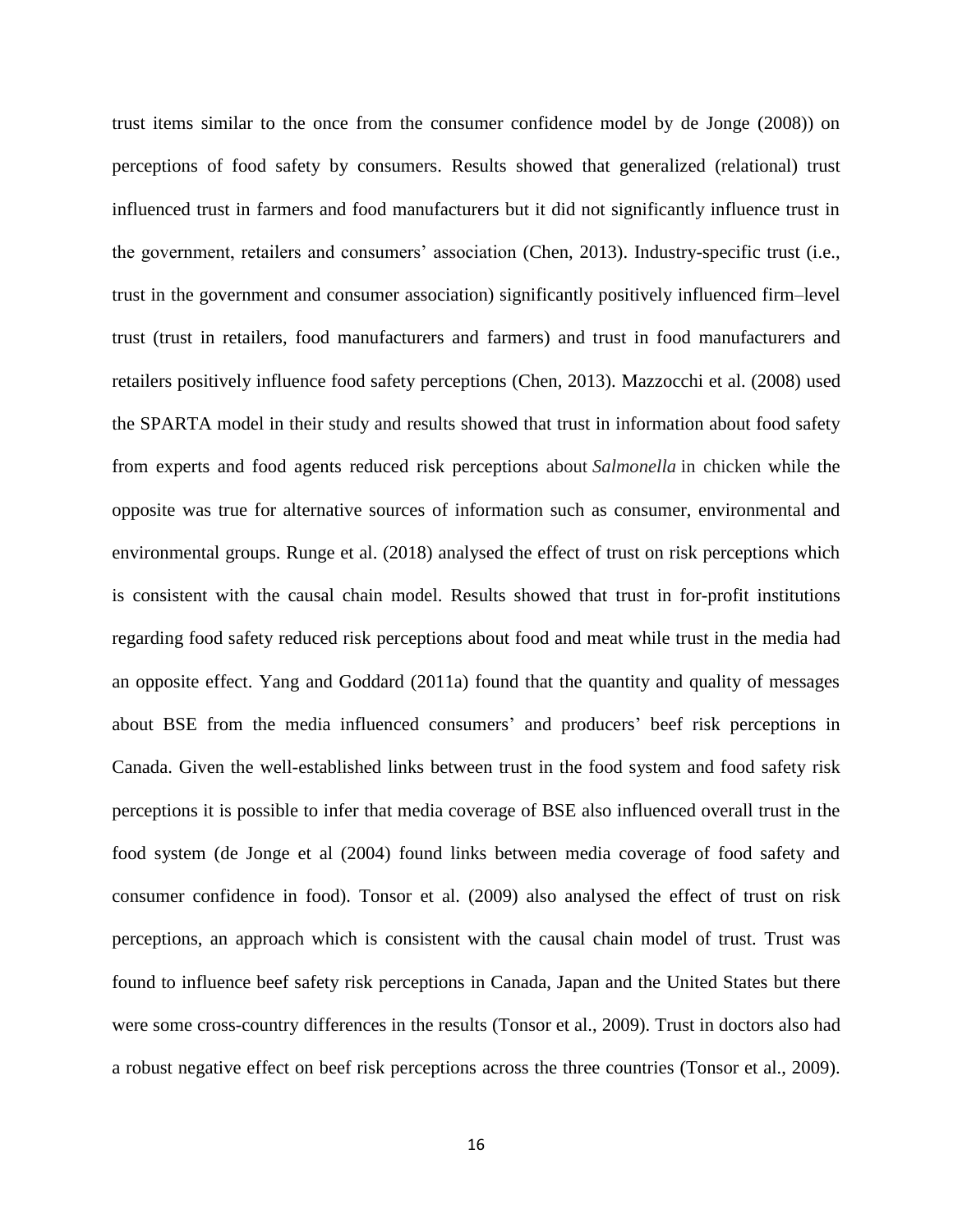trust items similar to the once from the consumer confidence model by de Jonge (2008)) on perceptions of food safety by consumers. Results showed that generalized (relational) trust influenced trust in farmers and food manufacturers but it did not significantly influence trust in the government, retailers and consumers' association (Chen, 2013). Industry-specific trust (i.e., trust in the government and consumer association) significantly positively influenced firm–level trust (trust in retailers, food manufacturers and farmers) and trust in food manufacturers and retailers positively influence food safety perceptions (Chen, 2013). Mazzocchi et al. (2008) used the SPARTA model in their study and results showed that trust in information about food safety from experts and food agents reduced risk perceptions about *Salmonella* in chicken while the opposite was true for alternative sources of information such as consumer, environmental and environmental groups. Runge et al. (2018) analysed the effect of trust on risk perceptions which is consistent with the causal chain model. Results showed that trust in for-profit institutions regarding food safety reduced risk perceptions about food and meat while trust in the media had an opposite effect. Yang and Goddard (2011a) found that the quantity and quality of messages about BSE from the media influenced consumers' and producers' beef risk perceptions in Canada. Given the well-established links between trust in the food system and food safety risk perceptions it is possible to infer that media coverage of BSE also influenced overall trust in the food system (de Jonge et al (2004) found links between media coverage of food safety and consumer confidence in food). Tonsor et al. (2009) also analysed the effect of trust on risk perceptions, an approach which is consistent with the causal chain model of trust. Trust was found to influence beef safety risk perceptions in Canada, Japan and the United States but there were some cross-country differences in the results (Tonsor et al., 2009). Trust in doctors also had a robust negative effect on beef risk perceptions across the three countries (Tonsor et al., 2009).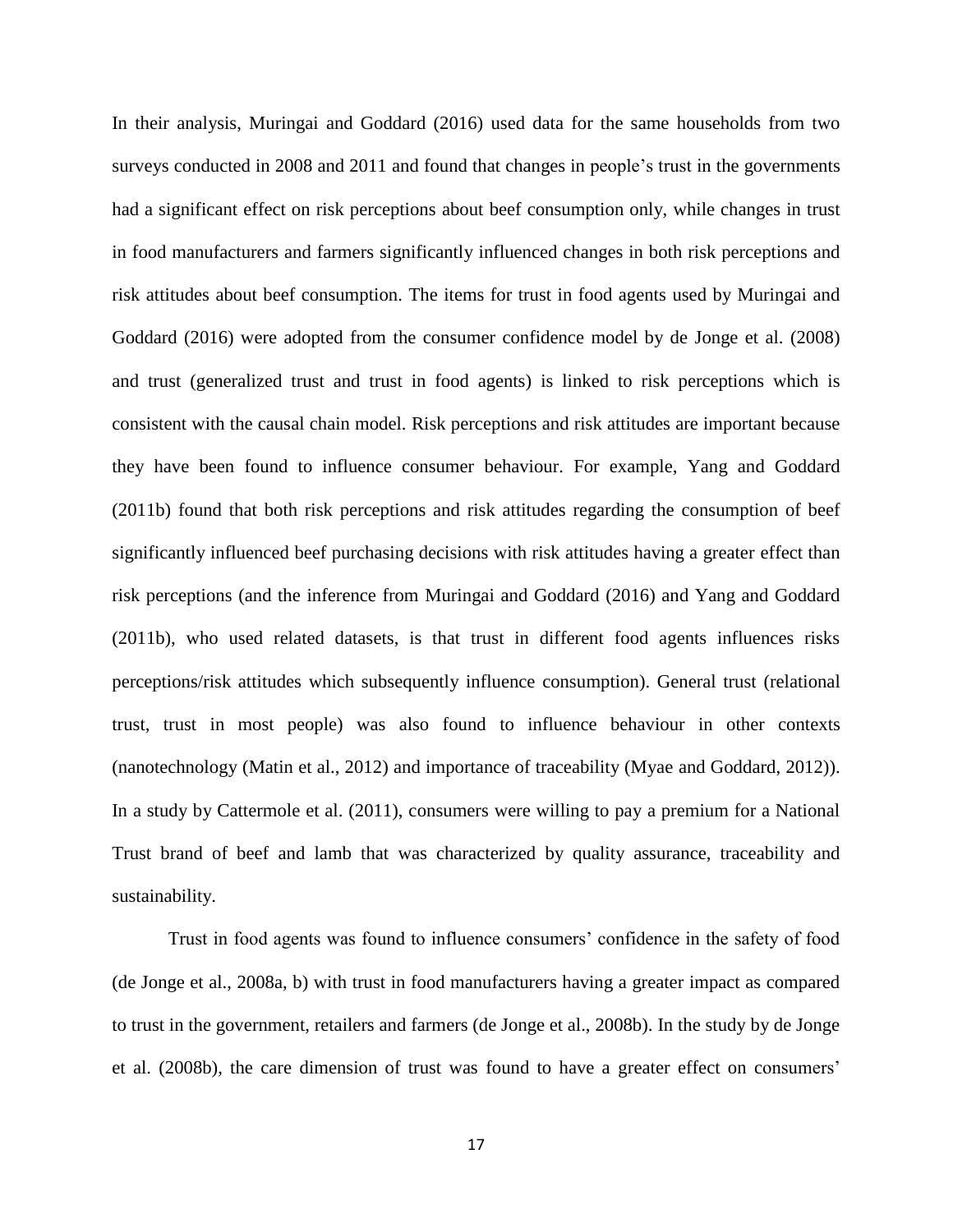In their analysis, Muringai and Goddard (2016) used data for the same households from two surveys conducted in 2008 and 2011 and found that changes in people's trust in the governments had a significant effect on risk perceptions about beef consumption only, while changes in trust in food manufacturers and farmers significantly influenced changes in both risk perceptions and risk attitudes about beef consumption. The items for trust in food agents used by Muringai and Goddard (2016) were adopted from the consumer confidence model by de Jonge et al. (2008) and trust (generalized trust and trust in food agents) is linked to risk perceptions which is consistent with the causal chain model. Risk perceptions and risk attitudes are important because they have been found to influence consumer behaviour. For example, Yang and Goddard (2011b) found that both risk perceptions and risk attitudes regarding the consumption of beef significantly influenced beef purchasing decisions with risk attitudes having a greater effect than risk perceptions (and the inference from Muringai and Goddard (2016) and Yang and Goddard (2011b), who used related datasets, is that trust in different food agents influences risks perceptions/risk attitudes which subsequently influence consumption). General trust (relational trust, trust in most people) was also found to influence behaviour in other contexts (nanotechnology (Matin et al., 2012) and importance of traceability (Myae and Goddard, 2012)). In a study by Cattermole et al. (2011), consumers were willing to pay a premium for a National Trust brand of beef and lamb that was characterized by quality assurance, traceability and sustainability.

Trust in food agents was found to influence consumers' confidence in the safety of food (de Jonge et al., 2008a, b) with trust in food manufacturers having a greater impact as compared to trust in the government, retailers and farmers (de Jonge et al., 2008b). In the study by de Jonge et al. (2008b), the care dimension of trust was found to have a greater effect on consumers'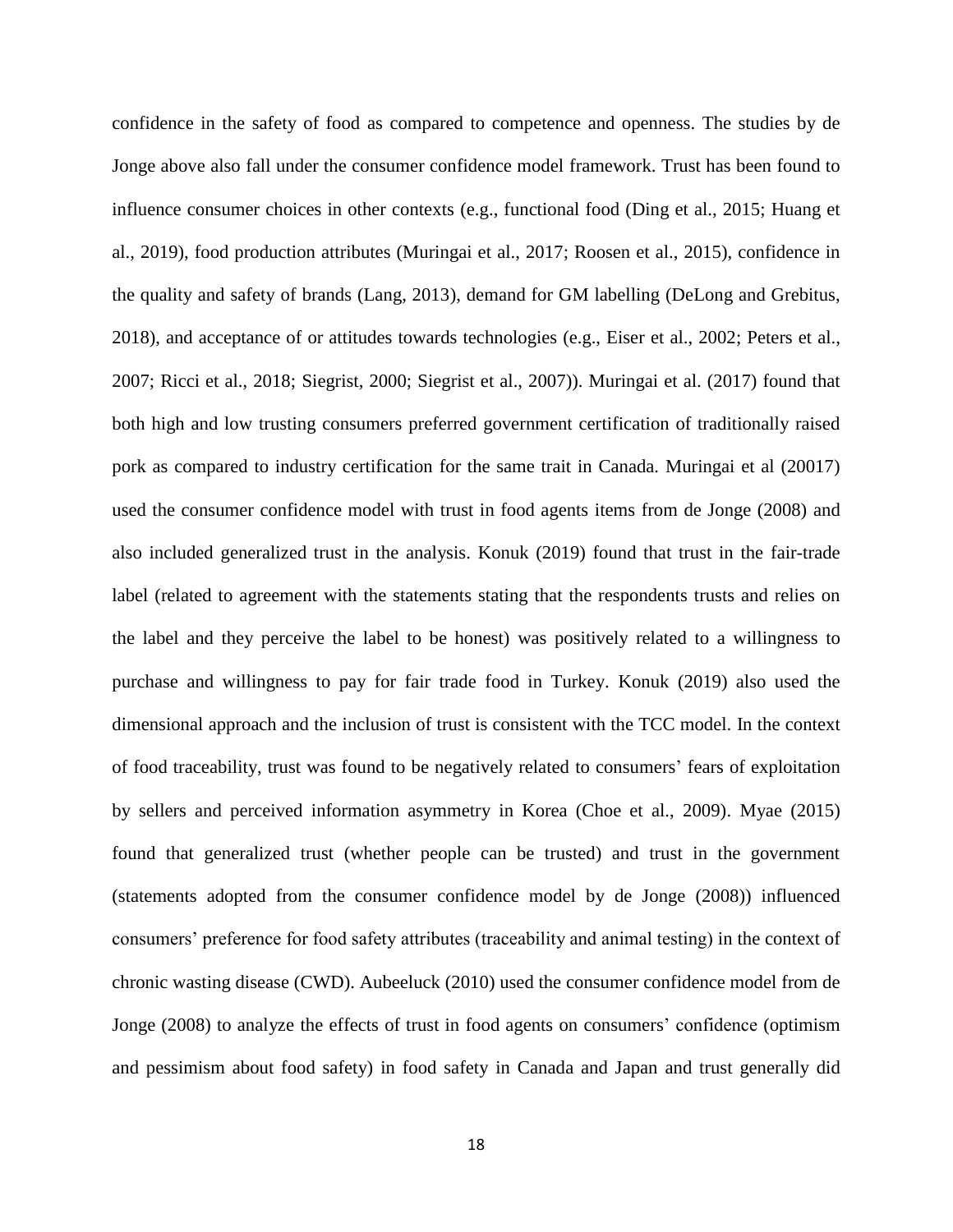confidence in the safety of food as compared to competence and openness. The studies by de Jonge above also fall under the consumer confidence model framework. Trust has been found to influence consumer choices in other contexts (e.g., functional food (Ding et al., 2015; Huang et al., 2019), food production attributes (Muringai et al., 2017; Roosen et al., 2015), confidence in the quality and safety of brands (Lang, 2013), demand for GM labelling (DeLong and Grebitus, 2018), and acceptance of or attitudes towards technologies (e.g., Eiser et al., 2002; Peters et al., 2007; Ricci et al., 2018; Siegrist, 2000; Siegrist et al., 2007)). Muringai et al. (2017) found that both high and low trusting consumers preferred government certification of traditionally raised pork as compared to industry certification for the same trait in Canada. Muringai et al (20017) used the consumer confidence model with trust in food agents items from de Jonge (2008) and also included generalized trust in the analysis. Konuk (2019) found that trust in the fair-trade label (related to agreement with the statements stating that the respondents trusts and relies on the label and they perceive the label to be honest) was positively related to a willingness to purchase and willingness to pay for fair trade food in Turkey. Konuk (2019) also used the dimensional approach and the inclusion of trust is consistent with the TCC model. In the context of food traceability, trust was found to be negatively related to consumers' fears of exploitation by sellers and perceived information asymmetry in Korea (Choe et al., 2009). Myae (2015) found that generalized trust (whether people can be trusted) and trust in the government (statements adopted from the consumer confidence model by de Jonge (2008)) influenced consumers' preference for food safety attributes (traceability and animal testing) in the context of chronic wasting disease (CWD). Aubeeluck (2010) used the consumer confidence model from de Jonge (2008) to analyze the effects of trust in food agents on consumers' confidence (optimism and pessimism about food safety) in food safety in Canada and Japan and trust generally did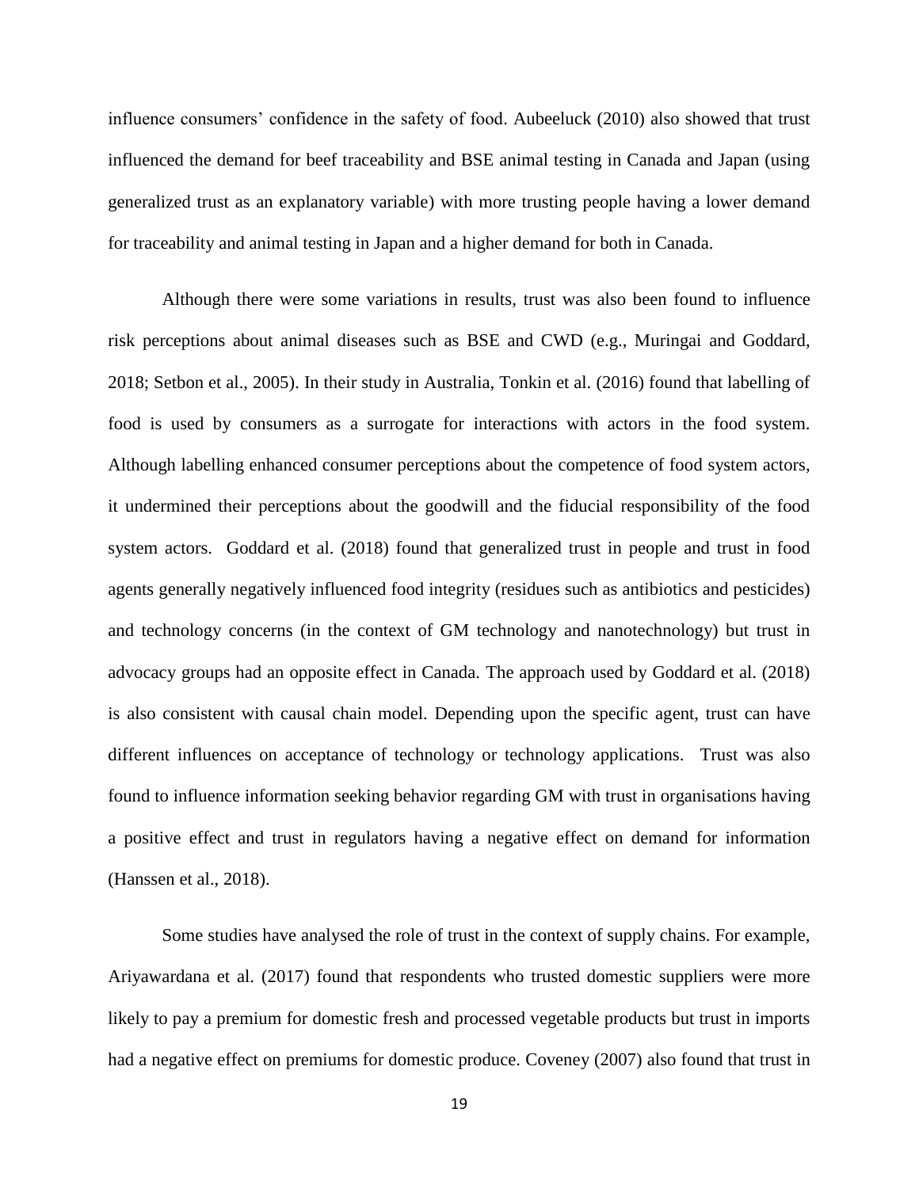influence consumers' confidence in the safety of food. Aubeeluck (2010) also showed that trust influenced the demand for beef traceability and BSE animal testing in Canada and Japan (using generalized trust as an explanatory variable) with more trusting people having a lower demand for traceability and animal testing in Japan and a higher demand for both in Canada.

Although there were some variations in results, trust was also been found to influence risk perceptions about animal diseases such as BSE and CWD (e.g., Muringai and Goddard, 2018; Setbon et al., 2005). In their study in Australia, Tonkin et al. (2016) found that labelling of food is used by consumers as a surrogate for interactions with actors in the food system. Although labelling enhanced consumer perceptions about the competence of food system actors, it undermined their perceptions about the goodwill and the fiducial responsibility of the food system actors. Goddard et al. (2018) found that generalized trust in people and trust in food agents generally negatively influenced food integrity (residues such as antibiotics and pesticides) and technology concerns (in the context of GM technology and nanotechnology) but trust in advocacy groups had an opposite effect in Canada. The approach used by Goddard et al. (2018) is also consistent with causal chain model. Depending upon the specific agent, trust can have different influences on acceptance of technology or technology applications. Trust was also found to influence information seeking behavior regarding GM with trust in organisations having a positive effect and trust in regulators having a negative effect on demand for information (Hanssen et al., 2018).

Some studies have analysed the role of trust in the context of supply chains. For example, Ariyawardana et al. (2017) found that respondents who trusted domestic suppliers were more likely to pay a premium for domestic fresh and processed vegetable products but trust in imports had a negative effect on premiums for domestic produce. Coveney (2007) also found that trust in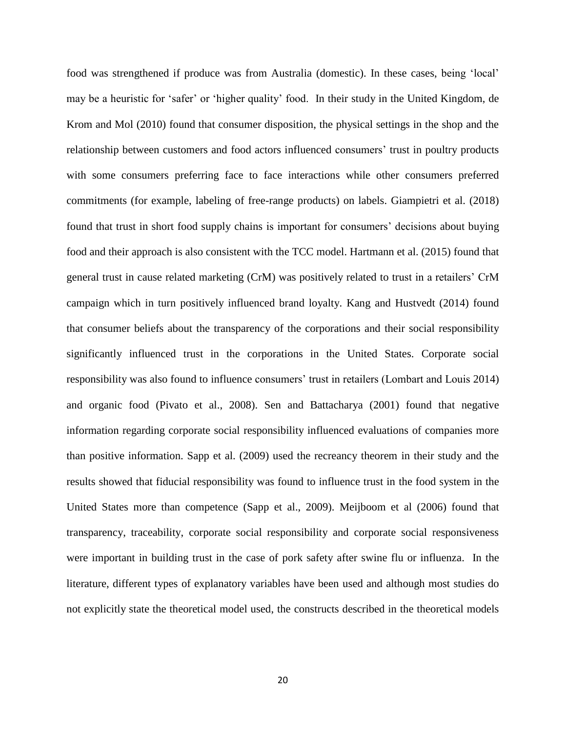food was strengthened if produce was from Australia (domestic). In these cases, being 'local' may be a heuristic for 'safer' or 'higher quality' food. In their study in the United Kingdom, de Krom and Mol (2010) found that consumer disposition, the physical settings in the shop and the relationship between customers and food actors influenced consumers' trust in poultry products with some consumers preferring face to face interactions while other consumers preferred commitments (for example, labeling of free-range products) on labels. Giampietri et al. (2018) found that trust in short food supply chains is important for consumers' decisions about buying food and their approach is also consistent with the TCC model. Hartmann et al. (2015) found that general trust in cause related marketing (CrM) was positively related to trust in a retailers' CrM campaign which in turn positively influenced brand loyalty. Kang and Hustvedt (2014) found that consumer beliefs about the transparency of the corporations and their social responsibility significantly influenced trust in the corporations in the United States. Corporate social responsibility was also found to influence consumers' trust in retailers (Lombart and Louis 2014) and organic food (Pivato et al., 2008). Sen and Battacharya (2001) found that negative information regarding corporate social responsibility influenced evaluations of companies more than positive information. Sapp et al. (2009) used the recreancy theorem in their study and the results showed that fiducial responsibility was found to influence trust in the food system in the United States more than competence (Sapp et al., 2009). Meijboom et al (2006) found that transparency, traceability, corporate social responsibility and corporate social responsiveness were important in building trust in the case of pork safety after swine flu or influenza. In the literature, different types of explanatory variables have been used and although most studies do not explicitly state the theoretical model used, the constructs described in the theoretical models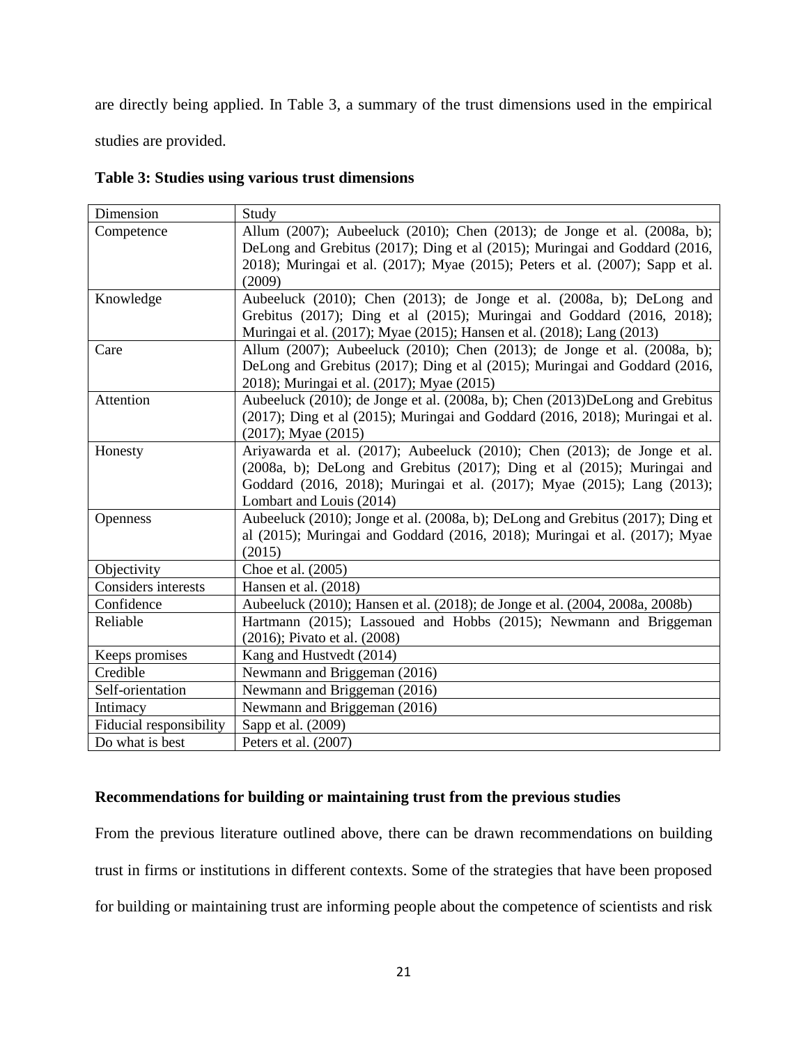are directly being applied. In Table 3, a summary of the trust dimensions used in the empirical studies are provided.

**Table 3: Studies using various trust dimensions**

| Dimension | Study |
|---|---|
| Competence | Allum (2007); Aubeeluck (2010); Chen (2013); de Jonge et al. (2008a, b); DeLong and Grebitus (2017); Ding et al (2015); Muringai and Goddard (2016, 2018); Muringai et al. (2017); Myae (2015); Peters et al. (2007); Sapp et al. (2009) |
| Knowledge | Aubeeluck (2010); Chen (2013); de Jonge et al. (2008a, b); DeLong and Grebitus (2017); Ding et al (2015); Muringai and Goddard (2016, 2018); Muringai et al. (2017); Myae (2015); Hansen et al. (2018); Lang (2013) |
| Care | Allum (2007); Aubeeluck (2010); Chen (2013); de Jonge et al. (2008a, b); DeLong and Grebitus (2017); Ding et al (2015); Muringai and Goddard (2016, 2018); Muringai et al. (2017); Myae (2015) |
| Attention | Aubeeluck (2010); de Jonge et al. (2008a, b); Chen (2013)DeLong and Grebitus (2017); Ding et al (2015); Muringai and Goddard (2016, 2018); Muringai et al. (2017); Myae (2015) |
| Honesty | Ariyawarda et al. (2017); Aubeeluck (2010); Chen (2013); de Jonge et al. (2008a, b); DeLong and Grebitus (2017); Ding et al (2015); Muringai and Goddard (2016, 2018); Muringai et al. (2017); Myae (2015); Lang (2013); Lombart and Louis (2014) |
| Openness | Aubeeluck (2010); Jonge et al. (2008a, b); DeLong and Grebitus (2017); Ding et al (2015); Muringai and Goddard (2016, 2018); Muringai et al. (2017); Myae (2015) |
| Objectivity | Choe et al. (2005) |
| Considers interests | Hansen et al. (2018) |
| Confidence | Aubeeluck (2010); Hansen et al. (2018); de Jonge et al. (2004, 2008a, 2008b) |
| Reliable | Hartmann (2015); Lassoued and Hobbs (2015); Newmann and Briggeman (2016); Pivato et al. (2008) |
| Keeps promises | Kang and Hustvedt (2014) |
| Credible | Newmann and Briggeman (2016) |
| Self-orientation | Newmann and Briggeman (2016) |
| Intimacy | Newmann and Briggeman (2016) |
| Fiducial responsibility | Sapp et al. (2009) |
| Do what is best | Peters et al. (2007) |

## Recommendations for building or maintaining trust from the previous studies

From the previous literature outlined above, there can be drawn recommendations on building trust in firms or institutions in different contexts. Some of the strategies that have been proposed for building or maintaining trust are informing people about the competence of scientists and risk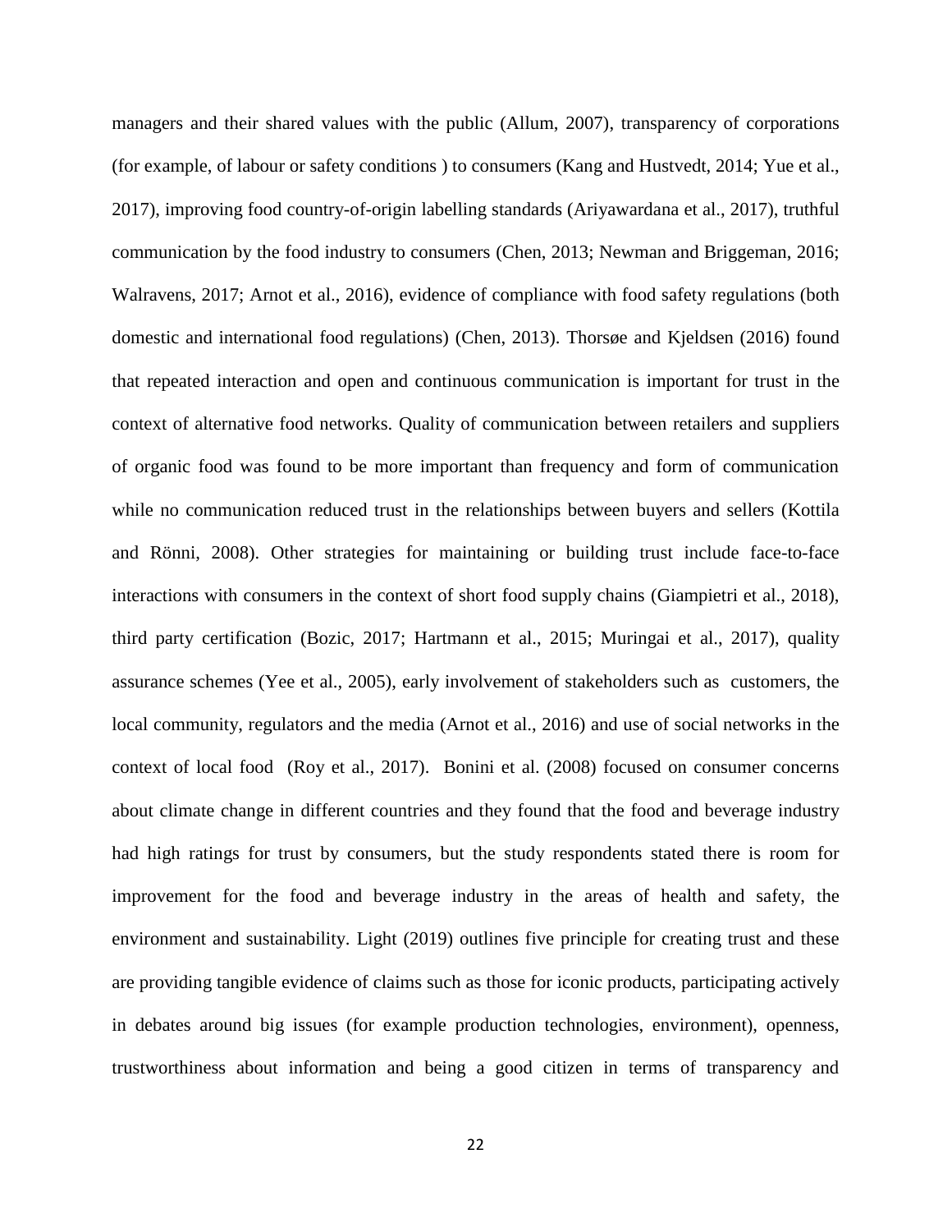managers and their shared values with the public (Allum, 2007), transparency of corporations (for example, of labour or safety conditions ) to consumers (Kang and Hustvedt, 2014; Yue et al., 2017), improving food country-of-origin labelling standards (Ariyawardana et al., 2017), truthful communication by the food industry to consumers (Chen, 2013; Newman and Briggeman, 2016; Walravens, 2017; Arnot et al., 2016), evidence of compliance with food safety regulations (both domestic and international food regulations) (Chen, 2013). Thorsøe and Kjeldsen (2016) found that repeated interaction and open and continuous communication is important for trust in the context of alternative food networks. Quality of communication between retailers and suppliers of organic food was found to be more important than frequency and form of communication while no communication reduced trust in the relationships between buyers and sellers (Kottila and Rönni, 2008). Other strategies for maintaining or building trust include face-to-face interactions with consumers in the context of short food supply chains (Giampietri et al., 2018), third party certification (Bozic, 2017; Hartmann et al., 2015; Muringai et al., 2017), quality assurance schemes (Yee et al., 2005), early involvement of stakeholders such as customers, the local community, regulators and the media (Arnot et al., 2016) and use of social networks in the context of local food (Roy et al., 2017). Bonini et al. (2008) focused on consumer concerns about climate change in different countries and they found that the food and beverage industry had high ratings for trust by consumers, but the study respondents stated there is room for improvement for the food and beverage industry in the areas of health and safety, the environment and sustainability. Light (2019) outlines five principle for creating trust and these are providing tangible evidence of claims such as those for iconic products, participating actively in debates around big issues (for example production technologies, environment), openness, trustworthiness about information and being a good citizen in terms of transparency and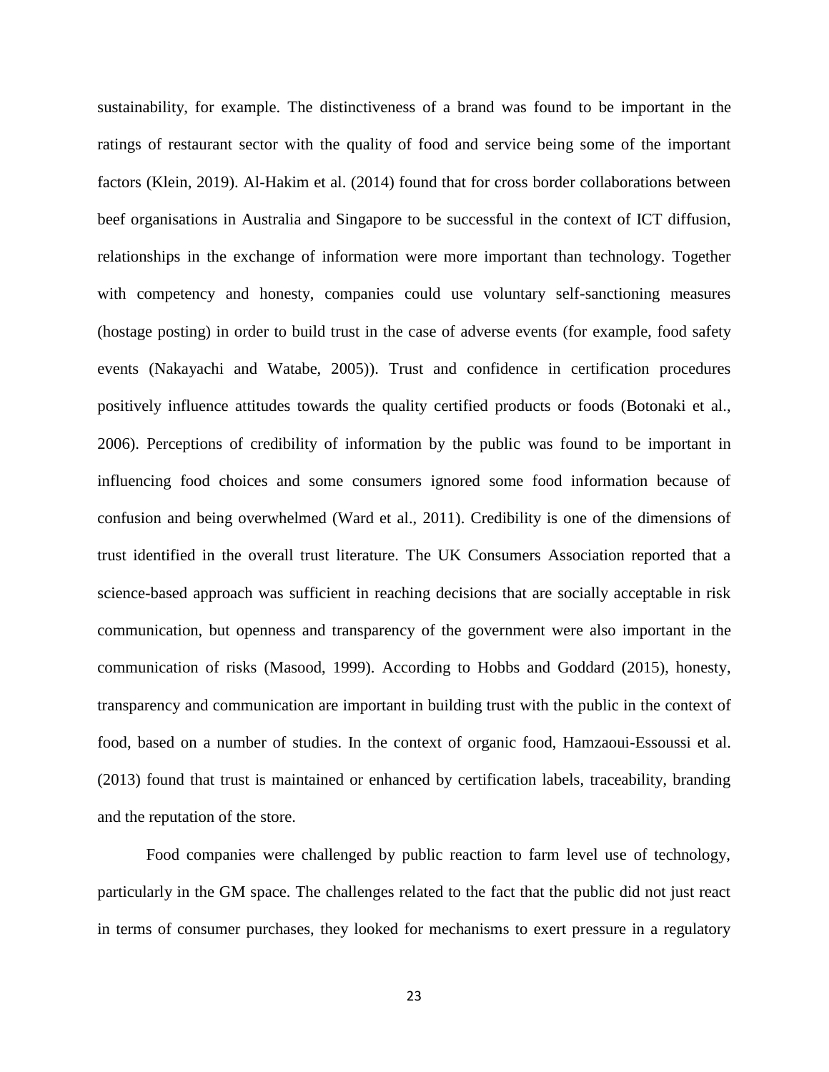sustainability, for example. The distinctiveness of a brand was found to be important in the ratings of restaurant sector with the quality of food and service being some of the important factors (Klein, 2019). Al-Hakim et al. (2014) found that for cross border collaborations between beef organisations in Australia and Singapore to be successful in the context of ICT diffusion, relationships in the exchange of information were more important than technology. Together with competency and honesty, companies could use voluntary self-sanctioning measures (hostage posting) in order to build trust in the case of adverse events (for example, food safety events (Nakayachi and Watabe, 2005)). Trust and confidence in certification procedures positively influence attitudes towards the quality certified products or foods (Botonaki et al., 2006). Perceptions of credibility of information by the public was found to be important in influencing food choices and some consumers ignored some food information because of confusion and being overwhelmed (Ward et al., 2011). Credibility is one of the dimensions of trust identified in the overall trust literature. The UK Consumers Association reported that a science-based approach was sufficient in reaching decisions that are socially acceptable in risk communication, but openness and transparency of the government were also important in the communication of risks (Masood, 1999). According to Hobbs and Goddard (2015), honesty, transparency and communication are important in building trust with the public in the context of food, based on a number of studies. In the context of organic food, Hamzaoui-Essoussi et al. (2013) found that trust is maintained or enhanced by certification labels, traceability, branding and the reputation of the store.

Food companies were challenged by public reaction to farm level use of technology, particularly in the GM space. The challenges related to the fact that the public did not just react in terms of consumer purchases, they looked for mechanisms to exert pressure in a regulatory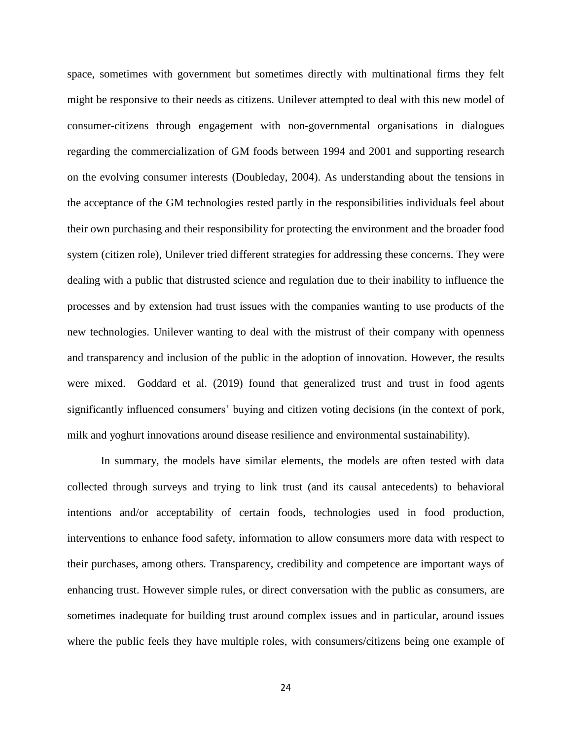space, sometimes with government but sometimes directly with multinational firms they felt might be responsive to their needs as citizens. Unilever attempted to deal with this new model of consumer-citizens through engagement with non-governmental organisations in dialogues regarding the commercialization of GM foods between 1994 and 2001 and supporting research on the evolving consumer interests (Doubleday, 2004). As understanding about the tensions in the acceptance of the GM technologies rested partly in the responsibilities individuals feel about their own purchasing and their responsibility for protecting the environment and the broader food system (citizen role), Unilever tried different strategies for addressing these concerns. They were dealing with a public that distrusted science and regulation due to their inability to influence the processes and by extension had trust issues with the companies wanting to use products of the new technologies. Unilever wanting to deal with the mistrust of their company with openness and transparency and inclusion of the public in the adoption of innovation. However, the results were mixed. Goddard et al. (2019) found that generalized trust and trust in food agents significantly influenced consumers' buying and citizen voting decisions (in the context of pork, milk and yoghurt innovations around disease resilience and environmental sustainability).

In summary, the models have similar elements, the models are often tested with data collected through surveys and trying to link trust (and its causal antecedents) to behavioral intentions and/or acceptability of certain foods, technologies used in food production, interventions to enhance food safety, information to allow consumers more data with respect to their purchases, among others. Transparency, credibility and competence are important ways of enhancing trust. However simple rules, or direct conversation with the public as consumers, are sometimes inadequate for building trust around complex issues and in particular, around issues where the public feels they have multiple roles, with consumers/citizens being one example of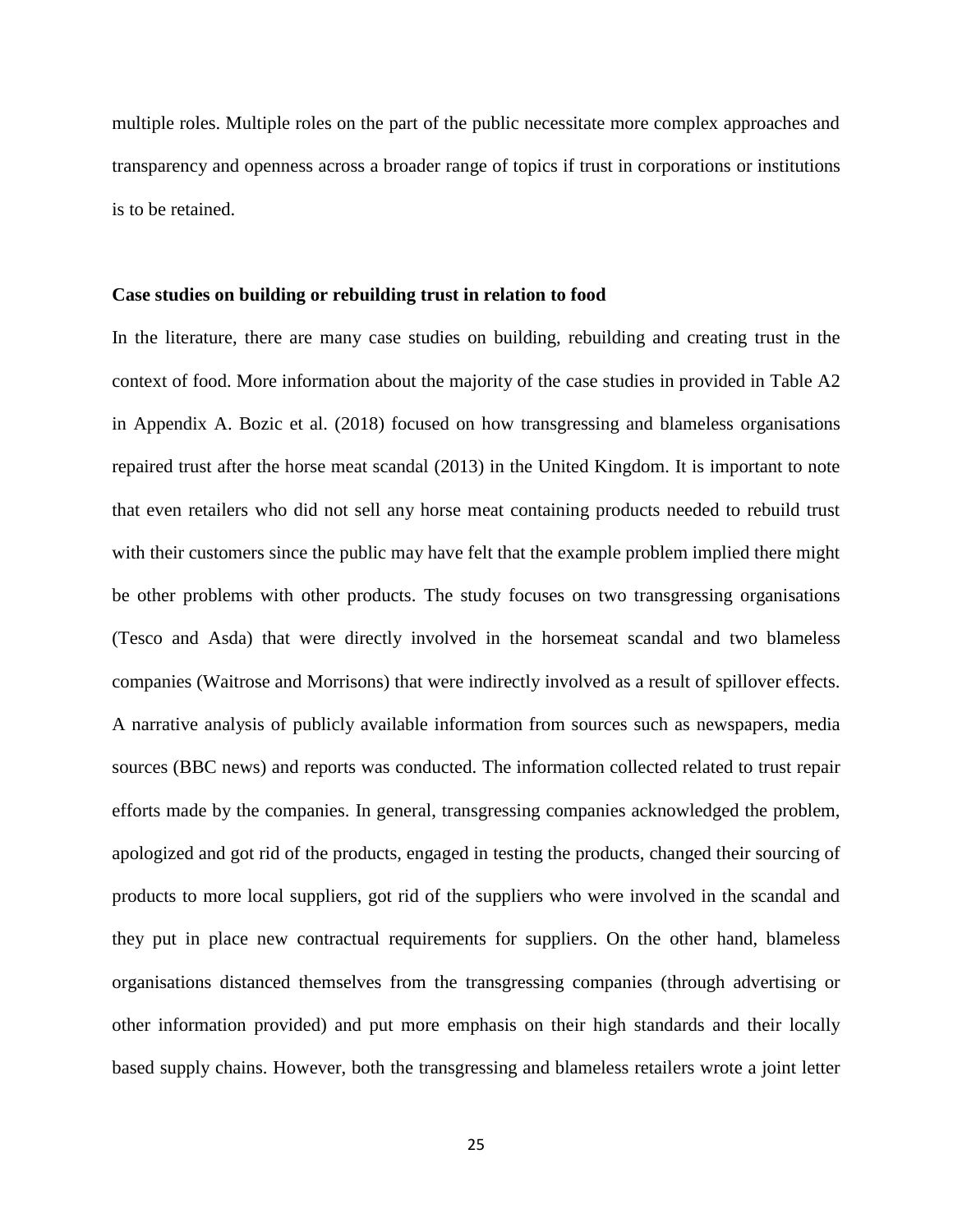multiple roles. Multiple roles on the part of the public necessitate more complex approaches and transparency and openness across a broader range of topics if trust in corporations or institutions is to be retained.

**Case studies on building or rebuilding trust in relation to food**

In the literature, there are many case studies on building, rebuilding and creating trust in the context of food. More information about the majority of the case studies in provided in Table A2 in Appendix A. Bozic et al. (2018) focused on how transgressing and blameless organisations repaired trust after the horse meat scandal (2013) in the United Kingdom. It is important to note that even retailers who did not sell any horse meat containing products needed to rebuild trust with their customers since the public may have felt that the example problem implied there might be other problems with other products. The study focuses on two transgressing organisations (Tesco and Asda) that were directly involved in the horsemeat scandal and two blameless companies (Waitrose and Morrisons) that were indirectly involved as a result of spillover effects. A narrative analysis of publicly available information from sources such as newspapers, media sources (BBC news) and reports was conducted. The information collected related to trust repair efforts made by the companies. In general, transgressing companies acknowledged the problem, apologized and got rid of the products, engaged in testing the products, changed their sourcing of products to more local suppliers, got rid of the suppliers who were involved in the scandal and they put in place new contractual requirements for suppliers. On the other hand, blameless organisations distanced themselves from the transgressing companies (through advertising or other information provided) and put more emphasis on their high standards and their locally based supply chains. However, both the transgressing and blameless retailers wrote a joint letter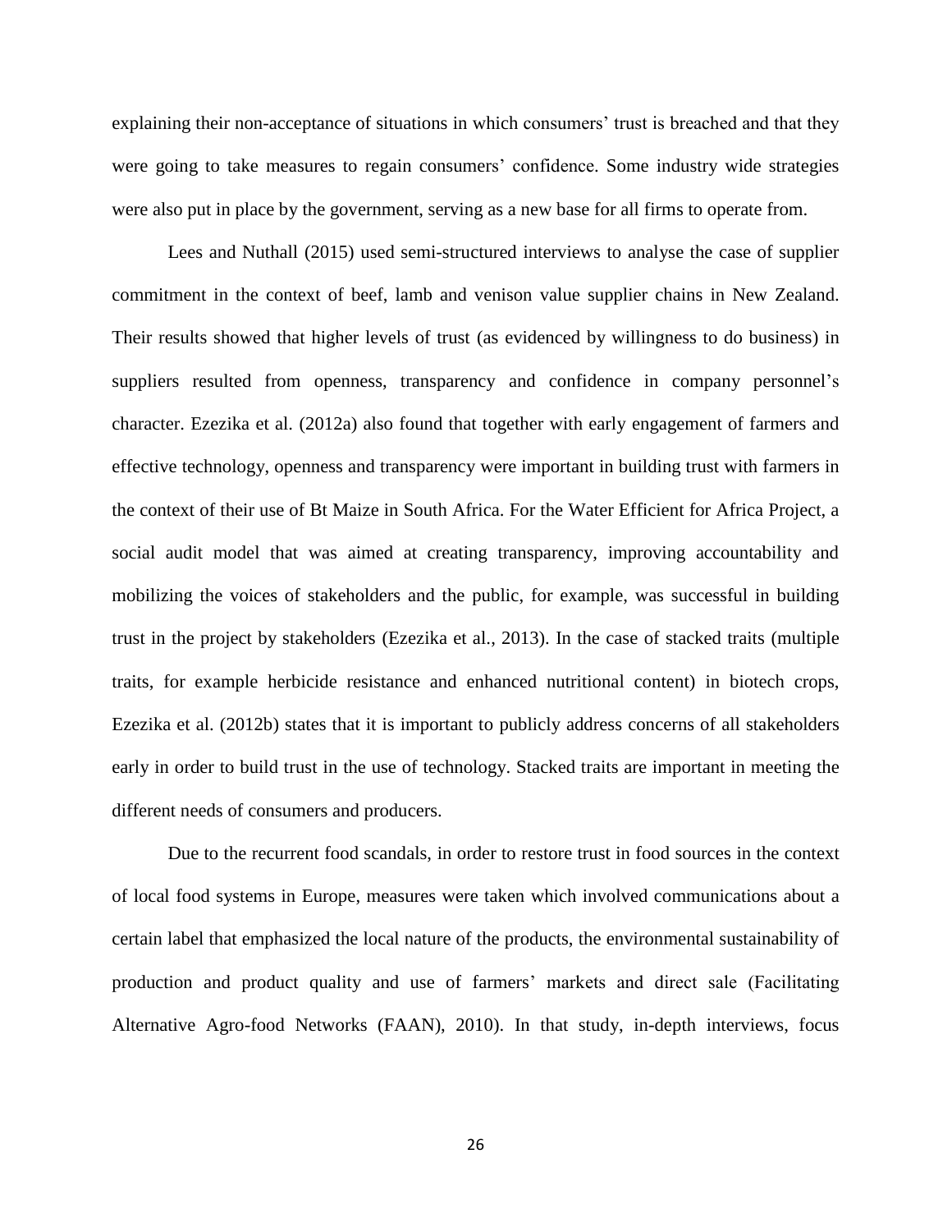explaining their non-acceptance of situations in which consumers' trust is breached and that they were going to take measures to regain consumers' confidence. Some industry wide strategies were also put in place by the government, serving as a new base for all firms to operate from.

Lees and Nuthall (2015) used semi-structured interviews to analyse the case of supplier commitment in the context of beef, lamb and venison value supplier chains in New Zealand. Their results showed that higher levels of trust (as evidenced by willingness to do business) in suppliers resulted from openness, transparency and confidence in company personnel's character. Ezezika et al. (2012a) also found that together with early engagement of farmers and effective technology, openness and transparency were important in building trust with farmers in the context of their use of Bt Maize in South Africa. For the Water Efficient for Africa Project, a social audit model that was aimed at creating transparency, improving accountability and mobilizing the voices of stakeholders and the public, for example, was successful in building trust in the project by stakeholders (Ezezika et al., 2013). In the case of stacked traits (multiple traits, for example herbicide resistance and enhanced nutritional content) in biotech crops, Ezezika et al. (2012b) states that it is important to publicly address concerns of all stakeholders early in order to build trust in the use of technology. Stacked traits are important in meeting the different needs of consumers and producers.

Due to the recurrent food scandals, in order to restore trust in food sources in the context of local food systems in Europe, measures were taken which involved communications about a certain label that emphasized the local nature of the products, the environmental sustainability of production and product quality and use of farmers' markets and direct sale (Facilitating Alternative Agro-food Networks (FAAN), 2010). In that study, in-depth interviews, focus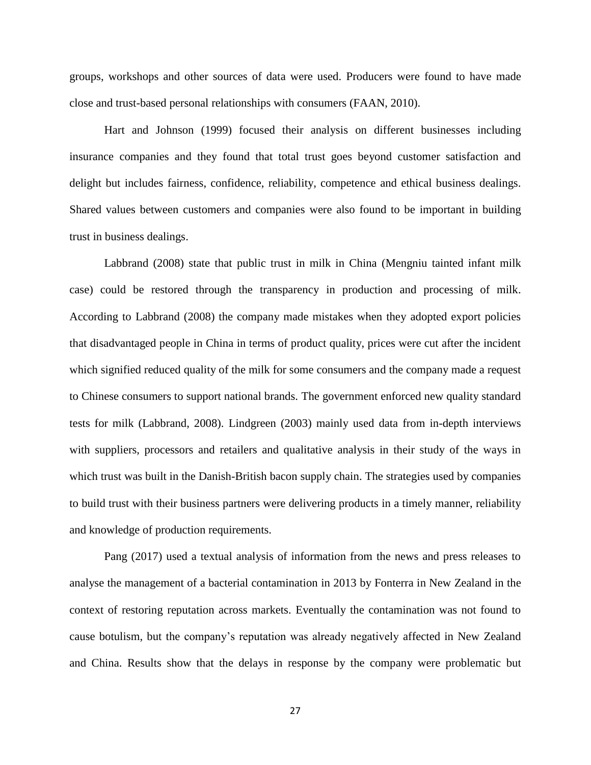groups, workshops and other sources of data were used. Producers were found to have made close and trust-based personal relationships with consumers (FAAN, 2010).

Hart and Johnson (1999) focused their analysis on different businesses including insurance companies and they found that total trust goes beyond customer satisfaction and delight but includes fairness, confidence, reliability, competence and ethical business dealings. Shared values between customers and companies were also found to be important in building trust in business dealings.

Labbrand (2008) state that public trust in milk in China (Mengniu tainted infant milk case) could be restored through the transparency in production and processing of milk. According to Labbrand (2008) the company made mistakes when they adopted export policies that disadvantaged people in China in terms of product quality, prices were cut after the incident which signified reduced quality of the milk for some consumers and the company made a request to Chinese consumers to support national brands. The government enforced new quality standard tests for milk (Labbrand, 2008). Lindgreen (2003) mainly used data from in-depth interviews with suppliers, processors and retailers and qualitative analysis in their study of the ways in which trust was built in the Danish-British bacon supply chain. The strategies used by companies to build trust with their business partners were delivering products in a timely manner, reliability and knowledge of production requirements.

Pang (2017) used a textual analysis of information from the news and press releases to analyse the management of a bacterial contamination in 2013 by Fonterra in New Zealand in the context of restoring reputation across markets. Eventually the contamination was not found to cause botulism, but the company's reputation was already negatively affected in New Zealand and China. Results show that the delays in response by the company were problematic but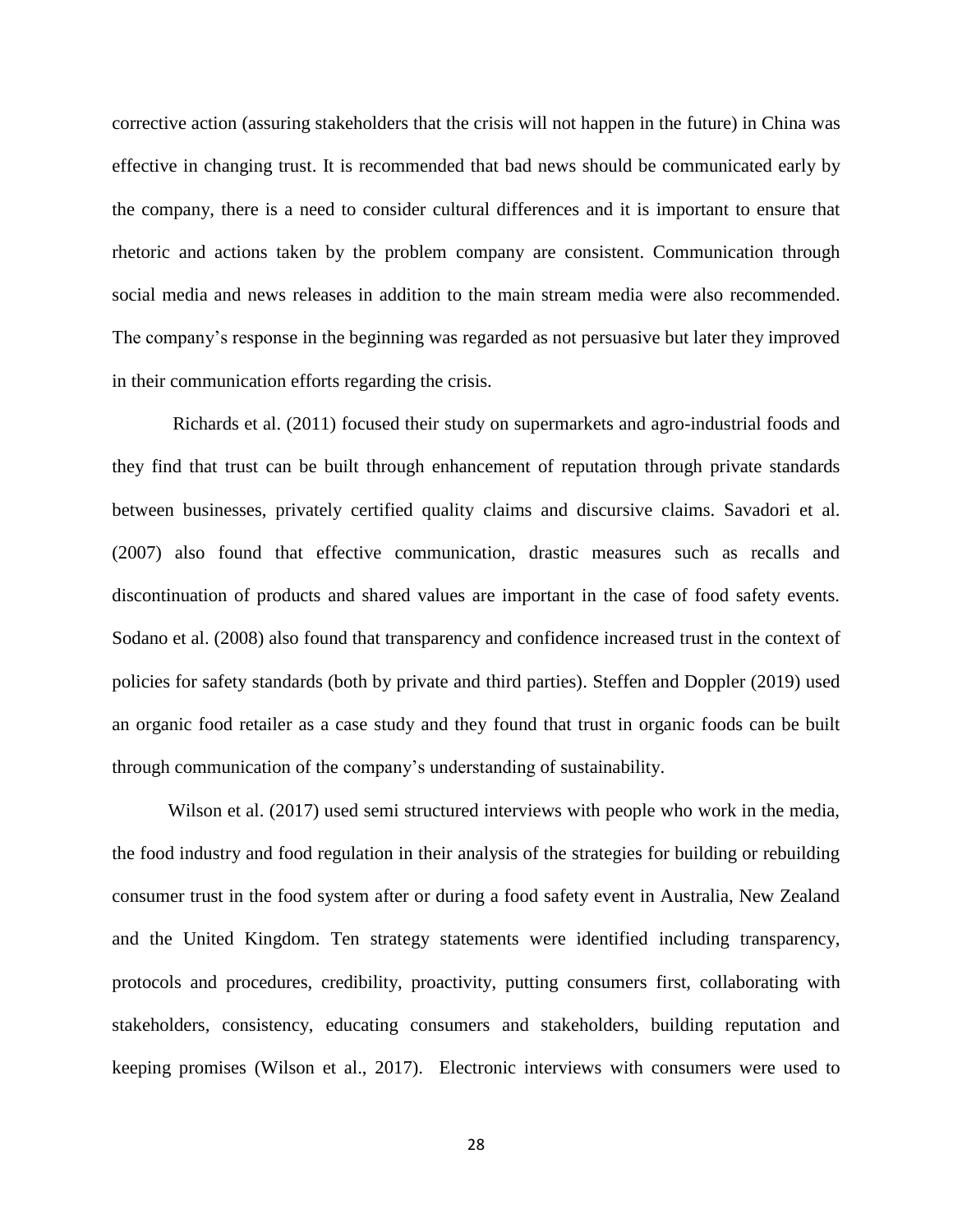corrective action (assuring stakeholders that the crisis will not happen in the future) in China was effective in changing trust. It is recommended that bad news should be communicated early by the company, there is a need to consider cultural differences and it is important to ensure that rhetoric and actions taken by the problem company are consistent. Communication through social media and news releases in addition to the main stream media were also recommended. The company's response in the beginning was regarded as not persuasive but later they improved in their communication efforts regarding the crisis.

Richards et al. (2011) focused their study on supermarkets and agro-industrial foods and they find that trust can be built through enhancement of reputation through private standards between businesses, privately certified quality claims and discursive claims. Savadori et al. (2007) also found that effective communication, drastic measures such as recalls and discontinuation of products and shared values are important in the case of food safety events. Sodano et al. (2008) also found that transparency and confidence increased trust in the context of policies for safety standards (both by private and third parties). Steffen and Doppler (2019) used an organic food retailer as a case study and they found that trust in organic foods can be built through communication of the company's understanding of sustainability.

Wilson et al. (2017) used semi structured interviews with people who work in the media, the food industry and food regulation in their analysis of the strategies for building or rebuilding consumer trust in the food system after or during a food safety event in Australia, New Zealand and the United Kingdom. Ten strategy statements were identified including transparency, protocols and procedures, credibility, proactivity, putting consumers first, collaborating with stakeholders, consistency, educating consumers and stakeholders, building reputation and keeping promises (Wilson et al., 2017). Electronic interviews with consumers were used to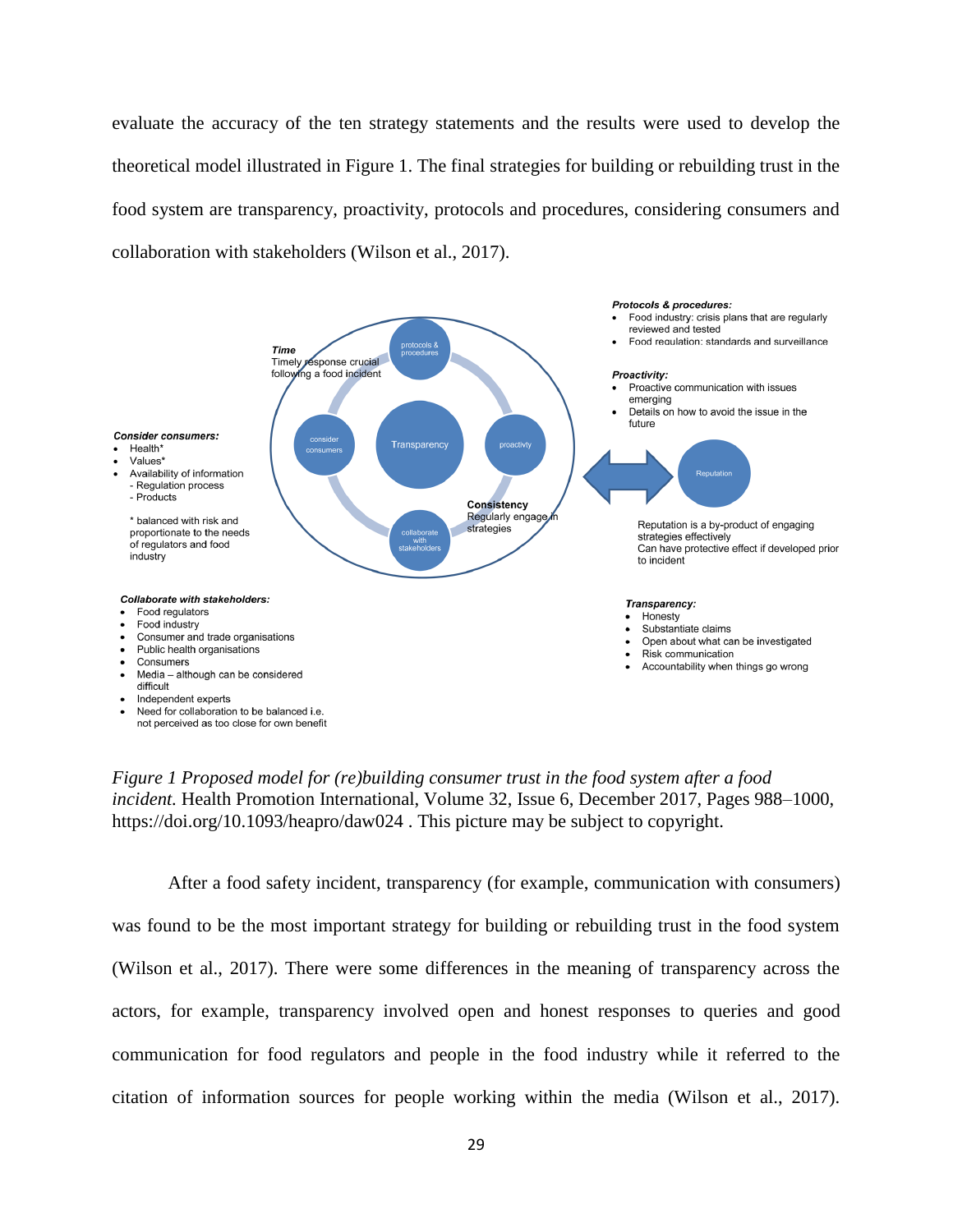evaluate the accuracy of the ten strategy statements and the results were used to develop the theoretical model illustrated in Figure 1. The final strategies for building or rebuilding trust in the food system are transparency, proactivity, protocols and procedures, considering consumers and collaboration with stakeholders (Wilson et al., 2017).

***Time***
Timely response crucial following a food incident

***Consistency***
Regularly engage in strategies

protocols & procedures — Transparency — consider consumers — proactivty — collaborate with stakeholders — Reputation

***Protocols & procedures:***

- Food industry: crisis plans that are regularly reviewed and tested
- Food regulation: standards and surveillance

***Proactivity:***

- Proactive communication with issues emerging
- Details on how to avoid the issue in the future

Reputation is a by-product of engaging strategies effectively
Can have protective effect if developed prior to incident

***Consider consumers:***

- Health*
- Values*
- Availability of information
  - Regulation process
  - Products

\* balanced with risk and proportionate to the needs of regulators and food industry

***Collaborate with stakeholders:***

- Food regulators
- Food industry
- Consumer and trade organisations
- Public health organisations
- Consumers
- Media – although can be considered difficult
- Independent experts
- Need for collaboration to be balanced i.e. not perceived as too close for own benefit

***Transparency:***

- Honesty
- Substantiate claims
- Open about what can be investigated
- Risk communication
- Accountability when things go wrong

*Figure 1 Proposed model for (re)building consumer trust in the food system after a food incident.* Health Promotion International, Volume 32, Issue 6, December 2017, Pages 988–1000, https://doi.org/10.1093/heapro/daw024 . This picture may be subject to copyright.

After a food safety incident, transparency (for example, communication with consumers) was found to be the most important strategy for building or rebuilding trust in the food system (Wilson et al., 2017). There were some differences in the meaning of transparency across the actors, for example, transparency involved open and honest responses to queries and good communication for food regulators and people in the food industry while it referred to the citation of information sources for people working within the media (Wilson et al., 2017).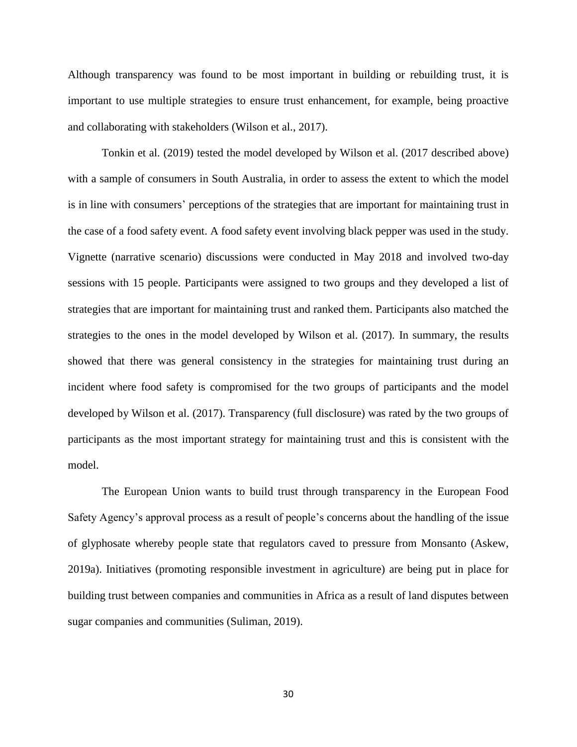Although transparency was found to be most important in building or rebuilding trust, it is important to use multiple strategies to ensure trust enhancement, for example, being proactive and collaborating with stakeholders (Wilson et al., 2017).

Tonkin et al. (2019) tested the model developed by Wilson et al. (2017 described above) with a sample of consumers in South Australia, in order to assess the extent to which the model is in line with consumers' perceptions of the strategies that are important for maintaining trust in the case of a food safety event. A food safety event involving black pepper was used in the study. Vignette (narrative scenario) discussions were conducted in May 2018 and involved two-day sessions with 15 people. Participants were assigned to two groups and they developed a list of strategies that are important for maintaining trust and ranked them. Participants also matched the strategies to the ones in the model developed by Wilson et al. (2017). In summary, the results showed that there was general consistency in the strategies for maintaining trust during an incident where food safety is compromised for the two groups of participants and the model developed by Wilson et al. (2017). Transparency (full disclosure) was rated by the two groups of participants as the most important strategy for maintaining trust and this is consistent with the model.

The European Union wants to build trust through transparency in the European Food Safety Agency's approval process as a result of people's concerns about the handling of the issue of glyphosate whereby people state that regulators caved to pressure from Monsanto (Askew, 2019a). Initiatives (promoting responsible investment in agriculture) are being put in place for building trust between companies and communities in Africa as a result of land disputes between sugar companies and communities (Suliman, 2019).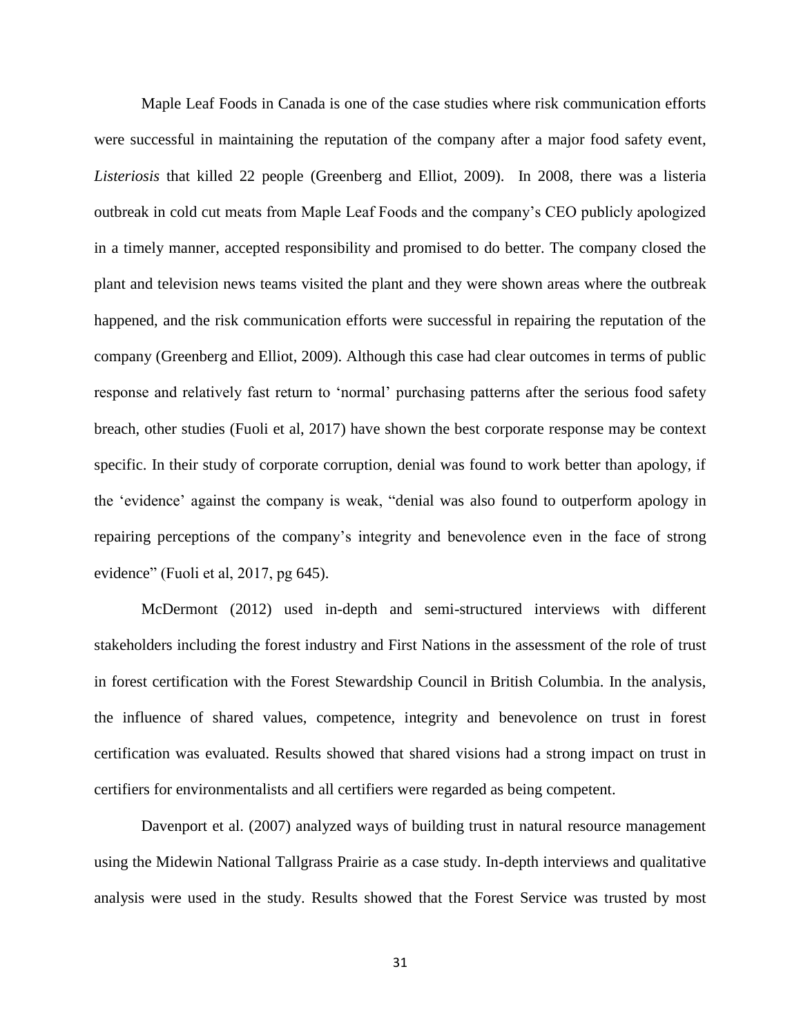Maple Leaf Foods in Canada is one of the case studies where risk communication efforts were successful in maintaining the reputation of the company after a major food safety event, *Listeriosis* that killed 22 people (Greenberg and Elliot, 2009). In 2008, there was a listeria outbreak in cold cut meats from Maple Leaf Foods and the company's CEO publicly apologized in a timely manner, accepted responsibility and promised to do better. The company closed the plant and television news teams visited the plant and they were shown areas where the outbreak happened, and the risk communication efforts were successful in repairing the reputation of the company (Greenberg and Elliot, 2009). Although this case had clear outcomes in terms of public response and relatively fast return to 'normal' purchasing patterns after the serious food safety breach, other studies (Fuoli et al, 2017) have shown the best corporate response may be context specific. In their study of corporate corruption, denial was found to work better than apology, if the 'evidence' against the company is weak, "denial was also found to outperform apology in repairing perceptions of the company's integrity and benevolence even in the face of strong evidence" (Fuoli et al, 2017, pg 645).

McDermont (2012) used in-depth and semi-structured interviews with different stakeholders including the forest industry and First Nations in the assessment of the role of trust in forest certification with the Forest Stewardship Council in British Columbia. In the analysis, the influence of shared values, competence, integrity and benevolence on trust in forest certification was evaluated. Results showed that shared visions had a strong impact on trust in certifiers for environmentalists and all certifiers were regarded as being competent.

Davenport et al. (2007) analyzed ways of building trust in natural resource management using the Midewin National Tallgrass Prairie as a case study. In-depth interviews and qualitative analysis were used in the study. Results showed that the Forest Service was trusted by most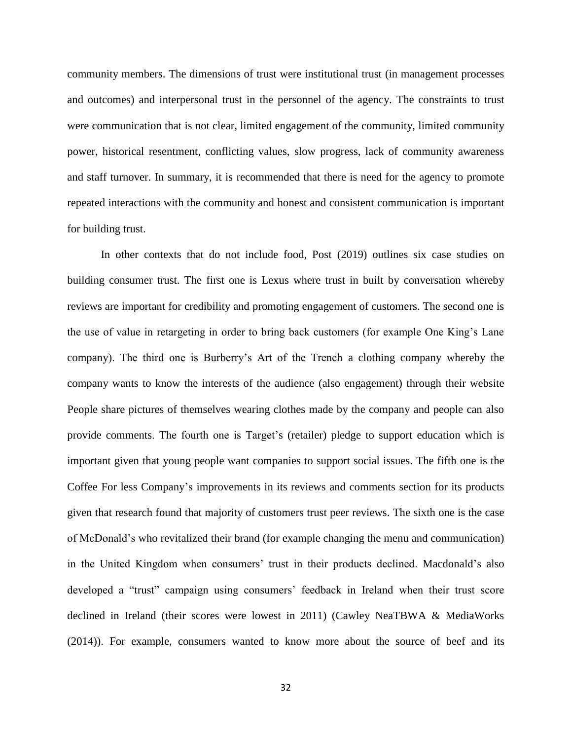community members. The dimensions of trust were institutional trust (in management processes and outcomes) and interpersonal trust in the personnel of the agency. The constraints to trust were communication that is not clear, limited engagement of the community, limited community power, historical resentment, conflicting values, slow progress, lack of community awareness and staff turnover. In summary, it is recommended that there is need for the agency to promote repeated interactions with the community and honest and consistent communication is important for building trust.

In other contexts that do not include food, Post (2019) outlines six case studies on building consumer trust. The first one is Lexus where trust in built by conversation whereby reviews are important for credibility and promoting engagement of customers. The second one is the use of value in retargeting in order to bring back customers (for example One King's Lane company). The third one is Burberry's Art of the Trench a clothing company whereby the company wants to know the interests of the audience (also engagement) through their website People share pictures of themselves wearing clothes made by the company and people can also provide comments. The fourth one is Target's (retailer) pledge to support education which is important given that young people want companies to support social issues. The fifth one is the Coffee For less Company's improvements in its reviews and comments section for its products given that research found that majority of customers trust peer reviews. The sixth one is the case of McDonald's who revitalized their brand (for example changing the menu and communication) in the United Kingdom when consumers' trust in their products declined. Macdonald's also developed a "trust" campaign using consumers' feedback in Ireland when their trust score declined in Ireland (their scores were lowest in 2011) (Cawley NeaTBWA & MediaWorks (2014)). For example, consumers wanted to know more about the source of beef and its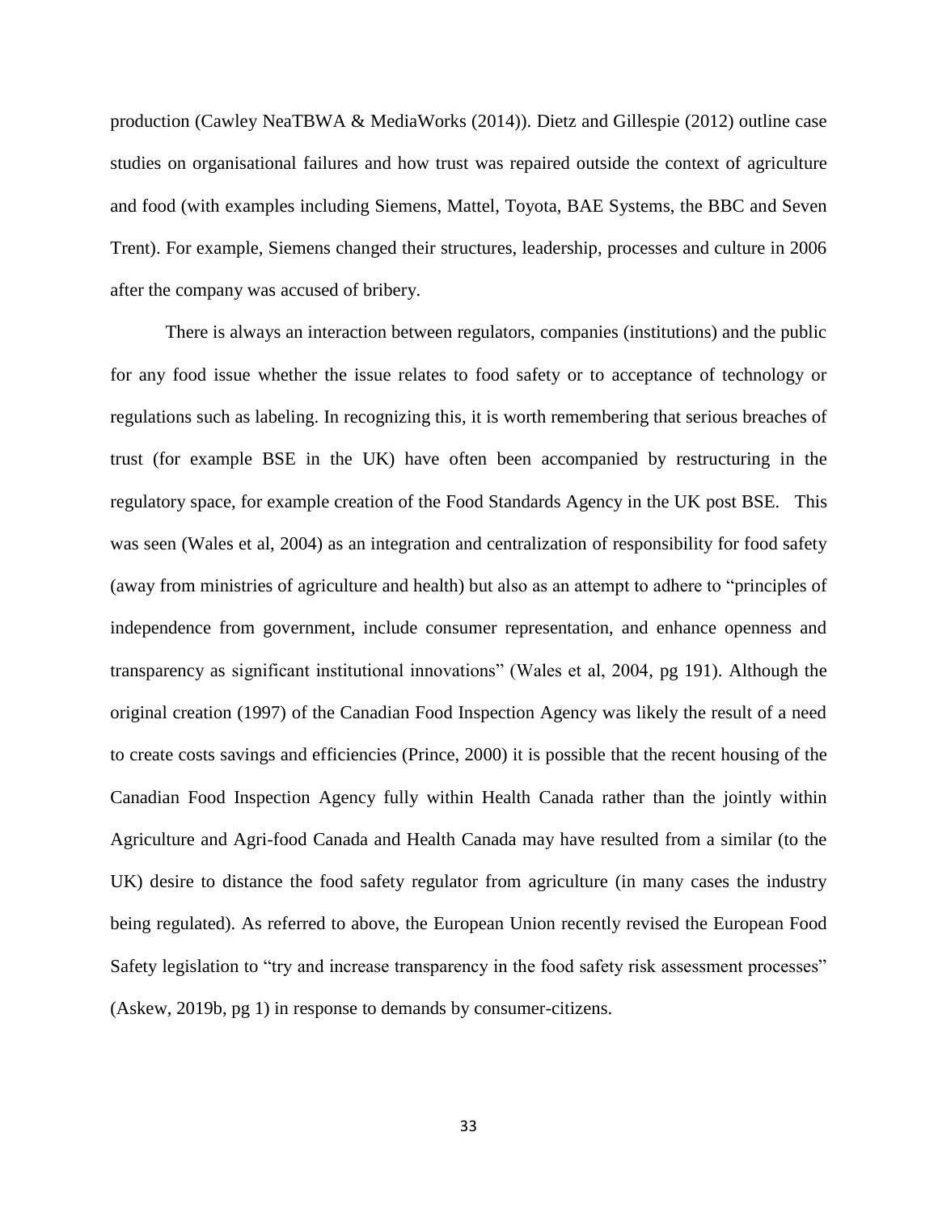production (Cawley NeaTBWA & MediaWorks (2014)). Dietz and Gillespie (2012) outline case studies on organisational failures and how trust was repaired outside the context of agriculture and food (with examples including Siemens, Mattel, Toyota, BAE Systems, the BBC and Seven Trent). For example, Siemens changed their structures, leadership, processes and culture in 2006 after the company was accused of bribery.

There is always an interaction between regulators, companies (institutions) and the public for any food issue whether the issue relates to food safety or to acceptance of technology or regulations such as labeling. In recognizing this, it is worth remembering that serious breaches of trust (for example BSE in the UK) have often been accompanied by restructuring in the regulatory space, for example creation of the Food Standards Agency in the UK post BSE. This was seen (Wales et al, 2004) as an integration and centralization of responsibility for food safety (away from ministries of agriculture and health) but also as an attempt to adhere to "principles of independence from government, include consumer representation, and enhance openness and transparency as significant institutional innovations" (Wales et al, 2004, pg 191). Although the original creation (1997) of the Canadian Food Inspection Agency was likely the result of a need to create costs savings and efficiencies (Prince, 2000) it is possible that the recent housing of the Canadian Food Inspection Agency fully within Health Canada rather than the jointly within Agriculture and Agri-food Canada and Health Canada may have resulted from a similar (to the UK) desire to distance the food safety regulator from agriculture (in many cases the industry being regulated). As referred to above, the European Union recently revised the European Food Safety legislation to "try and increase transparency in the food safety risk assessment processes" (Askew, 2019b, pg 1) in response to demands by consumer-citizens.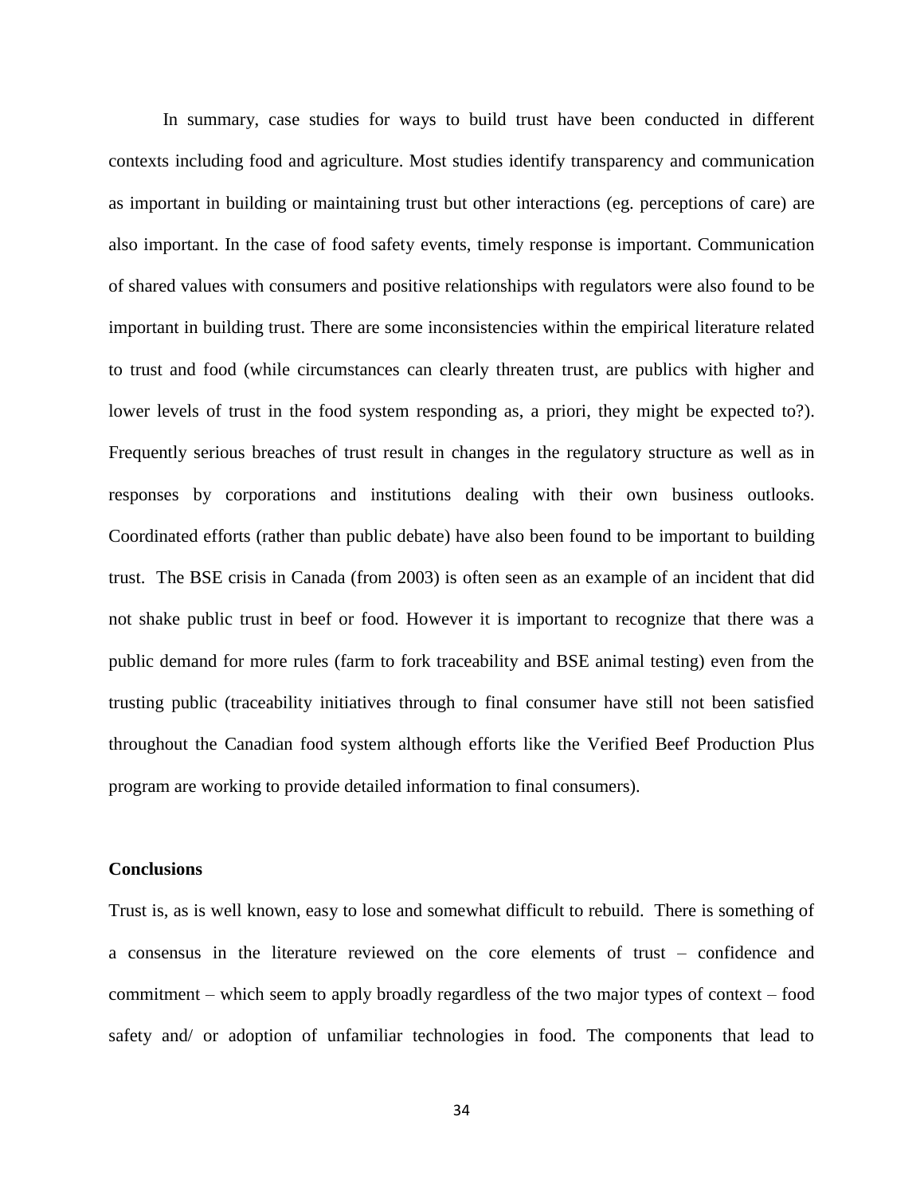In summary, case studies for ways to build trust have been conducted in different contexts including food and agriculture. Most studies identify transparency and communication as important in building or maintaining trust but other interactions (eg. perceptions of care) are also important. In the case of food safety events, timely response is important. Communication of shared values with consumers and positive relationships with regulators were also found to be important in building trust. There are some inconsistencies within the empirical literature related to trust and food (while circumstances can clearly threaten trust, are publics with higher and lower levels of trust in the food system responding as, a priori, they might be expected to?). Frequently serious breaches of trust result in changes in the regulatory structure as well as in responses by corporations and institutions dealing with their own business outlooks. Coordinated efforts (rather than public debate) have also been found to be important to building trust. The BSE crisis in Canada (from 2003) is often seen as an example of an incident that did not shake public trust in beef or food. However it is important to recognize that there was a public demand for more rules (farm to fork traceability and BSE animal testing) even from the trusting public (traceability initiatives through to final consumer have still not been satisfied throughout the Canadian food system although efforts like the Verified Beef Production Plus program are working to provide detailed information to final consumers).

## Conclusions

Trust is, as is well known, easy to lose and somewhat difficult to rebuild. There is something of a consensus in the literature reviewed on the core elements of trust – confidence and commitment – which seem to apply broadly regardless of the two major types of context – food safety and/ or adoption of unfamiliar technologies in food. The components that lead to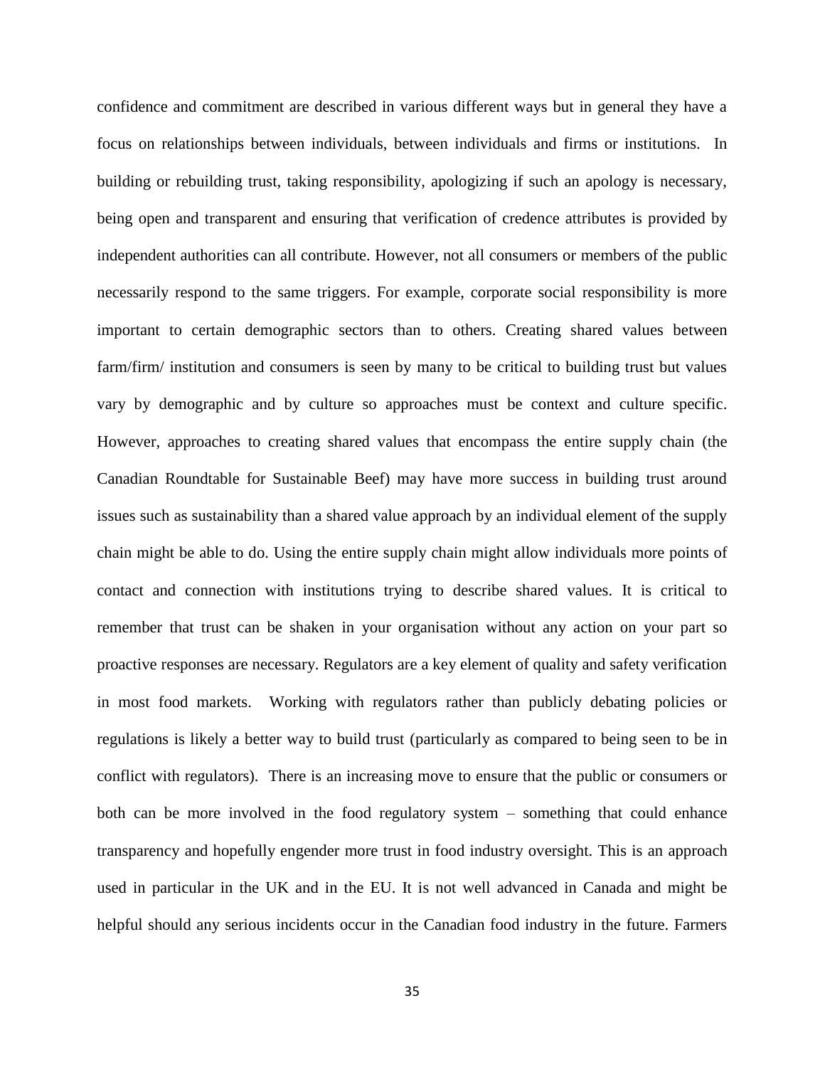confidence and commitment are described in various different ways but in general they have a focus on relationships between individuals, between individuals and firms or institutions. In building or rebuilding trust, taking responsibility, apologizing if such an apology is necessary, being open and transparent and ensuring that verification of credence attributes is provided by independent authorities can all contribute. However, not all consumers or members of the public necessarily respond to the same triggers. For example, corporate social responsibility is more important to certain demographic sectors than to others. Creating shared values between farm/firm/ institution and consumers is seen by many to be critical to building trust but values vary by demographic and by culture so approaches must be context and culture specific. However, approaches to creating shared values that encompass the entire supply chain (the Canadian Roundtable for Sustainable Beef) may have more success in building trust around issues such as sustainability than a shared value approach by an individual element of the supply chain might be able to do. Using the entire supply chain might allow individuals more points of contact and connection with institutions trying to describe shared values. It is critical to remember that trust can be shaken in your organisation without any action on your part so proactive responses are necessary. Regulators are a key element of quality and safety verification in most food markets. Working with regulators rather than publicly debating policies or regulations is likely a better way to build trust (particularly as compared to being seen to be in conflict with regulators). There is an increasing move to ensure that the public or consumers or both can be more involved in the food regulatory system – something that could enhance transparency and hopefully engender more trust in food industry oversight. This is an approach used in particular in the UK and in the EU. It is not well advanced in Canada and might be helpful should any serious incidents occur in the Canadian food industry in the future. Farmers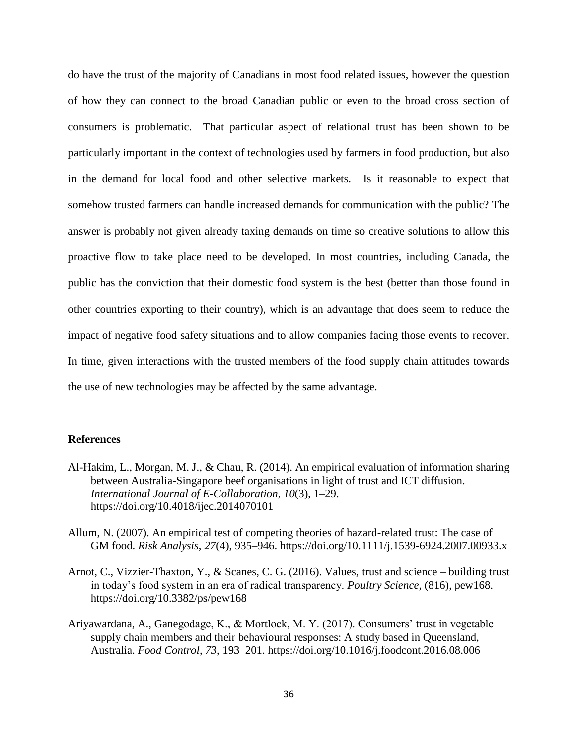do have the trust of the majority of Canadians in most food related issues, however the question of how they can connect to the broad Canadian public or even to the broad cross section of consumers is problematic. That particular aspect of relational trust has been shown to be particularly important in the context of technologies used by farmers in food production, but also in the demand for local food and other selective markets. Is it reasonable to expect that somehow trusted farmers can handle increased demands for communication with the public? The answer is probably not given already taxing demands on time so creative solutions to allow this proactive flow to take place need to be developed. In most countries, including Canada, the public has the conviction that their domestic food system is the best (better than those found in other countries exporting to their country), which is an advantage that does seem to reduce the impact of negative food safety situations and to allow companies facing those events to recover. In time, given interactions with the trusted members of the food supply chain attitudes towards the use of new technologies may be affected by the same advantage.

## References

Al-Hakim, L., Morgan, M. J., & Chau, R. (2014). An empirical evaluation of information sharing between Australia-Singapore beef organisations in light of trust and ICT diffusion. *International Journal of E-Collaboration*, *10*(3), 1–29. https://doi.org/10.4018/ijec.2014070101

Allum, N. (2007). An empirical test of competing theories of hazard-related trust: The case of GM food. *Risk Analysis*, *27*(4), 935–946. https://doi.org/10.1111/j.1539-6924.2007.00933.x

Arnot, C., Vizzier-Thaxton, Y., & Scanes, C. G. (2016). Values, trust and science – building trust in today's food system in an era of radical transparency. *Poultry Science*, (816), pew168. https://doi.org/10.3382/ps/pew168

Ariyawardana, A., Ganegodage, K., & Mortlock, M. Y. (2017). Consumers' trust in vegetable supply chain members and their behavioural responses: A study based in Queensland, Australia. *Food Control*, *73*, 193–201. https://doi.org/10.1016/j.foodcont.2016.08.006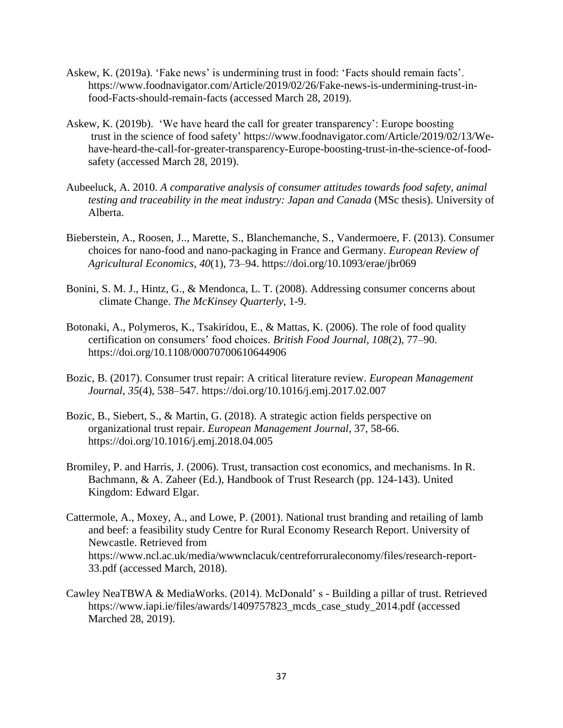Askew, K. (2019a). 'Fake news' is undermining trust in food: 'Facts should remain facts'. https://www.foodnavigator.com/Article/2019/02/26/Fake-news-is-undermining-trust-in-food-Facts-should-remain-facts (accessed March 28, 2019).

Askew, K. (2019b). 'We have heard the call for greater transparency': Europe boosting trust in the science of food safety' https://www.foodnavigator.com/Article/2019/02/13/We-have-heard-the-call-for-greater-transparency-Europe-boosting-trust-in-the-science-of-food-safety (accessed March 28, 2019).

Aubeeluck, A. 2010. *A comparative analysis of consumer attitudes towards food safety, animal testing and traceability in the meat industry: Japan and Canada* (MSc thesis). University of Alberta.

Bieberstein, A., Roosen, J.., Marette, S., Blanchemanche, S., Vandermoere, F. (2013). Consumer choices for nano-food and nano-packaging in France and Germany. *European Review of Agricultural Economics*, *40*(1), 73–94. https://doi.org/10.1093/erae/jbr069

Bonini, S. M. J., Hintz, G., & Mendonca, L. T. (2008). Addressing consumer concerns about climate Change. *The McKinsey Quarterly*, 1-9.

Botonaki, A., Polymeros, K., Tsakiridou, E., & Mattas, K. (2006). The role of food quality certification on consumers' food choices. *British Food Journal*, *108*(2), 77–90. https://doi.org/10.1108/00070700610644906

Bozic, B. (2017). Consumer trust repair: A critical literature review. *European Management Journal*, *35*(4), 538–547. https://doi.org/10.1016/j.emj.2017.02.007

Bozic, B., Siebert, S., & Martin, G. (2018). A strategic action fields perspective on organizational trust repair. *European Management Journal*, 37, 58-66. https://doi.org/10.1016/j.emj.2018.04.005

Bromiley, P. and Harris, J. (2006). Trust, transaction cost economics, and mechanisms. In R. Bachmann, & A. Zaheer (Ed.), Handbook of Trust Research (pp. 124-143). United Kingdom: Edward Elgar.

Cattermole, A., Moxey, A., and Lowe, P. (2001). National trust branding and retailing of lamb and beef: a feasibility study Centre for Rural Economy Research Report. University of Newcastle. Retrieved from https://www.ncl.ac.uk/media/wwwnclacuk/centreforruraleconomy/files/research-report-33.pdf (accessed March, 2018).

Cawley NeaTBWA & MediaWorks. (2014). McDonald' s - Building a pillar of trust. Retrieved https://www.iapi.ie/files/awards/1409757823_mcds_case_study_2014.pdf (accessed Marched 28, 2019).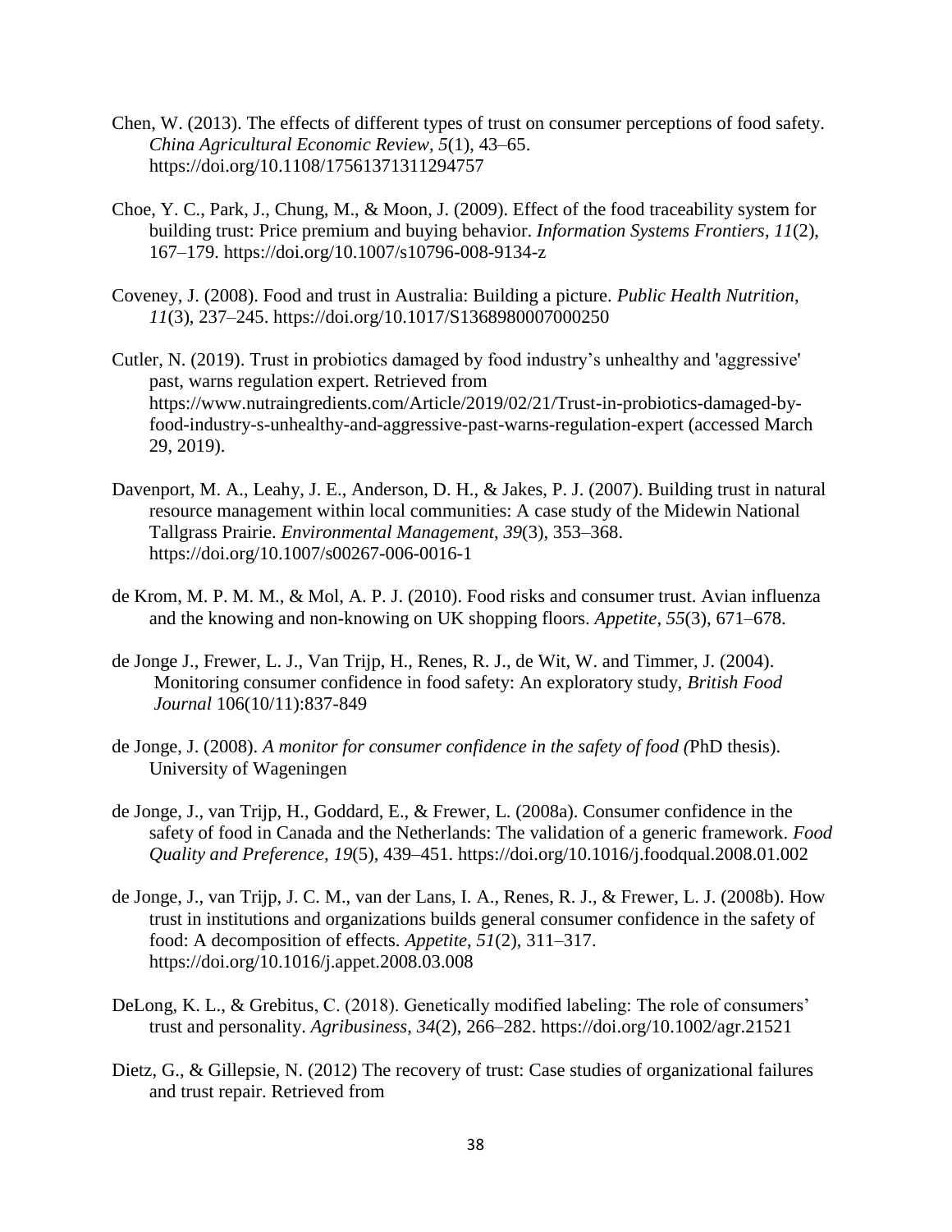Chen, W. (2013). The effects of different types of trust on consumer perceptions of food safety. *China Agricultural Economic Review*, *5*(1), 43–65. https://doi.org/10.1108/17561371311294757

Choe, Y. C., Park, J., Chung, M., & Moon, J. (2009). Effect of the food traceability system for building trust: Price premium and buying behavior. *Information Systems Frontiers*, *11*(2), 167–179. https://doi.org/10.1007/s10796-008-9134-z

Coveney, J. (2008). Food and trust in Australia: Building a picture. *Public Health Nutrition*, *11*(3), 237–245. https://doi.org/10.1017/S1368980007000250

Cutler, N. (2019). Trust in probiotics damaged by food industry's unhealthy and 'aggressive' past, warns regulation expert. Retrieved from https://www.nutraingredients.com/Article/2019/02/21/Trust-in-probiotics-damaged-by-food-industry-s-unhealthy-and-aggressive-past-warns-regulation-expert (accessed March 29, 2019).

Davenport, M. A., Leahy, J. E., Anderson, D. H., & Jakes, P. J. (2007). Building trust in natural resource management within local communities: A case study of the Midewin National Tallgrass Prairie. *Environmental Management*, *39*(3), 353–368. https://doi.org/10.1007/s00267-006-0016-1

de Krom, M. P. M. M., & Mol, A. P. J. (2010). Food risks and consumer trust. Avian influenza and the knowing and non-knowing on UK shopping floors. *Appetite*, *55*(3), 671–678.

de Jonge J., Frewer, L. J., Van Trijp, H., Renes, R. J., de Wit, W. and Timmer, J. (2004). Monitoring consumer confidence in food safety: An exploratory study, *British Food Journal* 106(10/11):837-849

de Jonge, J. (2008). *A monitor for consumer confidence in the safety of food (*PhD thesis). University of Wageningen

de Jonge, J., van Trijp, H., Goddard, E., & Frewer, L. (2008a). Consumer confidence in the safety of food in Canada and the Netherlands: The validation of a generic framework. *Food Quality and Preference*, *19*(5), 439–451. https://doi.org/10.1016/j.foodqual.2008.01.002

de Jonge, J., van Trijp, J. C. M., van der Lans, I. A., Renes, R. J., & Frewer, L. J. (2008b). How trust in institutions and organizations builds general consumer confidence in the safety of food: A decomposition of effects. *Appetite*, *51*(2), 311–317. https://doi.org/10.1016/j.appet.2008.03.008

DeLong, K. L., & Grebitus, C. (2018). Genetically modified labeling: The role of consumers' trust and personality. *Agribusiness*, *34*(2), 266–282. https://doi.org/10.1002/agr.21521

Dietz, G., & Gillepsie, N. (2012) The recovery of trust: Case studies of organizational failures and trust repair. Retrieved from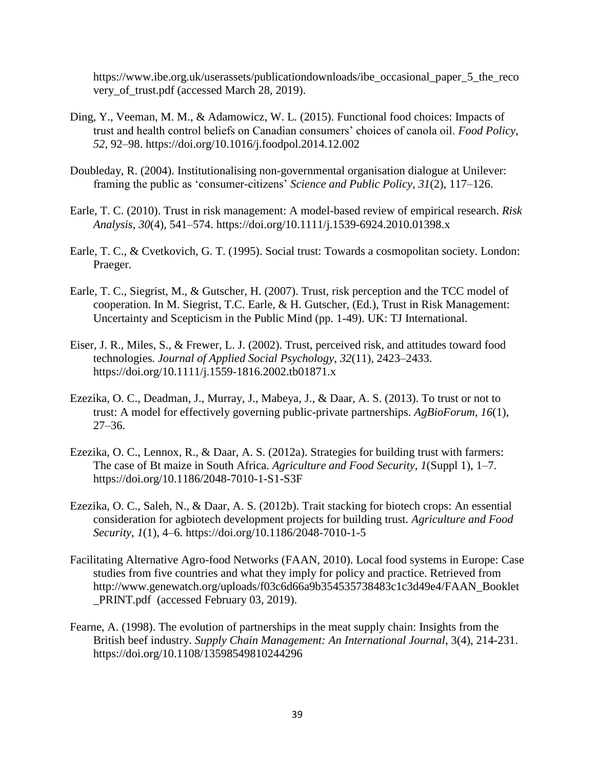https://www.ibe.org.uk/userassets/publicationdownloads/ibe_occasional_paper_5_the_recovery_of_trust.pdf (accessed March 28, 2019).

Ding, Y., Veeman, M. M., & Adamowicz, W. L. (2015). Functional food choices: Impacts of trust and health control beliefs on Canadian consumers' choices of canola oil. *Food Policy*, *52*, 92–98. https://doi.org/10.1016/j.foodpol.2014.12.002

Doubleday, R. (2004). Institutionalising non-governmental organisation dialogue at Unilever: framing the public as 'consumer-citizens' *Science and Public Policy, 31*(2), 117–126.

Earle, T. C. (2010). Trust in risk management: A model-based review of empirical research. *Risk Analysis*, *30*(4), 541–574. https://doi.org/10.1111/j.1539-6924.2010.01398.x

Earle, T. C., & Cvetkovich, G. T. (1995). Social trust: Towards a cosmopolitan society. London: Praeger.

Earle, T. C., Siegrist, M., & Gutscher, H. (2007). Trust, risk perception and the TCC model of cooperation. In M. Siegrist, T.C. Earle, & H. Gutscher, (Ed.), Trust in Risk Management: Uncertainty and Scepticism in the Public Mind (pp. 1-49). UK: TJ International.

Eiser, J. R., Miles, S., & Frewer, L. J. (2002). Trust, perceived risk, and attitudes toward food technologies. *Journal of Applied Social Psychology*, *32*(11), 2423–2433. https://doi.org/10.1111/j.1559-1816.2002.tb01871.x

Ezezika, O. C., Deadman, J., Murray, J., Mabeya, J., & Daar, A. S. (2013). To trust or not to trust: A model for effectively governing public-private partnerships. *AgBioForum*, *16*(1), 27–36.

Ezezika, O. C., Lennox, R., & Daar, A. S. (2012a). Strategies for building trust with farmers: The case of Bt maize in South Africa. *Agriculture and Food Security*, *1*(Suppl 1), 1–7. https://doi.org/10.1186/2048-7010-1-S1-S3F

Ezezika, O. C., Saleh, N., & Daar, A. S. (2012b). Trait stacking for biotech crops: An essential consideration for agbiotech development projects for building trust. *Agriculture and Food Security*, *1*(1), 4–6. https://doi.org/10.1186/2048-7010-1-5

Facilitating Alternative Agro-food Networks (FAAN, 2010). Local food systems in Europe: Case studies from five countries and what they imply for policy and practice. Retrieved from http://www.genewatch.org/uploads/f03c6d66a9b354535738483c1c3d49e4/FAAN_Booklet_PRINT.pdf (accessed February 03, 2019).

Fearne, A. (1998). The evolution of partnerships in the meat supply chain: Insights from the British beef industry. *Supply Chain Management: An International Journal*, 3(4), 214-231. https://doi.org/10.1108/13598549810244296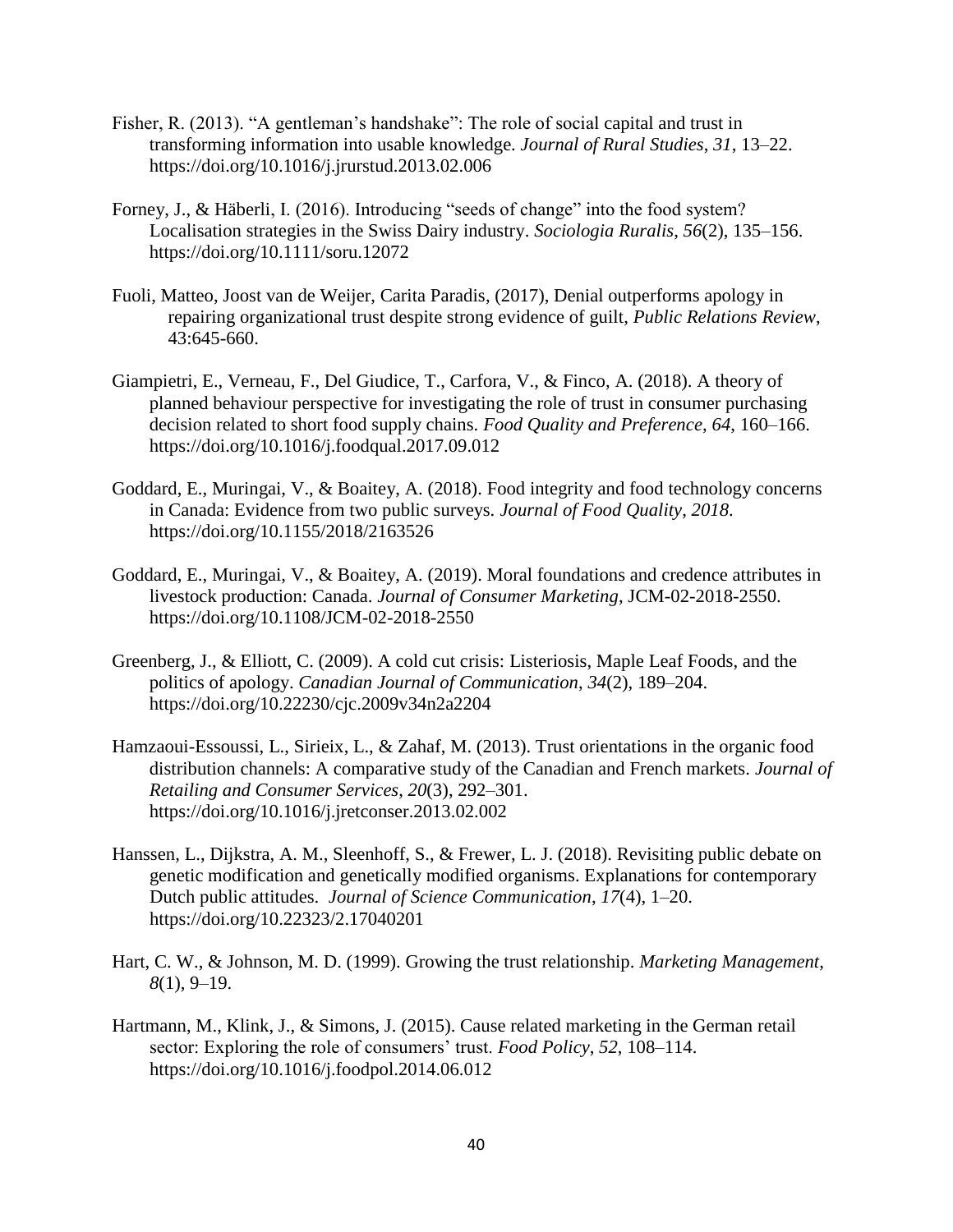Fisher, R. (2013). “A gentleman’s handshake”: The role of social capital and trust in transforming information into usable knowledge. *Journal of Rural Studies*, *31*, 13–22. https://doi.org/10.1016/j.jrurstud.2013.02.006

Forney, J., & Häberli, I. (2016). Introducing “seeds of change” into the food system? Localisation strategies in the Swiss Dairy industry. *Sociologia Ruralis*, *56*(2), 135–156. https://doi.org/10.1111/soru.12072

Fuoli, Matteo, Joost van de Weijer, Carita Paradis, (2017), Denial outperforms apology in repairing organizational trust despite strong evidence of guilt, *Public Relations Review*, 43:645-660.

Giampietri, E., Verneau, F., Del Giudice, T., Carfora, V., & Finco, A. (2018). A theory of planned behaviour perspective for investigating the role of trust in consumer purchasing decision related to short food supply chains. *Food Quality and Preference*, *64*, 160–166. https://doi.org/10.1016/j.foodqual.2017.09.012

Goddard, E., Muringai, V., & Boaitey, A. (2018). Food integrity and food technology concerns in Canada: Evidence from two public surveys. *Journal of Food Quality*, *2018*. https://doi.org/10.1155/2018/2163526

Goddard, E., Muringai, V., & Boaitey, A. (2019). Moral foundations and credence attributes in livestock production: Canada. *Journal of Consumer Marketing*, JCM-02-2018-2550. https://doi.org/10.1108/JCM-02-2018-2550

Greenberg, J., & Elliott, C. (2009). A cold cut crisis: Listeriosis, Maple Leaf Foods, and the politics of apology. *Canadian Journal of Communication*, *34*(2), 189–204. https://doi.org/10.22230/cjc.2009v34n2a2204

Hamzaoui-Essoussi, L., Sirieix, L., & Zahaf, M. (2013). Trust orientations in the organic food distribution channels: A comparative study of the Canadian and French markets. *Journal of Retailing and Consumer Services*, *20*(3), 292–301. https://doi.org/10.1016/j.jretconser.2013.02.002

Hanssen, L., Dijkstra, A. M., Sleenhoff, S., & Frewer, L. J. (2018). Revisiting public debate on genetic modification and genetically modified organisms. Explanations for contemporary Dutch public attitudes. *Journal of Science Communication*, *17*(4), 1–20. https://doi.org/10.22323/2.17040201

Hart, C. W., & Johnson, M. D. (1999). Growing the trust relationship. *Marketing Management*, *8*(1), 9–19.

Hartmann, M., Klink, J., & Simons, J. (2015). Cause related marketing in the German retail sector: Exploring the role of consumers’ trust. *Food Policy*, *52*, 108–114. https://doi.org/10.1016/j.foodpol.2014.06.012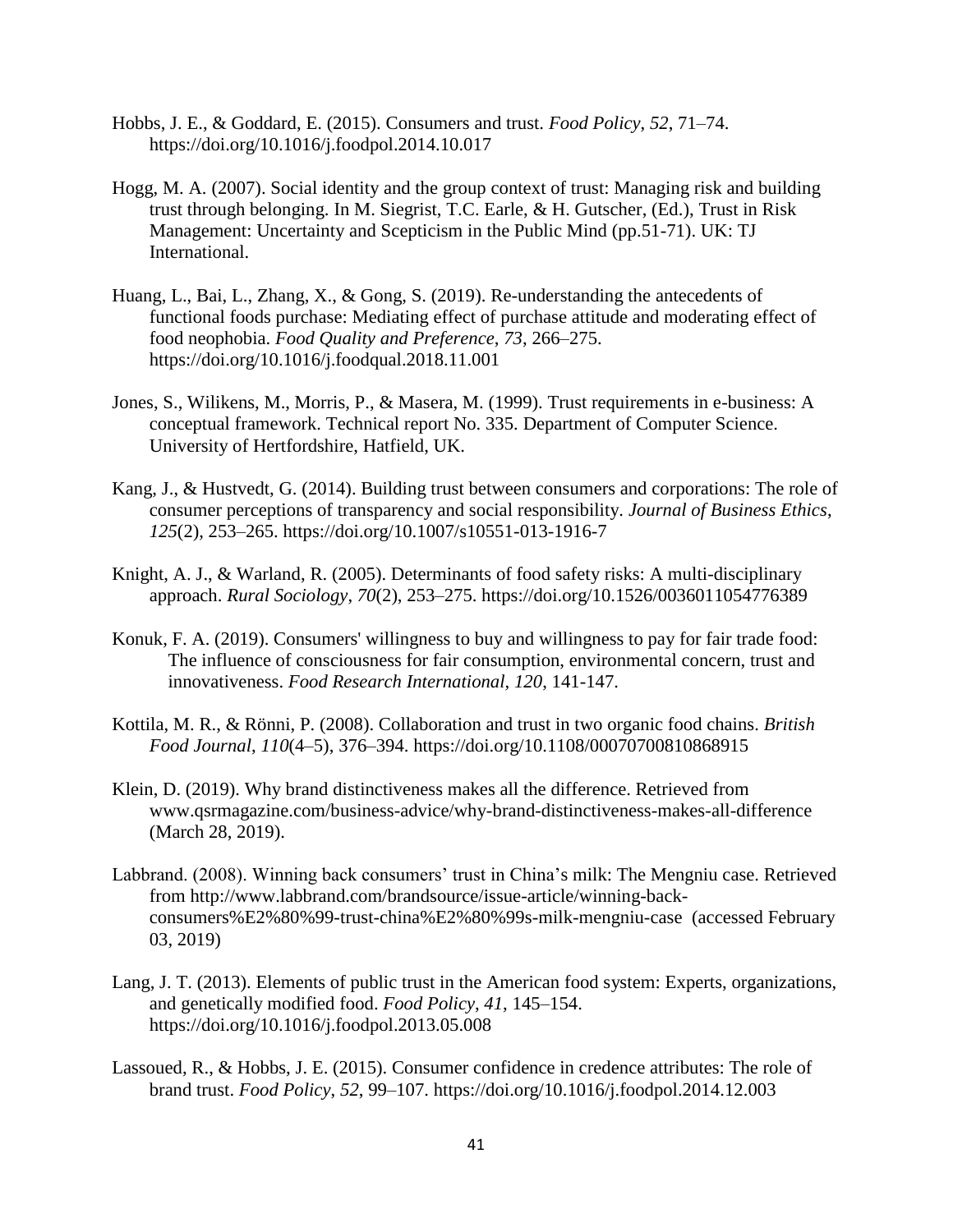Hobbs, J. E., & Goddard, E. (2015). Consumers and trust. *Food Policy*, *52*, 71–74. https://doi.org/10.1016/j.foodpol.2014.10.017

Hogg, M. A. (2007). Social identity and the group context of trust: Managing risk and building trust through belonging. In M. Siegrist, T.C. Earle, & H. Gutscher, (Ed.), Trust in Risk Management: Uncertainty and Scepticism in the Public Mind (pp.51-71). UK: TJ International.

Huang, L., Bai, L., Zhang, X., & Gong, S. (2019). Re-understanding the antecedents of functional foods purchase: Mediating effect of purchase attitude and moderating effect of food neophobia. *Food Quality and Preference*, *73*, 266–275. https://doi.org/10.1016/j.foodqual.2018.11.001

Jones, S., Wilikens, M., Morris, P., & Masera, M. (1999). Trust requirements in e-business: A conceptual framework. Technical report No. 335. Department of Computer Science. University of Hertfordshire, Hatfield, UK.

Kang, J., & Hustvedt, G. (2014). Building trust between consumers and corporations: The role of consumer perceptions of transparency and social responsibility. *Journal of Business Ethics*, *125*(2), 253–265. https://doi.org/10.1007/s10551-013-1916-7

Knight, A. J., & Warland, R. (2005). Determinants of food safety risks: A multi-disciplinary approach. *Rural Sociology*, *70*(2), 253–275. https://doi.org/10.1526/0036011054776389

Konuk, F. A. (2019). Consumers' willingness to buy and willingness to pay for fair trade food: The influence of consciousness for fair consumption, environmental concern, trust and innovativeness. *Food Research International, 120*, 141-147.

Kottila, M. R., & Rönni, P. (2008). Collaboration and trust in two organic food chains. *British Food Journal*, *110*(4–5), 376–394. https://doi.org/10.1108/00070700810868915

Klein, D. (2019). Why brand distinctiveness makes all the difference. Retrieved from www.qsrmagazine.com/business-advice/why-brand-distinctiveness-makes-all-difference (March 28, 2019).

Labbrand. (2008). Winning back consumers' trust in China's milk: The Mengniu case. Retrieved from http://www.labbrand.com/brandsource/issue-article/winning-back-consumers%E2%80%99-trust-china%E2%80%99s-milk-mengniu-case (accessed February 03, 2019)

Lang, J. T. (2013). Elements of public trust in the American food system: Experts, organizations, and genetically modified food. *Food Policy*, *41*, 145–154. https://doi.org/10.1016/j.foodpol.2013.05.008

Lassoued, R., & Hobbs, J. E. (2015). Consumer confidence in credence attributes: The role of brand trust. *Food Policy*, *52*, 99–107. https://doi.org/10.1016/j.foodpol.2014.12.003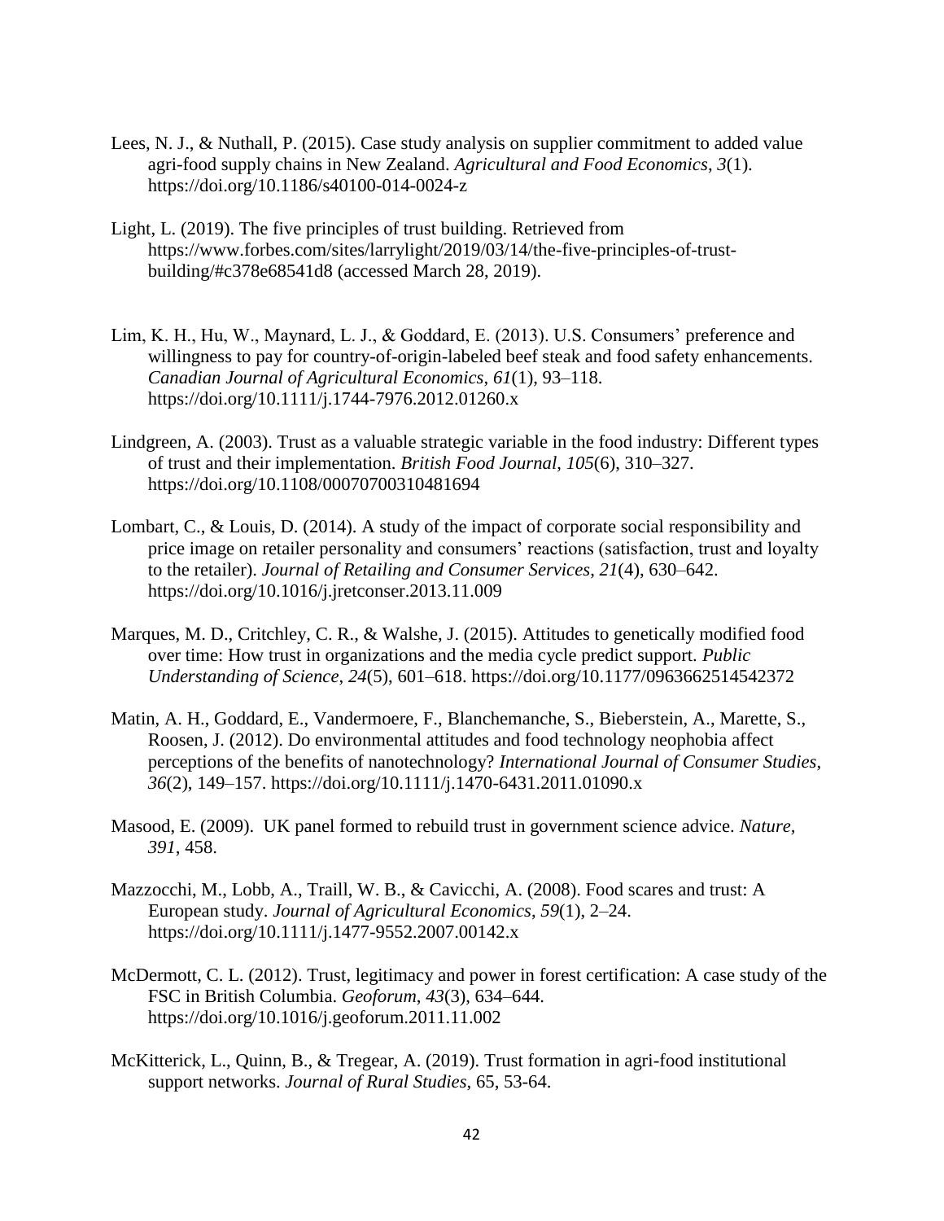Lees, N. J., & Nuthall, P. (2015). Case study analysis on supplier commitment to added value agri-food supply chains in New Zealand. *Agricultural and Food Economics*, *3*(1). https://doi.org/10.1186/s40100-014-0024-z

Light, L. (2019). The five principles of trust building. Retrieved from https://www.forbes.com/sites/larrylight/2019/03/14/the-five-principles-of-trust-building/#c378e68541d8 (accessed March 28, 2019).

Lim, K. H., Hu, W., Maynard, L. J., & Goddard, E. (2013). U.S. Consumers' preference and willingness to pay for country-of-origin-labeled beef steak and food safety enhancements. *Canadian Journal of Agricultural Economics*, *61*(1), 93–118. https://doi.org/10.1111/j.1744-7976.2012.01260.x

Lindgreen, A. (2003). Trust as a valuable strategic variable in the food industry: Different types of trust and their implementation. *British Food Journal*, *105*(6), 310–327. https://doi.org/10.1108/00070700310481694

Lombart, C., & Louis, D. (2014). A study of the impact of corporate social responsibility and price image on retailer personality and consumers' reactions (satisfaction, trust and loyalty to the retailer). *Journal of Retailing and Consumer Services*, *21*(4), 630–642. https://doi.org/10.1016/j.jretconser.2013.11.009

Marques, M. D., Critchley, C. R., & Walshe, J. (2015). Attitudes to genetically modified food over time: How trust in organizations and the media cycle predict support. *Public Understanding of Science*, *24*(5), 601–618. https://doi.org/10.1177/0963662514542372

Matin, A. H., Goddard, E., Vandermoere, F., Blanchemanche, S., Bieberstein, A., Marette, S., Roosen, J. (2012). Do environmental attitudes and food technology neophobia affect perceptions of the benefits of nanotechnology? *International Journal of Consumer Studies*, *36*(2), 149–157. https://doi.org/10.1111/j.1470-6431.2011.01090.x

Masood, E. (2009). UK panel formed to rebuild trust in government science advice. *Nature, 391*, 458.

Mazzocchi, M., Lobb, A., Traill, W. B., & Cavicchi, A. (2008). Food scares and trust: A European study. *Journal of Agricultural Economics*, *59*(1), 2–24. https://doi.org/10.1111/j.1477-9552.2007.00142.x

McDermott, C. L. (2012). Trust, legitimacy and power in forest certification: A case study of the FSC in British Columbia. *Geoforum*, *43*(3), 634–644. https://doi.org/10.1016/j.geoforum.2011.11.002

McKitterick, L., Quinn, B., & Tregear, A. (2019). Trust formation in agri-food institutional support networks. *Journal of Rural Studies,* 65, 53-64.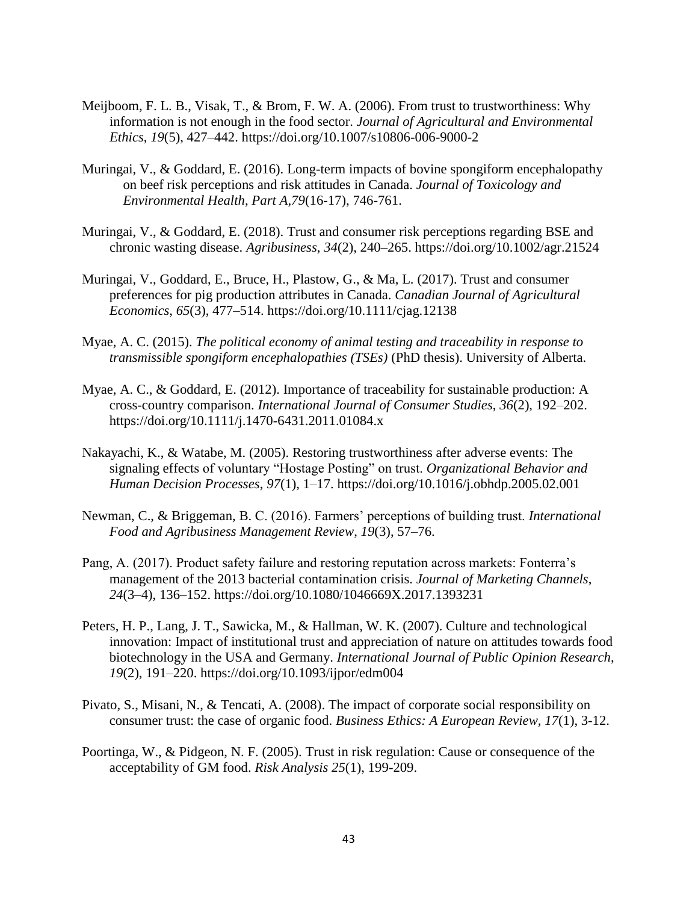Meijboom, F. L. B., Visak, T., & Brom, F. W. A. (2006). From trust to trustworthiness: Why information is not enough in the food sector. *Journal of Agricultural and Environmental Ethics*, *19*(5), 427–442. https://doi.org/10.1007/s10806-006-9000-2

Muringai, V., & Goddard, E. (2016). Long-term impacts of bovine spongiform encephalopathy on beef risk perceptions and risk attitudes in Canada. *Journal of Toxicology and Environmental Health, Part A,79*(16-17), 746-761.

Muringai, V., & Goddard, E. (2018). Trust and consumer risk perceptions regarding BSE and chronic wasting disease. *Agribusiness*, *34*(2), 240–265. https://doi.org/10.1002/agr.21524

Muringai, V., Goddard, E., Bruce, H., Plastow, G., & Ma, L. (2017). Trust and consumer preferences for pig production attributes in Canada. *Canadian Journal of Agricultural Economics*, *65*(3), 477–514. https://doi.org/10.1111/cjag.12138

Myae, A. C. (2015). *The political economy of animal testing and traceability in response to transmissible spongiform encephalopathies (TSEs)* (PhD thesis). University of Alberta.

Myae, A. C., & Goddard, E. (2012). Importance of traceability for sustainable production: A cross-country comparison. *International Journal of Consumer Studies*, *36*(2), 192–202. https://doi.org/10.1111/j.1470-6431.2011.01084.x

Nakayachi, K., & Watabe, M. (2005). Restoring trustworthiness after adverse events: The signaling effects of voluntary "Hostage Posting" on trust. *Organizational Behavior and Human Decision Processes*, *97*(1), 1–17. https://doi.org/10.1016/j.obhdp.2005.02.001

Newman, C., & Briggeman, B. C. (2016). Farmers' perceptions of building trust. *International Food and Agribusiness Management Review*, *19*(3), 57–76.

Pang, A. (2017). Product safety failure and restoring reputation across markets: Fonterra's management of the 2013 bacterial contamination crisis. *Journal of Marketing Channels*, *24*(3–4), 136–152. https://doi.org/10.1080/1046669X.2017.1393231

Peters, H. P., Lang, J. T., Sawicka, M., & Hallman, W. K. (2007). Culture and technological innovation: Impact of institutional trust and appreciation of nature on attitudes towards food biotechnology in the USA and Germany. *International Journal of Public Opinion Research*, *19*(2), 191–220. https://doi.org/10.1093/ijpor/edm004

Pivato, S., Misani, N., & Tencati, A. (2008). The impact of corporate social responsibility on consumer trust: the case of organic food. *Business Ethics: A European Review*, *17*(1), 3-12.

Poortinga, W., & Pidgeon, N. F. (2005). Trust in risk regulation: Cause or consequence of the acceptability of GM food. *Risk Analysis 25*(1), 199-209.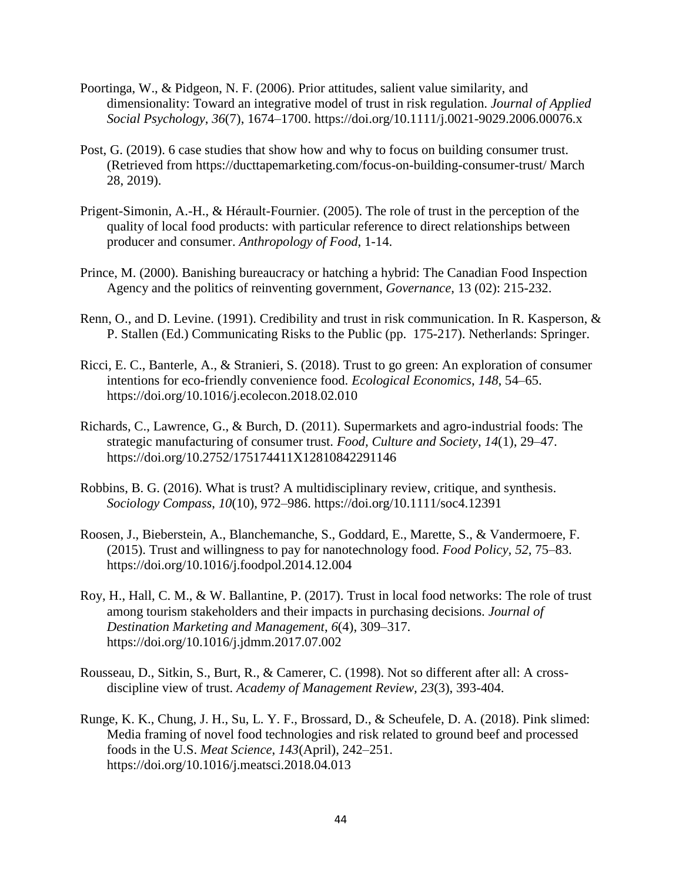Poortinga, W., & Pidgeon, N. F. (2006). Prior attitudes, salient value similarity, and dimensionality: Toward an integrative model of trust in risk regulation. *Journal of Applied Social Psychology*, *36*(7), 1674–1700. https://doi.org/10.1111/j.0021-9029.2006.00076.x

Post, G. (2019). 6 case studies that show how and why to focus on building consumer trust. (Retrieved from https://ducttapemarketing.com/focus-on-building-consumer-trust/ March 28, 2019).

Prigent-Simonin, A.-H., & Hérault-Fournier. (2005). The role of trust in the perception of the quality of local food products: with particular reference to direct relationships between producer and consumer. *Anthropology of Food*, 1-14.

Prince, M. (2000). Banishing bureaucracy or hatching a hybrid: The Canadian Food Inspection Agency and the politics of reinventing government, *Governance*, 13 (02): 215-232.

Renn, O., and D. Levine. (1991). Credibility and trust in risk communication. In R. Kasperson, & P. Stallen (Ed.) Communicating Risks to the Public (pp. 175-217). Netherlands: Springer.

Ricci, E. C., Banterle, A., & Stranieri, S. (2018). Trust to go green: An exploration of consumer intentions for eco-friendly convenience food. *Ecological Economics*, *148*, 54–65. https://doi.org/10.1016/j.ecolecon.2018.02.010

Richards, C., Lawrence, G., & Burch, D. (2011). Supermarkets and agro-industrial foods: The strategic manufacturing of consumer trust. *Food, Culture and Society*, *14*(1), 29–47. https://doi.org/10.2752/175174411X12810842291146

Robbins, B. G. (2016). What is trust? A multidisciplinary review, critique, and synthesis. *Sociology Compass*, *10*(10), 972–986. https://doi.org/10.1111/soc4.12391

Roosen, J., Bieberstein, A., Blanchemanche, S., Goddard, E., Marette, S., & Vandermoere, F. (2015). Trust and willingness to pay for nanotechnology food. *Food Policy*, *52*, 75–83. https://doi.org/10.1016/j.foodpol.2014.12.004

Roy, H., Hall, C. M., & W. Ballantine, P. (2017). Trust in local food networks: The role of trust among tourism stakeholders and their impacts in purchasing decisions. *Journal of Destination Marketing and Management*, *6*(4), 309–317. https://doi.org/10.1016/j.jdmm.2017.07.002

Rousseau, D., Sitkin, S., Burt, R., & Camerer, C. (1998). Not so different after all: A cross-discipline view of trust. *Academy of Management Review, 23*(3), 393-404.

Runge, K. K., Chung, J. H., Su, L. Y. F., Brossard, D., & Scheufele, D. A. (2018). Pink slimed: Media framing of novel food technologies and risk related to ground beef and processed foods in the U.S. *Meat Science*, *143*(April), 242–251. https://doi.org/10.1016/j.meatsci.2018.04.013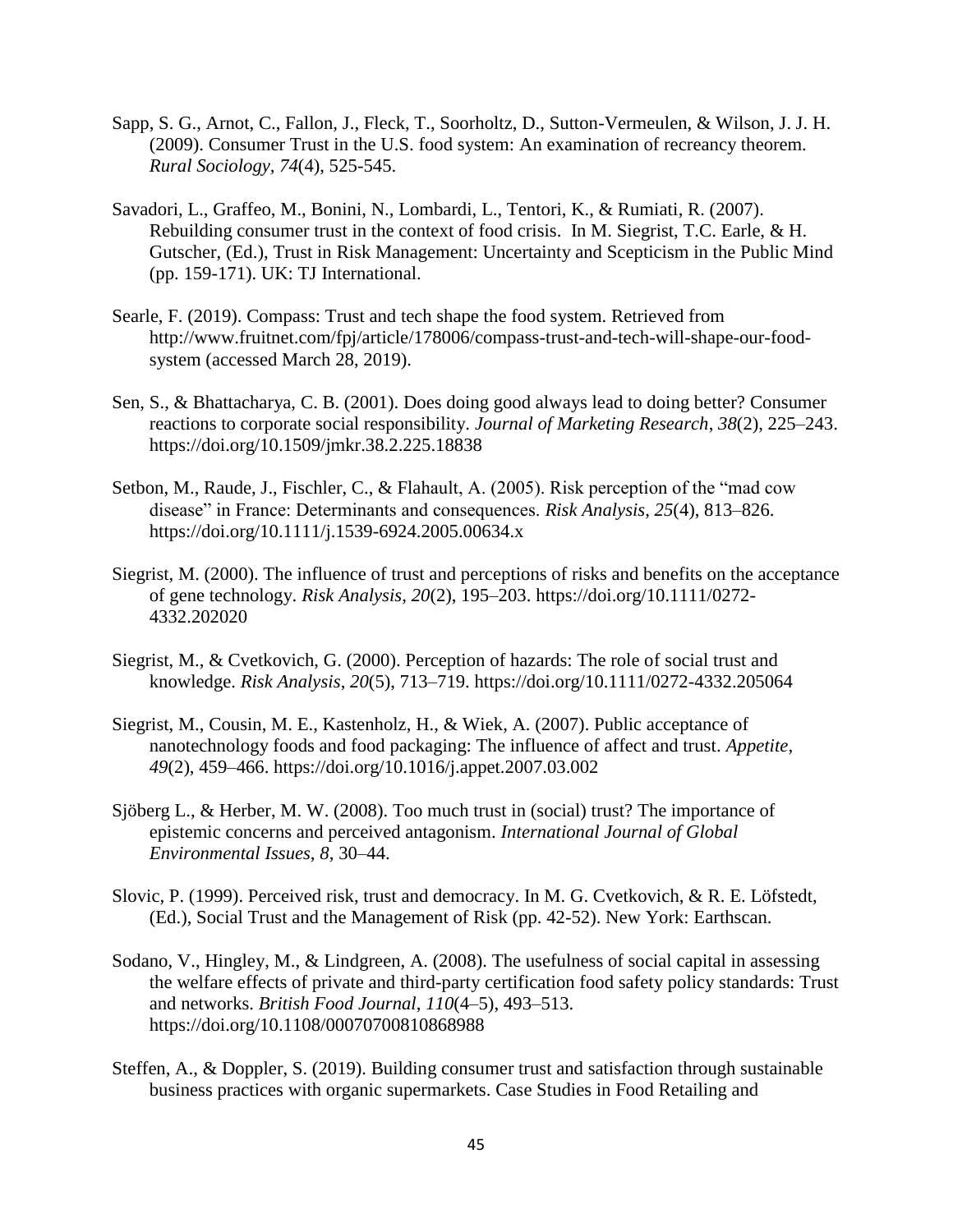Sapp, S. G., Arnot, C., Fallon, J., Fleck, T., Soorholtz, D., Sutton-Vermeulen, & Wilson, J. J. H. (2009). Consumer Trust in the U.S. food system: An examination of recreancy theorem. *Rural Sociology, 74*(4), 525-545.

Savadori, L., Graffeo, M., Bonini, N., Lombardi, L., Tentori, K., & Rumiati, R. (2007). Rebuilding consumer trust in the context of food crisis. In M. Siegrist, T.C. Earle, & H. Gutscher, (Ed.), Trust in Risk Management: Uncertainty and Scepticism in the Public Mind (pp. 159-171). UK: TJ International.

Searle, F. (2019). Compass: Trust and tech shape the food system. Retrieved from http://www.fruitnet.com/fpj/article/178006/compass-trust-and-tech-will-shape-our-food-system (accessed March 28, 2019).

Sen, S., & Bhattacharya, C. B. (2001). Does doing good always lead to doing better? Consumer reactions to corporate social responsibility. *Journal of Marketing Research*, *38*(2), 225–243. https://doi.org/10.1509/jmkr.38.2.225.18838

Setbon, M., Raude, J., Fischler, C., & Flahault, A. (2005). Risk perception of the "mad cow disease" in France: Determinants and consequences. *Risk Analysis*, *25*(4), 813–826. https://doi.org/10.1111/j.1539-6924.2005.00634.x

Siegrist, M. (2000). The influence of trust and perceptions of risks and benefits on the acceptance of gene technology. *Risk Analysis*, *20*(2), 195–203. https://doi.org/10.1111/0272-4332.202020

Siegrist, M., & Cvetkovich, G. (2000). Perception of hazards: The role of social trust and knowledge. *Risk Analysis*, *20*(5), 713–719. https://doi.org/10.1111/0272-4332.205064

Siegrist, M., Cousin, M. E., Kastenholz, H., & Wiek, A. (2007). Public acceptance of nanotechnology foods and food packaging: The influence of affect and trust. *Appetite*, *49*(2), 459–466. https://doi.org/10.1016/j.appet.2007.03.002

Sjöberg L., & Herber, M. W. (2008). Too much trust in (social) trust? The importance of epistemic concerns and perceived antagonism. *International Journal of Global Environmental Issues*, *8*, 30–44.

Slovic, P. (1999). Perceived risk, trust and democracy. In M. G. Cvetkovich, & R. E. Löfstedt, (Ed.), Social Trust and the Management of Risk (pp. 42-52). New York: Earthscan.

Sodano, V., Hingley, M., & Lindgreen, A. (2008). The usefulness of social capital in assessing the welfare effects of private and third-party certification food safety policy standards: Trust and networks. *British Food Journal*, *110*(4–5), 493–513. https://doi.org/10.1108/00070700810868988

Steffen, A., & Doppler, S. (2019). Building consumer trust and satisfaction through sustainable business practices with organic supermarkets. Case Studies in Food Retailing and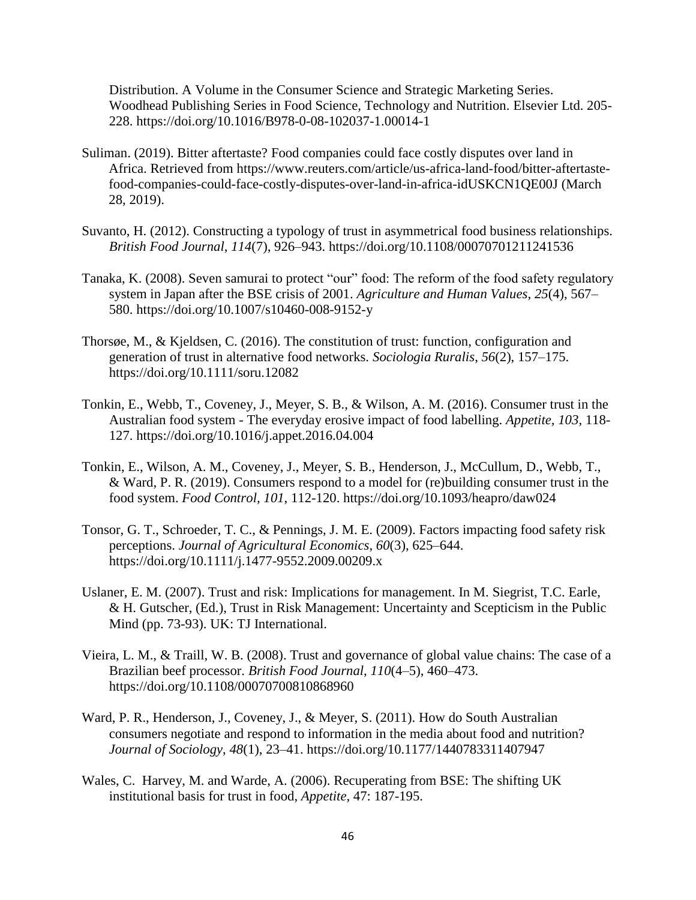Distribution. A Volume in the Consumer Science and Strategic Marketing Series. Woodhead Publishing Series in Food Science, Technology and Nutrition. Elsevier Ltd. 205-228. https://doi.org/10.1016/B978-0-08-102037-1.00014-1

Suliman. (2019). Bitter aftertaste? Food companies could face costly disputes over land in Africa. Retrieved from https://www.reuters.com/article/us-africa-land-food/bitter-aftertaste-food-companies-could-face-costly-disputes-over-land-in-africa-idUSKCN1QE00J (March 28, 2019).

Suvanto, H. (2012). Constructing a typology of trust in asymmetrical food business relationships. *British Food Journal*, *114*(7), 926–943. https://doi.org/10.1108/00070701211241536

Tanaka, K. (2008). Seven samurai to protect "our" food: The reform of the food safety regulatory system in Japan after the BSE crisis of 2001. *Agriculture and Human Values*, *25*(4), 567–580. https://doi.org/10.1007/s10460-008-9152-y

Thorsøe, M., & Kjeldsen, C. (2016). The constitution of trust: function, configuration and generation of trust in alternative food networks. *Sociologia Ruralis*, *56*(2), 157–175. https://doi.org/10.1111/soru.12082

Tonkin, E., Webb, T., Coveney, J., Meyer, S. B., & Wilson, A. M. (2016). Consumer trust in the Australian food system - The everyday erosive impact of food labelling. *Appetite, 103*, 118-127. https://doi.org/10.1016/j.appet.2016.04.004

Tonkin, E., Wilson, A. M., Coveney, J., Meyer, S. B., Henderson, J., McCullum, D., Webb, T., & Ward, P. R. (2019). Consumers respond to a model for (re)building consumer trust in the food system. *Food Control, 101,* 112-120. https://doi.org/10.1093/heapro/daw024

Tonsor, G. T., Schroeder, T. C., & Pennings, J. M. E. (2009). Factors impacting food safety risk perceptions. *Journal of Agricultural Economics*, *60*(3), 625–644. https://doi.org/10.1111/j.1477-9552.2009.00209.x

Uslaner, E. M. (2007). Trust and risk: Implications for management. In M. Siegrist, T.C. Earle, & H. Gutscher, (Ed.), Trust in Risk Management: Uncertainty and Scepticism in the Public Mind (pp. 73-93). UK: TJ International.

Vieira, L. M., & Traill, W. B. (2008). Trust and governance of global value chains: The case of a Brazilian beef processor. *British Food Journal*, *110*(4–5), 460–473. https://doi.org/10.1108/00070700810868960

Ward, P. R., Henderson, J., Coveney, J., & Meyer, S. (2011). How do South Australian consumers negotiate and respond to information in the media about food and nutrition? *Journal of Sociology*, *48*(1), 23–41. https://doi.org/10.1177/1440783311407947

Wales, C. Harvey, M. and Warde, A. (2006). Recuperating from BSE: The shifting UK institutional basis for trust in food, *Appetite*, 47: 187-195.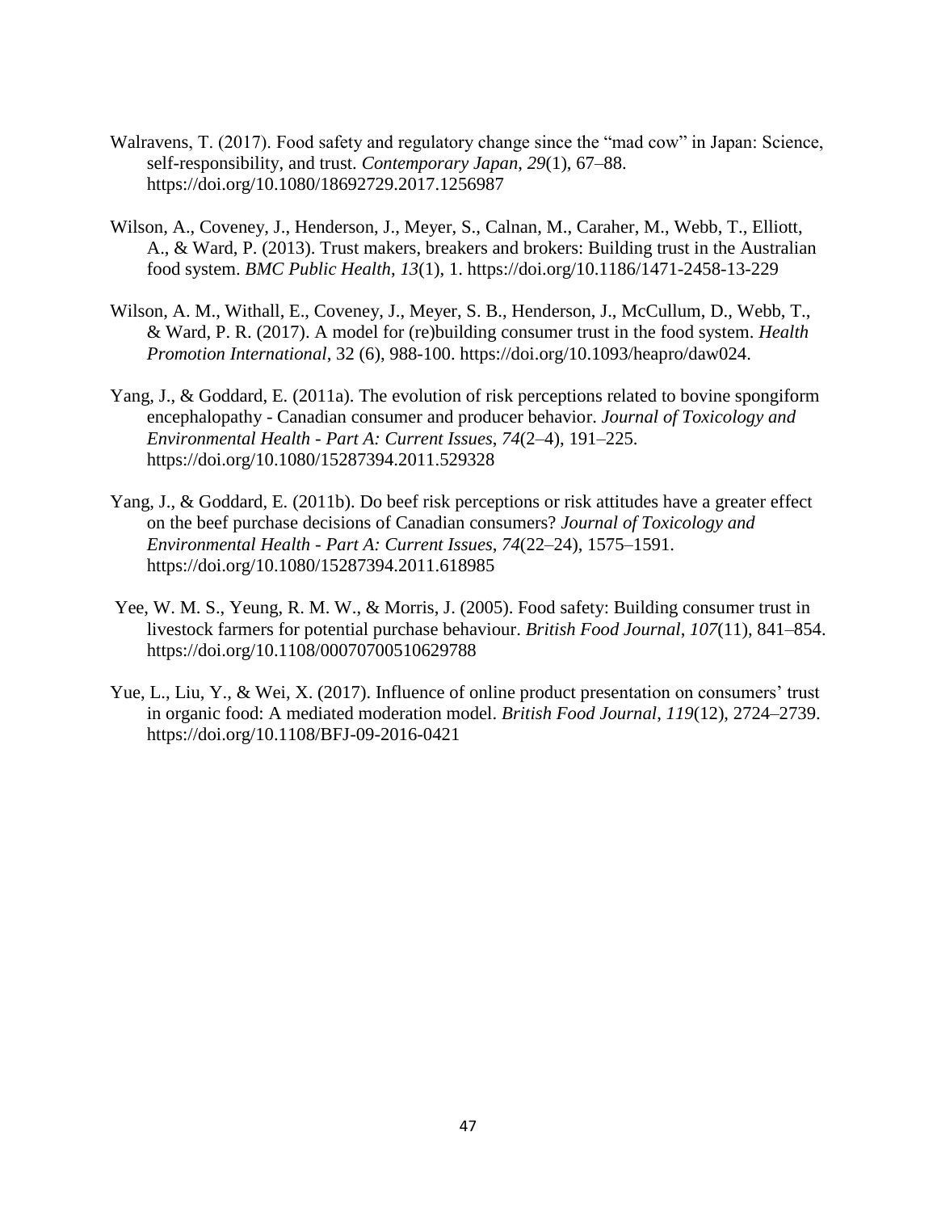Walravens, T. (2017). Food safety and regulatory change since the “mad cow” in Japan: Science, self-responsibility, and trust. *Contemporary Japan*, *29*(1), 67–88. https://doi.org/10.1080/18692729.2017.1256987

Wilson, A., Coveney, J., Henderson, J., Meyer, S., Calnan, M., Caraher, M., Webb, T., Elliott, A., & Ward, P. (2013). Trust makers, breakers and brokers: Building trust in the Australian food system. *BMC Public Health*, *13*(1), 1. https://doi.org/10.1186/1471-2458-13-229

Wilson, A. M., Withall, E., Coveney, J., Meyer, S. B., Henderson, J., McCullum, D., Webb, T., & Ward, P. R. (2017). A model for (re)building consumer trust in the food system. *Health Promotion International*, 32 (6), 988-100. https://doi.org/10.1093/heapro/daw024.

Yang, J., & Goddard, E. (2011a). The evolution of risk perceptions related to bovine spongiform encephalopathy - Canadian consumer and producer behavior. *Journal of Toxicology and Environmental Health - Part A: Current Issues*, *74*(2–4), 191–225. https://doi.org/10.1080/15287394.2011.529328

Yang, J., & Goddard, E. (2011b). Do beef risk perceptions or risk attitudes have a greater effect on the beef purchase decisions of Canadian consumers? *Journal of Toxicology and Environmental Health - Part A: Current Issues*, *74*(22–24), 1575–1591. https://doi.org/10.1080/15287394.2011.618985

Yee, W. M. S., Yeung, R. M. W., & Morris, J. (2005). Food safety: Building consumer trust in livestock farmers for potential purchase behaviour. *British Food Journal*, *107*(11), 841–854. https://doi.org/10.1108/00070700510629788

Yue, L., Liu, Y., & Wei, X. (2017). Influence of online product presentation on consumers’ trust in organic food: A mediated moderation model. *British Food Journal*, *119*(12), 2724–2739. https://doi.org/10.1108/BFJ-09-2016-0421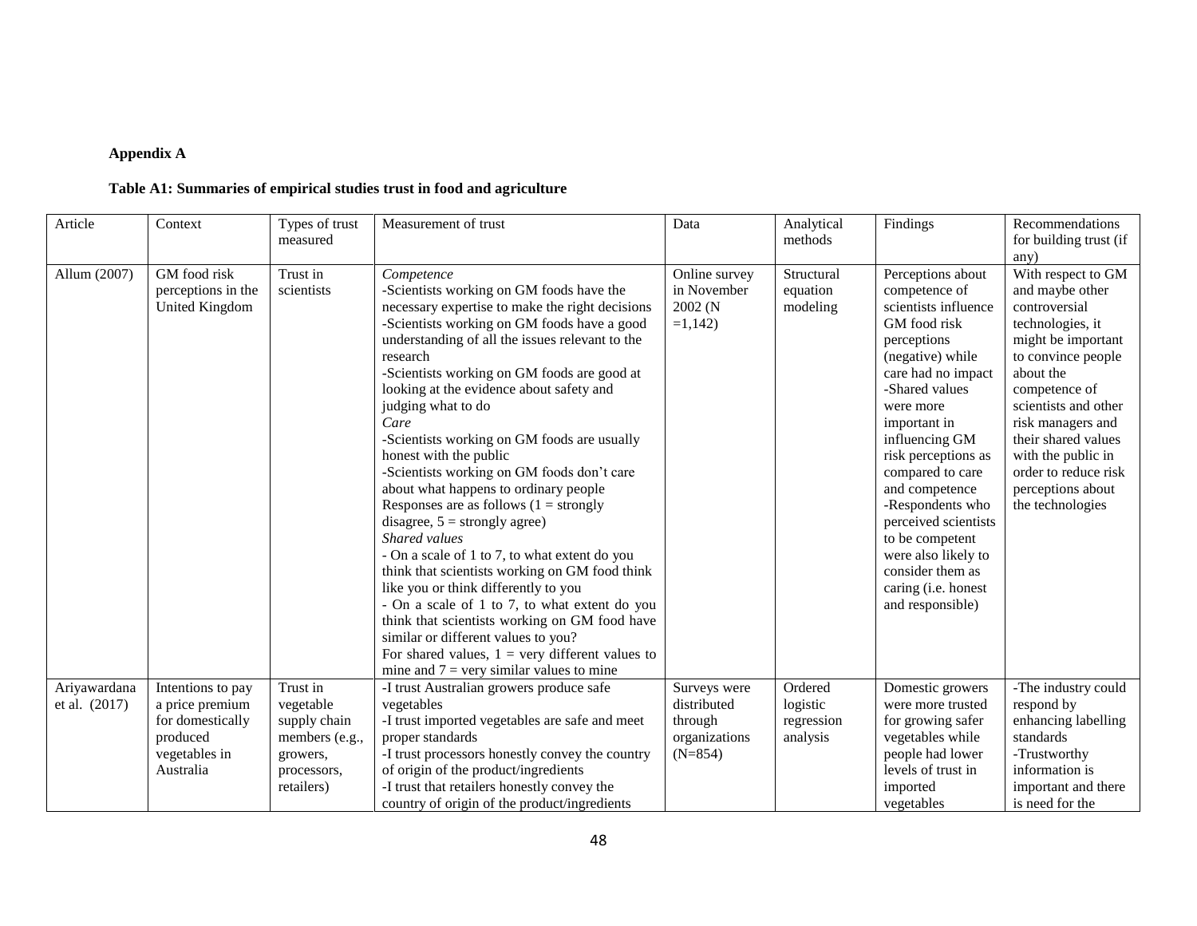**Appendix A**

**Table A1: Summaries of empirical studies trust in food and agriculture**

| Article | Context | Types of trust measured | Measurement of trust | Data | Analytical methods | Findings | Recommendations for building trust (if any) |
|---|---|---|---|---|---|---|---|
| Allum (2007) | GM food risk perceptions in the United Kingdom | Trust in scientists | *Competence*<br>-Scientists working on GM foods have the necessary expertise to make the right decisions<br>-Scientists working on GM foods have a good understanding of all the issues relevant to the research<br>-Scientists working on GM foods are good at looking at the evidence about safety and judging what to do<br>*Care*<br>-Scientists working on GM foods are usually honest with the public<br>-Scientists working on GM foods don't care about what happens to ordinary people<br>Responses are as follows (1 = strongly disagree, 5 = strongly agree)<br>*Shared values*<br>- On a scale of 1 to 7, to what extent do you think that scientists working on GM food think like you or think differently to you<br>- On a scale of 1 to 7, to what extent do you think that scientists working on GM food have similar or different values to you?<br>For shared values, 1 = very different values to mine and 7 = very similar values to mine | Online survey in November 2002 (N =1,142) | Structural equation modeling | Perceptions about competence of scientists influence GM food risk perceptions (negative) while care had no impact<br>-Shared values were more important in influencing GM risk perceptions as compared to care and competence<br>-Respondents who perceived scientists to be competent were also likely to consider them as caring (i.e. honest and responsible) | With respect to GM and maybe other controversial technologies, it might be important to convince people about the competence of scientists and other risk managers and their shared values with the public in order to reduce risk perceptions about the technologies |
| Ariyawardana et al. (2017) | Intentions to pay a price premium for domestically produced vegetables in Australia | Trust in vegetable supply chain members (e.g., growers, processors, retailers) | -I trust Australian growers produce safe vegetables<br>-I trust imported vegetables are safe and meet proper standards<br>-I trust processors honestly convey the country of origin of the product/ingredients<br>-I trust that retailers honestly convey the country of origin of the product/ingredients | Surveys were distributed through organizations (N=854) | Ordered logistic regression analysis | Domestic growers were more trusted for growing safer vegetables while people had lower levels of trust in imported vegetables | -The industry could respond by enhancing labelling standards<br>-Trustworthy information is important and there is need for the |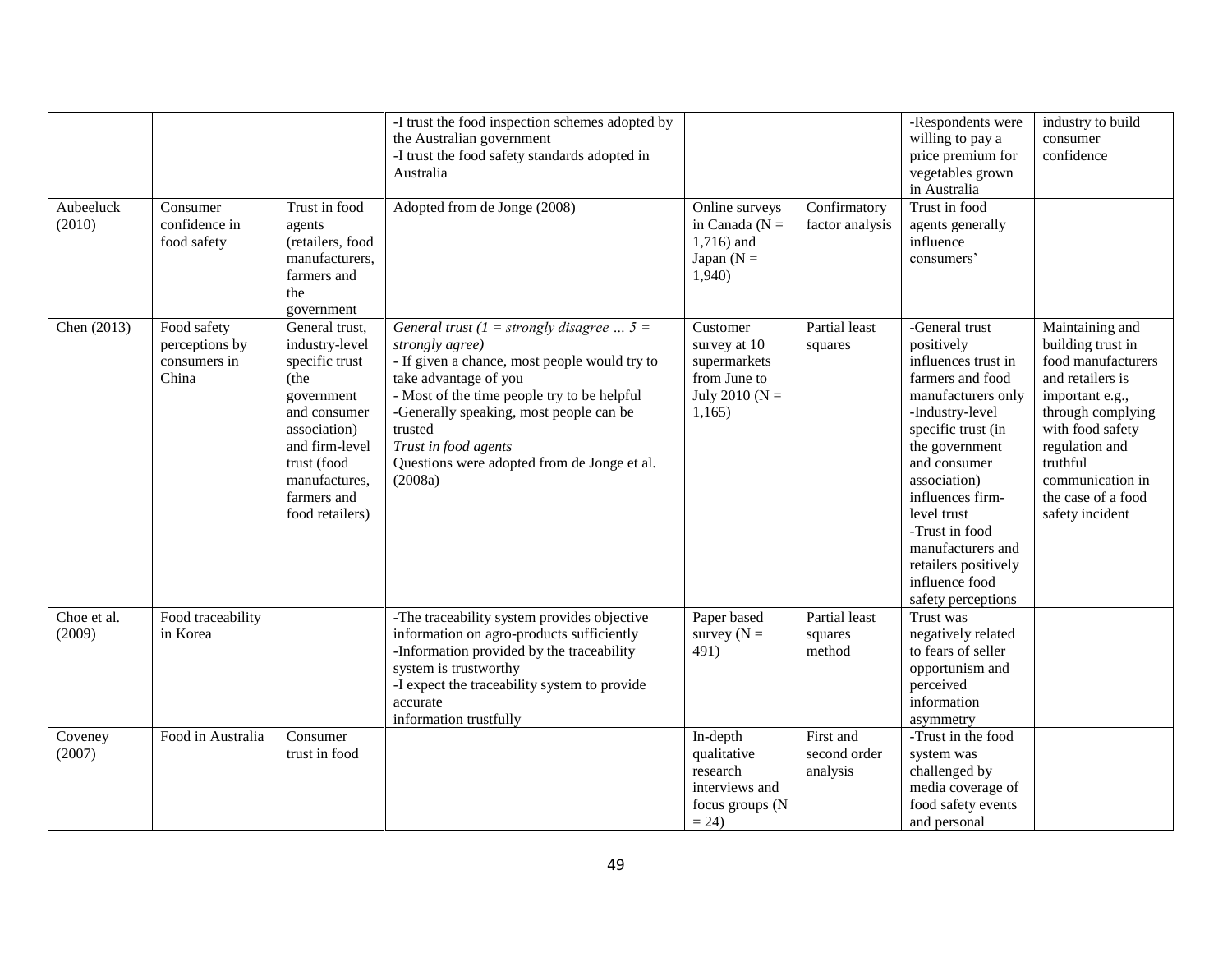|  |  |  | -I trust the food inspection schemes adopted by the Australian government<br>-I trust the food safety standards adopted in Australia |  |  | -Respondents were willing to pay a price premium for vegetables grown in Australia | industry to build consumer confidence |
|---|---|---|---|---|---|---|---|
| Aubeeluck (2010) | Consumer confidence in food safety | Trust in food agents (retailers, food manufacturers, farmers and the government | Adopted from de Jonge (2008) | Online surveys in Canada (N = 1,716) and Japan (N = 1,940) | Confirmatory factor analysis | Trust in food agents generally influence consumers' |  |
| Chen (2013) | Food safety perceptions by consumers in China | General trust, industry-level specific trust (the government and consumer association) and firm-level trust (food manufactures, farmers and food retailers) | *General trust (1 = strongly disagree … 5 = strongly agree)*<br>- If given a chance, most people would try to take advantage of you<br>- Most of the time people try to be helpful<br>-Generally speaking, most people can be trusted<br>*Trust in food agents*<br>Questions were adopted from de Jonge et al. (2008a) | Customer survey at 10 supermarkets from June to July 2010 (N = 1,165) | Partial least squares | -General trust positively influences trust in farmers and food manufacturers only<br>-Industry-level specific trust (in the government and consumer association) influences firm-level trust<br>-Trust in food manufacturers and retailers positively influence food safety perceptions | Maintaining and building trust in food manufacturers and retailers is important e.g., through complying with food safety regulation and truthful communication in the case of a food safety incident |
| Choe et al. (2009) | Food traceability in Korea |  | -The traceability system provides objective information on agro-products sufficiently<br>-Information provided by the traceability system is trustworthy<br>-I expect the traceability system to provide accurate information trustfully | Paper based survey (N = 491) | Partial least squares method | Trust was negatively related to fears of seller opportunism and perceived information asymmetry |  |
| Coveney (2007) | Food in Australia | Consumer trust in food |  | In-depth qualitative research interviews and focus groups (N = 24) | First and second order analysis | -Trust in the food system was challenged by media coverage of food safety events and personal |  |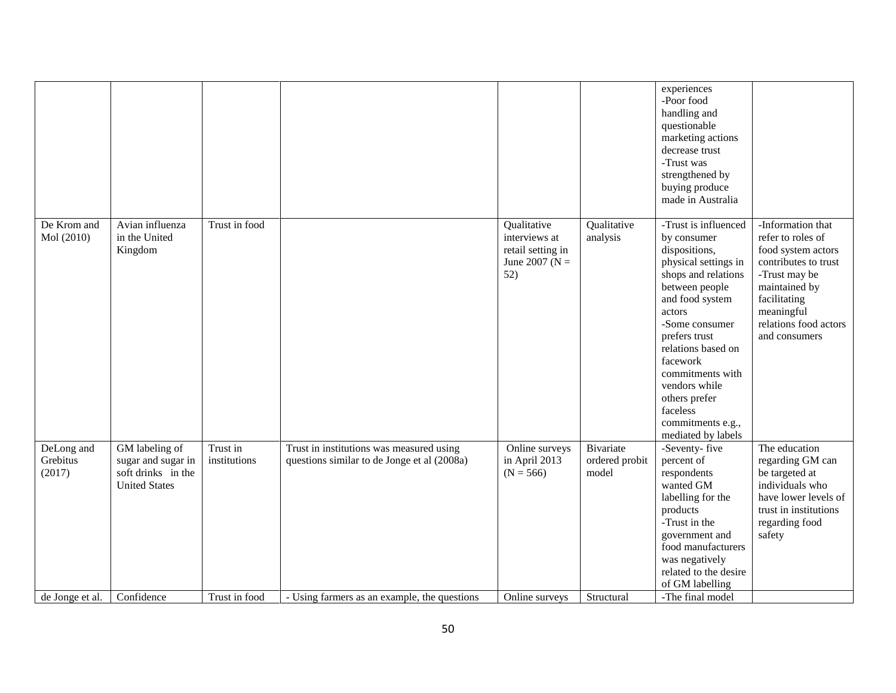| | | | | | | experiences -Poor food handling and questionable marketing actions decrease trust -Trust was strengthened by buying produce made in Australia | |
|---|---|---|---|---|---|---|---|
| De Krom and Mol (2010) | Avian influenza in the United Kingdom | Trust in food | | Qualitative interviews at retail setting in June 2007 (N = 52) | Qualitative analysis | -Trust is influenced by consumer dispositions, physical settings in shops and relations between people and food system actors -Some consumer prefers trust relations based on facework commitments with vendors while others prefer faceless commitments e.g., mediated by labels | -Information that refer to roles of food system actors contributes to trust -Trust may be maintained by facilitating meaningful relations food actors and consumers |
| DeLong and Grebitus (2017) | GM labeling of sugar and sugar in soft drinks in the United States | Trust in institutions | Trust in institutions was measured using questions similar to de Jonge et al (2008a) | Online surveys in April 2013 (N = 566) | Bivariate ordered probit model | -Seventy- five percent of respondents wanted GM labelling for the products -Trust in the government and food manufacturers was negatively related to the desire of GM labelling | The education regarding GM can be targeted at individuals who have lower levels of trust in institutions regarding food safety |
| de Jonge et al. | Confidence | Trust in food | - Using farmers as an example, the questions | Online surveys | Structural | -The final model | |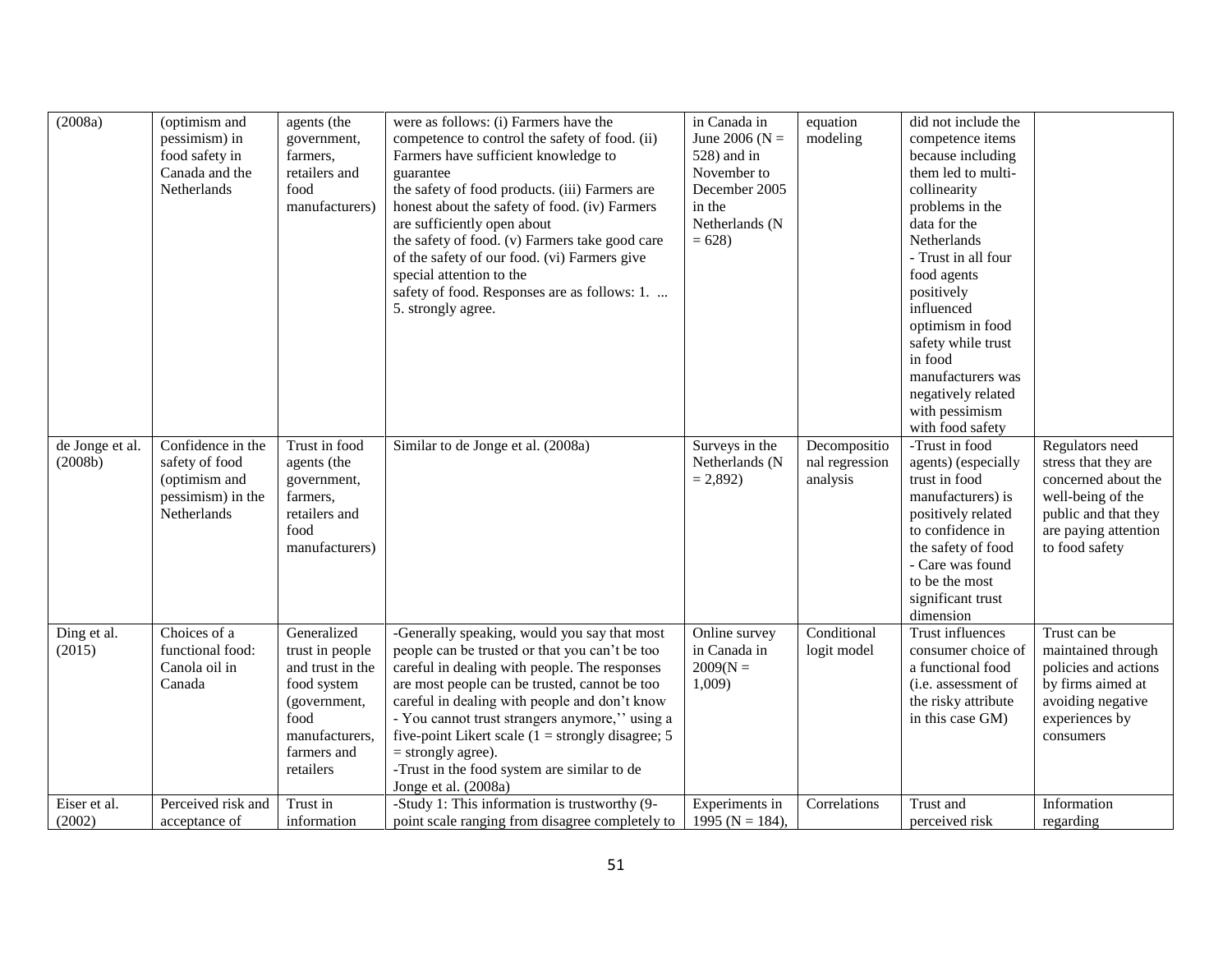| (2008a) | (optimism and pessimism) in food safety in Canada and the Netherlands | agents (the government, farmers, retailers and food manufacturers) | were as follows: (i) Farmers have the competence to control the safety of food. (ii) Farmers have sufficient knowledge to guarantee the safety of food products. (iii) Farmers are honest about the safety of food. (iv) Farmers are sufficiently open about the safety of food. (v) Farmers take good care of the safety of our food. (vi) Farmers give special attention to the safety of food. Responses are as follows: 1. ... 5. strongly agree. | in Canada in June 2006 (N = 528) and in November to December 2005 in the Netherlands (N = 628) | equation modeling | did not include the competence items because including them led to multi-collinearity problems in the data for the Netherlands - Trust in all four food agents positively influenced optimism in food safety while trust in food manufacturers was negatively related with pessimism with food safety | |
|---|---|---|---|---|---|---|---|
| de Jonge et al. (2008b) | Confidence in the safety of food (optimism and pessimism) in the Netherlands | Trust in food agents (the government, farmers, retailers and food manufacturers) | Similar to de Jonge et al. (2008a) | Surveys in the Netherlands (N = 2,892) | Decompositional regression analysis | -Trust in food agents) (especially trust in food manufacturers) is positively related to confidence in the safety of food - Care was found to be the most significant trust dimension | Regulators need stress that they are concerned about the well-being of the public and that they are paying attention to food safety |
| Ding et al. (2015) | Choices of a functional food: Canola oil in Canada | Generalized trust in people and trust in the food system (government, food manufacturers, farmers and retailers | -Generally speaking, would you say that most people can be trusted or that you can't be too careful in dealing with people. The responses are most people can be trusted, cannot be too careful in dealing with people and don't know - You cannot trust strangers anymore,'' using a five-point Likert scale (1 = strongly disagree; 5 = strongly agree). -Trust in the food system are similar to de Jonge et al. (2008a) | Online survey in Canada in 2009(N = 1,009) | Conditional logit model | Trust influences consumer choice of a functional food (i.e. assessment of the risky attribute in this case GM) | Trust can be maintained through policies and actions by firms aimed at avoiding negative experiences by consumers |
| Eiser et al. (2002) | Perceived risk and acceptance of | Trust in information | -Study 1: This information is trustworthy (9-point scale ranging from disagree completely to | Experiments in 1995 (N = 184), | Correlations | Trust and perceived risk | Information regarding |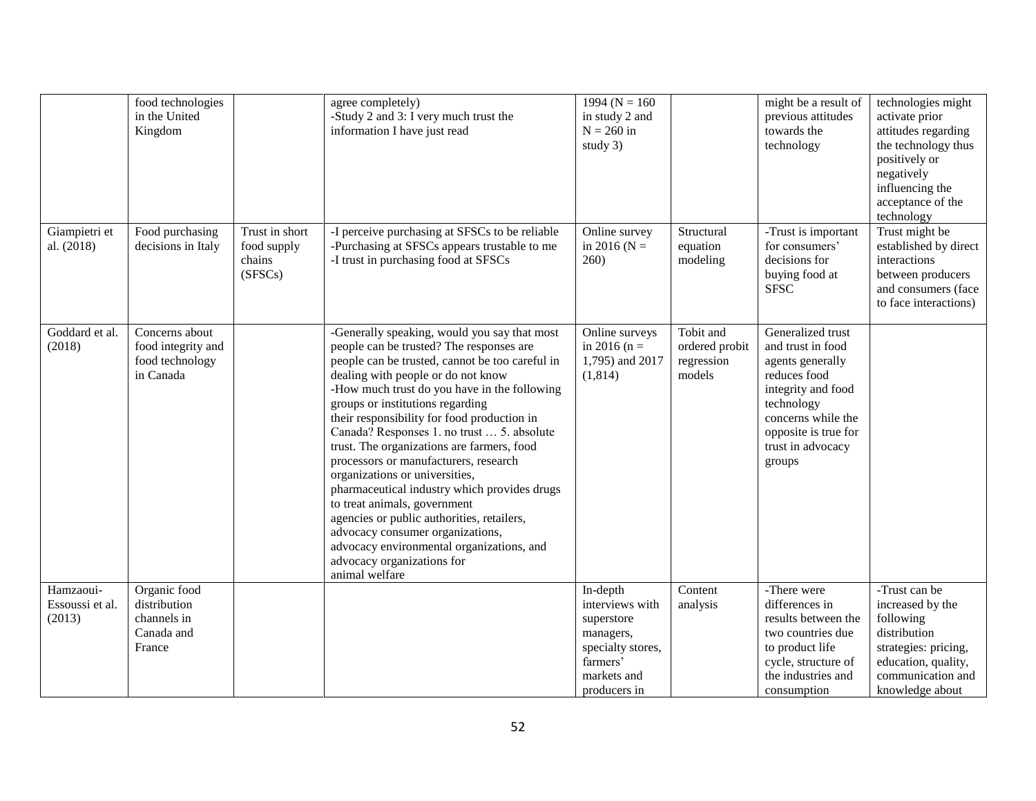| | food technologies in the United Kingdom | | agree completely)<br>-Study 2 and 3: I very much trust the information I have just read | 1994 (N = 160 in study 2 and N = 260 in study 3) | | might be a result of previous attitudes towards the technology | technologies might activate prior attitudes regarding the technology thus positively or negatively influencing the acceptance of the technology |
|---|---|---|---|---|---|---|---|
| Giampietri et al. (2018) | Food purchasing decisions in Italy | Trust in short food supply chains (SFSCs) | -I perceive purchasing at SFSCs to be reliable<br>-Purchasing at SFSCs appears trustable to me<br>-I trust in purchasing food at SFSCs | Online survey in 2016 (N = 260) | Structural equation modeling | -Trust is important for consumers' decisions for buying food at SFSC | Trust might be established by direct interactions between producers and consumers (face to face interactions) |
| Goddard et al. (2018) | Concerns about food integrity and food technology in Canada | | -Generally speaking, would you say that most people can be trusted? The responses are people can be trusted, cannot be too careful in dealing with people or do not know<br>-How much trust do you have in the following groups or institutions regarding their responsibility for food production in Canada? Responses 1. no trust … 5. absolute trust. The organizations are farmers, food processors or manufacturers, research organizations or universities, pharmaceutical industry which provides drugs to treat animals, government agencies or public authorities, retailers, advocacy consumer organizations, advocacy environmental organizations, and advocacy organizations for animal welfare | Online surveys in 2016 (n = 1,795) and 2017 (1,814) | Tobit and ordered probit regression models | Generalized trust and trust in food agents generally reduces food integrity and food technology concerns while the opposite is true for trust in advocacy groups | |
| Hamzaoui-Essoussi et al. (2013) | Organic food distribution channels in Canada and France | | | In-depth interviews with superstore managers, specialty stores, farmers' markets and producers in | Content analysis | -There were differences in results between the two countries due to product life cycle, structure of the industries and consumption | -Trust can be increased by the following distribution strategies: pricing, education, quality, communication and knowledge about |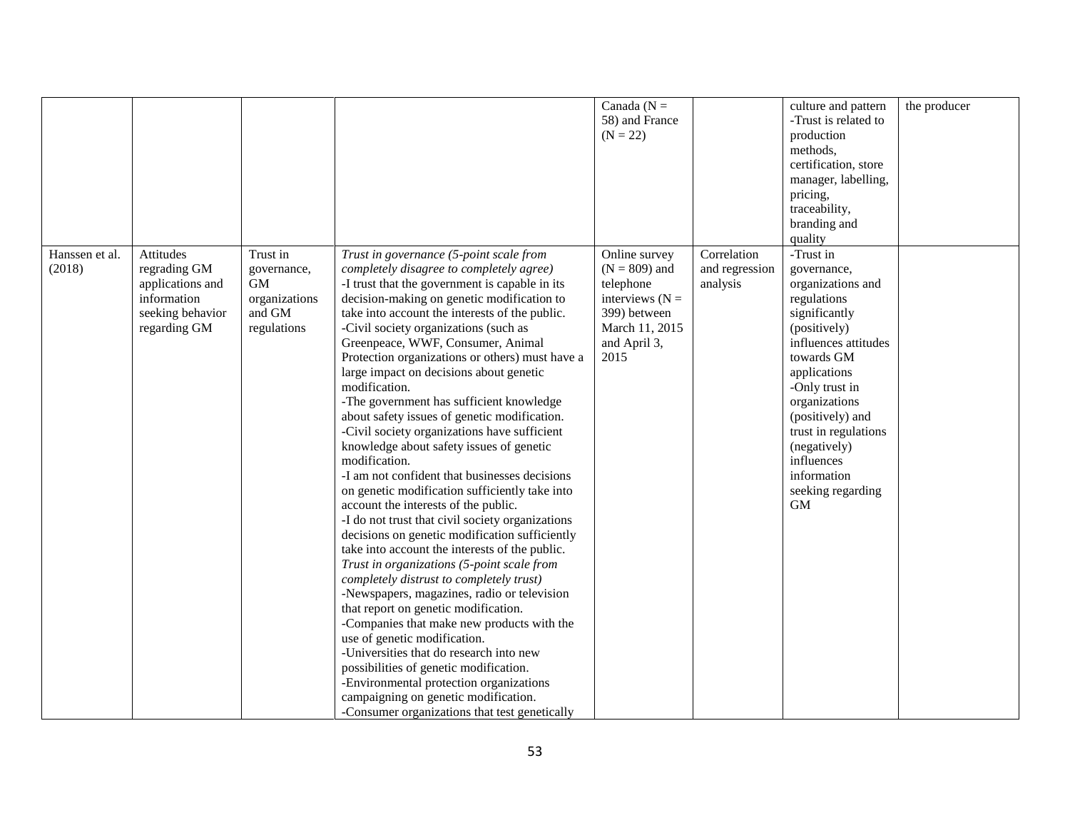| | | | | Canada (N = 58) and France (N = 22) | | culture and pattern<br>-Trust is related to production methods, certification, store manager, labelling, pricing, traceability, branding and quality | the producer |
|---|---|---|---|---|---|---|---|
| Hanssen et al. (2018) | Attitudes regrading GM applications and information seeking behavior regarding GM | Trust in governance, GM organizations and GM regulations | *Trust in governance (5-point scale from completely disagree to completely agree)*<br>-I trust that the government is capable in its decision-making on genetic modification to take into account the interests of the public.<br>-Civil society organizations (such as Greenpeace, WWF, Consumer, Animal Protection organizations or others) must have a large impact on decisions about genetic modification.<br>-The government has sufficient knowledge about safety issues of genetic modification.<br>-Civil society organizations have sufficient knowledge about safety issues of genetic modification.<br>-I am not confident that businesses decisions on genetic modification sufficiently take into account the interests of the public.<br>-I do not trust that civil society organizations decisions on genetic modification sufficiently take into account the interests of the public.<br>*Trust in organizations (5-point scale from completely distrust to completely trust)*<br>-Newspapers, magazines, radio or television that report on genetic modification.<br>-Companies that make new products with the use of genetic modification.<br>-Universities that do research into new possibilities of genetic modification.<br>-Environmental protection organizations campaigning on genetic modification.<br>-Consumer organizations that test genetically | Online survey (N = 809) and telephone interviews (N = 399) between March 11, 2015 and April 3, 2015 | Correlation and regression analysis | -Trust in governance, organizations and regulations significantly (positively) influences attitudes towards GM applications<br>-Only trust in organizations (positively) and trust in regulations (negatively) influences information seeking regarding GM | |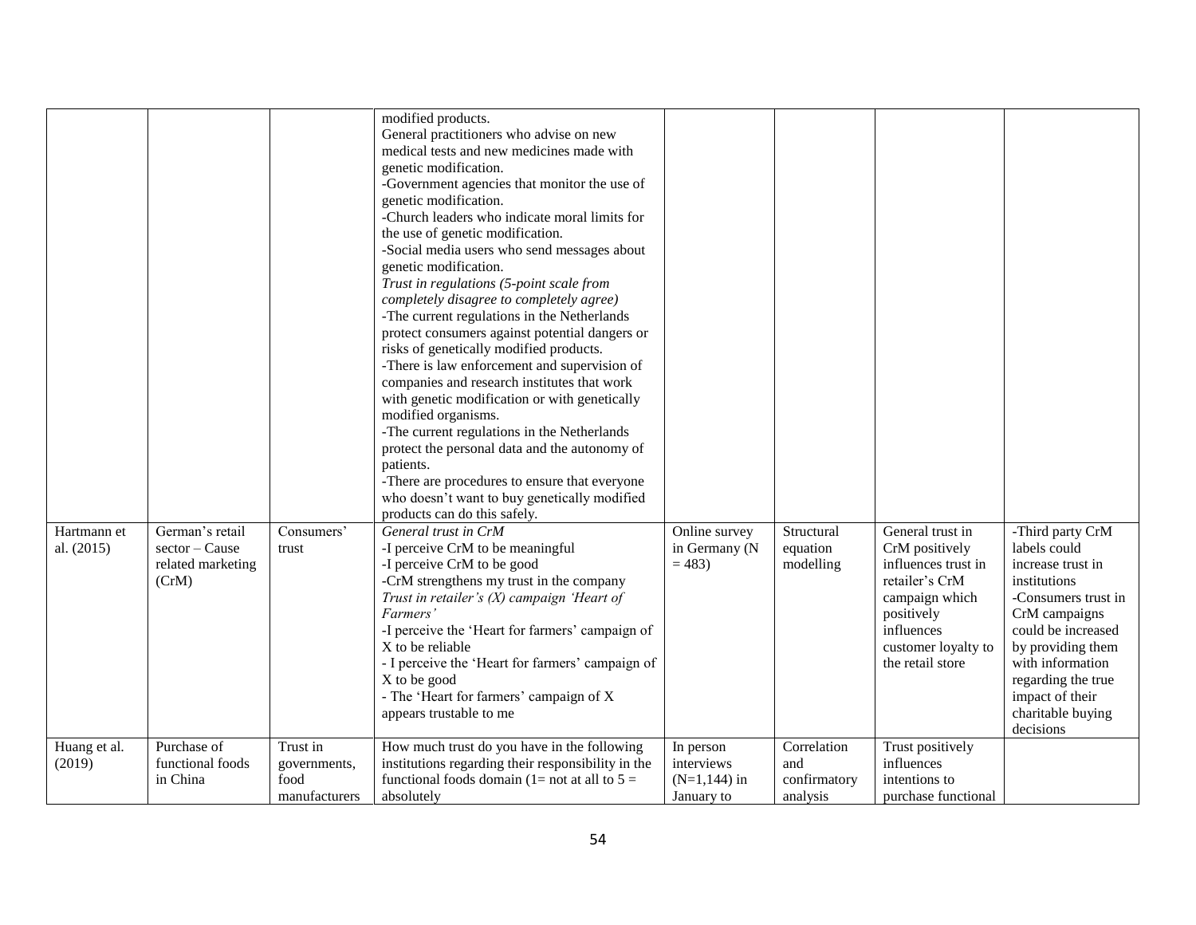|  |  |  |  |  |  |  |  |
|---|---|---|---|---|---|---|---|
|  |  |  | modified products.<br>General practitioners who advise on new medical tests and new medicines made with genetic modification.<br>-Government agencies that monitor the use of genetic modification.<br>-Church leaders who indicate moral limits for the use of genetic modification.<br>-Social media users who send messages about genetic modification.<br>*Trust in regulations (5-point scale from completely disagree to completely agree)*<br>-The current regulations in the Netherlands protect consumers against potential dangers or risks of genetically modified products.<br>-There is law enforcement and supervision of companies and research institutes that work with genetic modification or with genetically modified organisms.<br>-The current regulations in the Netherlands protect the personal data and the autonomy of patients.<br>-There are procedures to ensure that everyone who doesn't want to buy genetically modified products can do this safely. |  |  |  |  |
| Hartmann et al. (2015) | German's retail sector – Cause related marketing (CrM) | Consumers' trust | *General trust in CrM*<br>-I perceive CrM to be meaningful<br>-I perceive CrM to be good<br>-CrM strengthens my trust in the company<br>*Trust in retailer's (X) campaign 'Heart of Farmers'*<br>-I perceive the 'Heart for farmers' campaign of X to be reliable<br>- I perceive the 'Heart for farmers' campaign of X to be good<br>- The 'Heart for farmers' campaign of X appears trustable to me | Online survey in Germany (N = 483) | Structural equation modelling | General trust in CrM positively influences trust in retailer's CrM campaign which positively influences customer loyalty to the retail store | -Third party CrM labels could increase trust in institutions<br>-Consumers trust in CrM campaigns could be increased by providing them with information regarding the true impact of their charitable buying decisions |
| Huang et al. (2019) | Purchase of functional foods in China | Trust in governments, food manufacturers | How much trust do you have in the following institutions regarding their responsibility in the functional foods domain (1= not at all to 5 = absolutely | In person interviews (N=1,144) in January to | Correlation and confirmatory analysis | Trust positively influences intentions to purchase functional |  |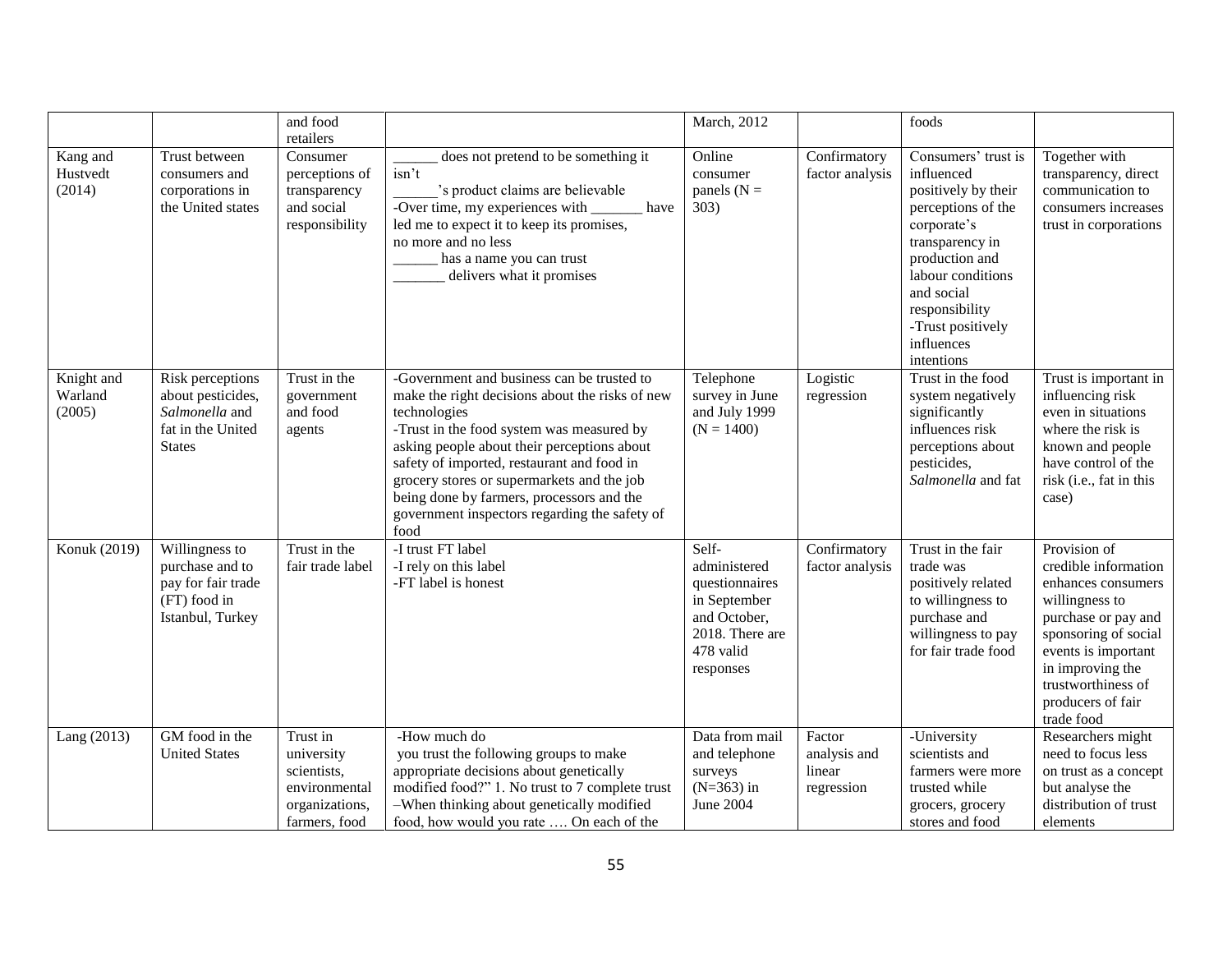| | | and food retailers | | March, 2012 | | foods | |
|---|---|---|---|---|---|---|---|
| Kang and Hustvedt (2014) | Trust between consumers and corporations in the United states | Consumer perceptions of transparency and social responsibility | ______ does not pretend to be something it isn't<br>______'s product claims are believable<br>-Over time, my experiences with _______ have led me to expect it to keep its promises, no more and no less<br>______ has a name you can trust<br>_______ delivers what it promises | Online consumer panels (N = 303) | Confirmatory factor analysis | Consumers' trust is influenced positively by their perceptions of the corporate's transparency in production and labour conditions and social responsibility<br>-Trust positively influences intentions | Together with transparency, direct communication to consumers increases trust in corporations |
| Knight and Warland (2005) | Risk perceptions about pesticides, *Salmonella* and fat in the United States | Trust in the government and food agents | -Government and business can be trusted to make the right decisions about the risks of new technologies<br>-Trust in the food system was measured by asking people about their perceptions about safety of imported, restaurant and food in grocery stores or supermarkets and the job being done by farmers, processors and the government inspectors regarding the safety of food | Telephone survey in June and July 1999 (N = 1400) | Logistic regression | Trust in the food system negatively significantly influences risk perceptions about pesticides, *Salmonella* and fat | Trust is important in influencing risk even in situations where the risk is known and people have control of the risk (i.e., fat in this case) |
| Konuk (2019) | Willingness to purchase and to pay for fair trade (FT) food in Istanbul, Turkey | Trust in the fair trade label | -I trust FT label<br>-I rely on this label<br>-FT label is honest | Self-administered questionnaires in September and October, 2018. There are 478 valid responses | Confirmatory factor analysis | Trust in the fair trade was positively related to willingness to purchase and willingness to pay for fair trade food | Provision of credible information enhances consumers willingness to purchase or pay and sponsoring of social events is important in improving the trustworthiness of producers of fair trade food |
| Lang (2013) | GM food in the United States | Trust in university scientists, environmental organizations, farmers, food | -How much do you trust the following groups to make appropriate decisions about genetically modified food?" 1. No trust to 7 complete trust<br>–When thinking about genetically modified food, how would you rate …. On each of the | Data from mail and telephone surveys (N=363) in June 2004 | Factor analysis and linear regression | -University scientists and farmers were more trusted while grocers, grocery stores and food | Researchers might need to focus less on trust as a concept but analyse the distribution of trust elements |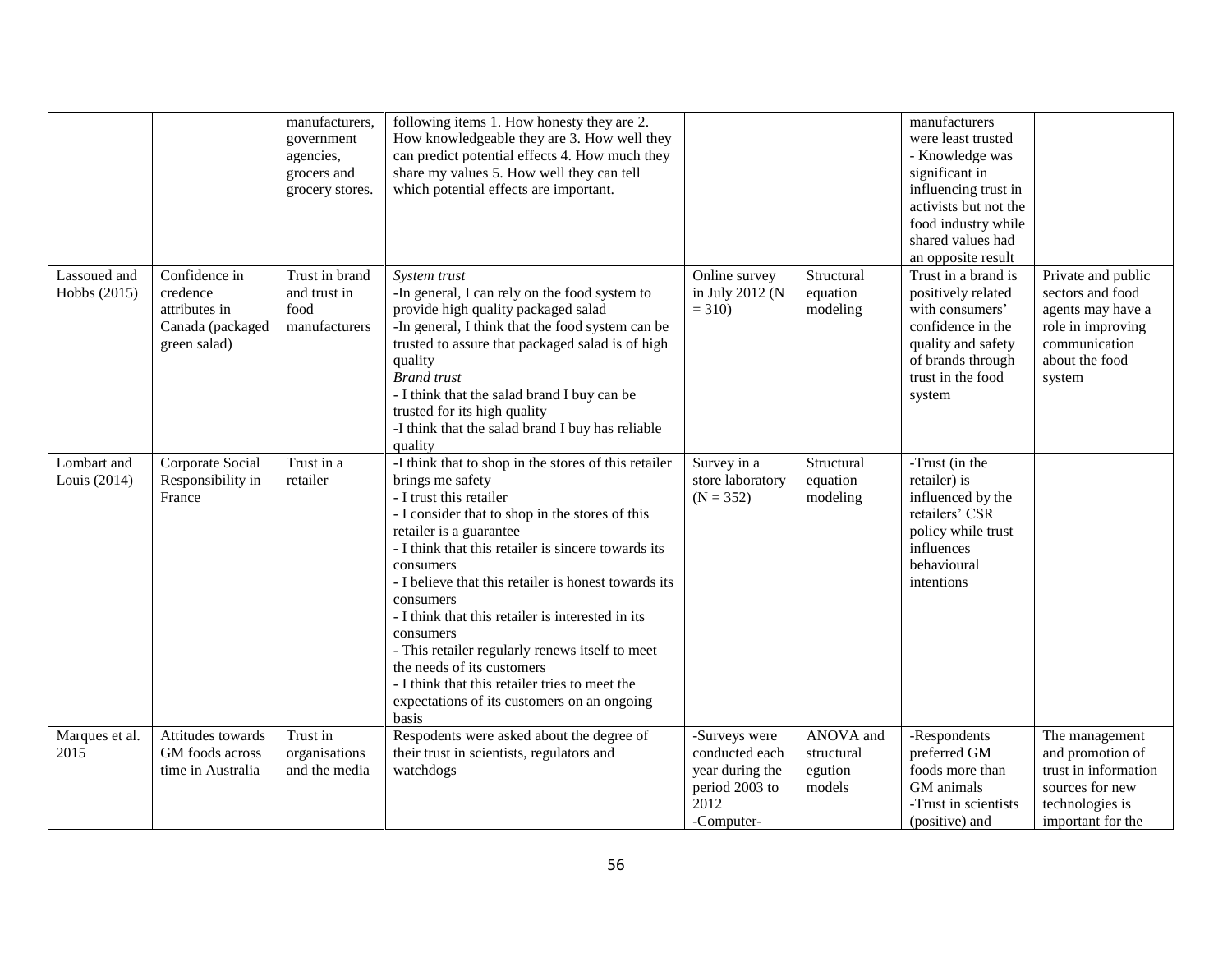| | | manufacturers, government agencies, grocers and grocery stores. | following items 1. How honesty they are 2. How knowledgeable they are 3. How well they can predict potential effects 4. How much they share my values 5. How well they can tell which potential effects are important. | | | manufacturers were least trusted<br>- Knowledge was significant in influencing trust in activists but not the food industry while shared values had an opposite result | |
|---|---|---|---|---|---|---|---|
| Lassoued and Hobbs (2015) | Confidence in credence attributes in Canada (packaged green salad) | Trust in brand and trust in food manufacturers | *System trust*<br>-In general, I can rely on the food system to provide high quality packaged salad<br>-In general, I think that the food system can be trusted to assure that packaged salad is of high quality<br>*Brand trust*<br>- I think that the salad brand I buy can be trusted for its high quality<br>-I think that the salad brand I buy has reliable quality | Online survey in July 2012 (N = 310) | Structural equation modeling | Trust in a brand is positively related with consumers' confidence in the quality and safety of brands through trust in the food system | Private and public sectors and food agents may have a role in improving communication about the food system |
| Lombart and Louis (2014) | Corporate Social Responsibility in France | Trust in a retailer | -I think that to shop in the stores of this retailer brings me safety<br>- I trust this retailer<br>- I consider that to shop in the stores of this retailer is a guarantee<br>- I think that this retailer is sincere towards its consumers<br>- I believe that this retailer is honest towards its consumers<br>- I think that this retailer is interested in its consumers<br>- This retailer regularly renews itself to meet the needs of its customers<br>- I think that this retailer tries to meet the expectations of its customers on an ongoing basis | Survey in a store laboratory (N = 352) | Structural equation modeling | -Trust (in the retailer) is influenced by the retailers' CSR policy while trust influences behavioural intentions | |
| Marques et al. 2015 | Attitudes towards GM foods across time in Australia | Trust in organisations and the media | Respondents were asked about the degree of their trust in scientists, regulators and watchdogs | -Surveys were conducted each year during the period 2003 to 2012<br>-Computer- | ANOVA and structural egution models | -Respondents preferred GM foods more than GM animals<br>-Trust in scientists (positive) and | The management and promotion of trust in information sources for new technologies is important for the |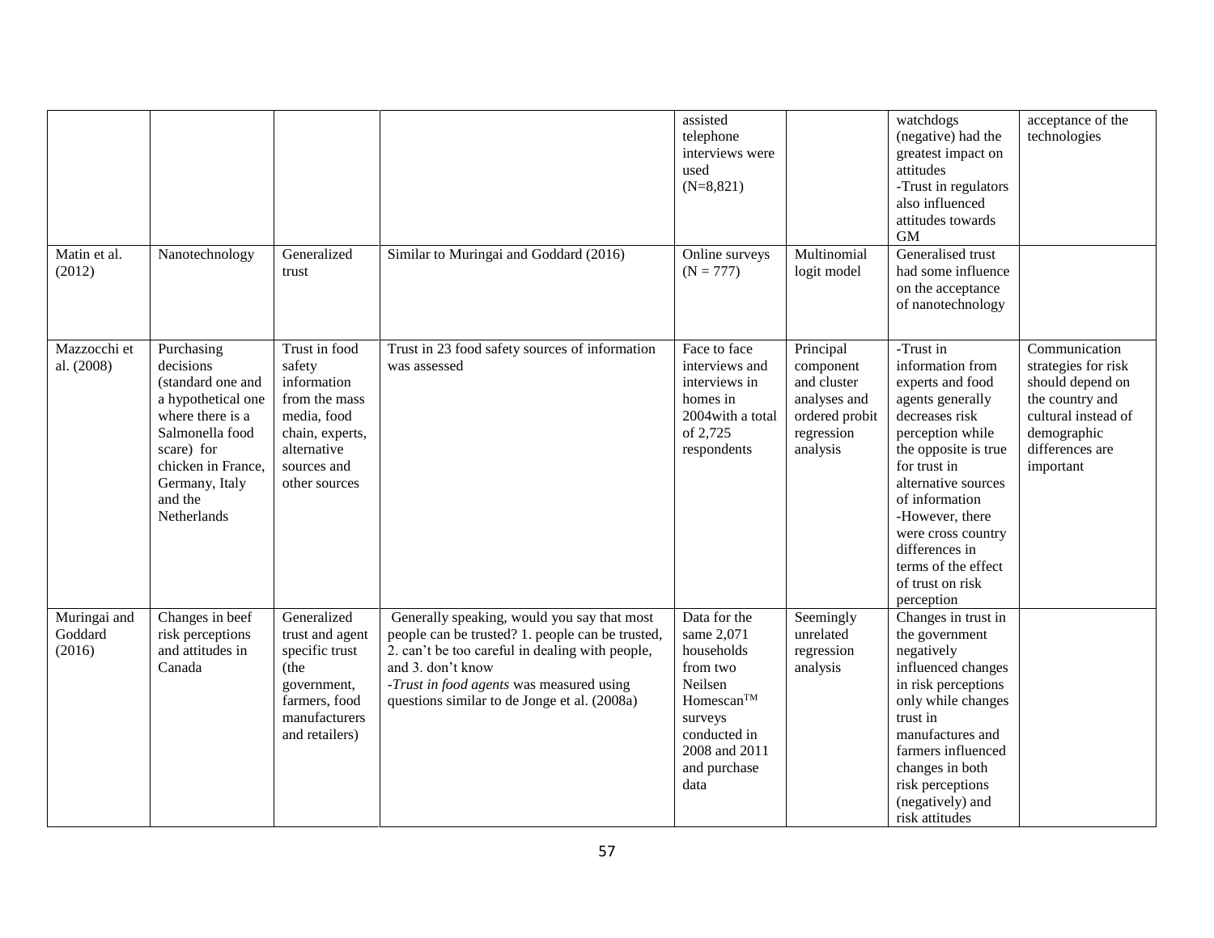| | | | | assisted telephone interviews were used (N=8,821) | | watchdogs (negative) had the greatest impact on attitudes<br>-Trust in regulators also influenced attitudes towards GM | acceptance of the technologies |
|---|---|---|---|---|---|---|---|
| Matin et al. (2012) | Nanotechnology | Generalized trust | Similar to Muringai and Goddard (2016) | Online surveys (N = 777) | Multinomial logit model | Generalised trust had some influence on the acceptance of nanotechnology | |
| Mazzocchi et al. (2008) | Purchasing decisions (standard one and a hypothetical one where there is a Salmonella food scare) for chicken in France, Germany, Italy and the Netherlands | Trust in food safety information from the mass media, food chain, experts, alternative sources and other sources | Trust in 23 food safety sources of information was assessed | Face to face interviews and interviews in homes in 2004with a total of 2,725 respondents | Principal component and cluster analyses and ordered probit regression analysis | -Trust in information from experts and food agents generally decreases risk perception while the opposite is true for trust in alternative sources of information<br>-However, there were cross country differences in terms of the effect of trust on risk perception | Communication strategies for risk should depend on the country and cultural instead of demographic differences are important |
| Muringai and Goddard (2016) | Changes in beef risk perceptions and attitudes in Canada | Generalized trust and agent specific trust (the government, farmers, food manufacturers and retailers) | Generally speaking, would you say that most people can be trusted? 1. people can be trusted, 2. can't be too careful in dealing with people, and 3. don't know<br>-*Trust in food agents* was measured using questions similar to de Jonge et al. (2008a) | Data for the same 2,071 households from two Neilsen Homescan™ surveys conducted in 2008 and 2011 and purchase data | Seemingly unrelated regression analysis | Changes in trust in the government negatively influenced changes in risk perceptions only while changes trust in manufactures and farmers influenced changes in both risk perceptions (negatively) and risk attitudes | |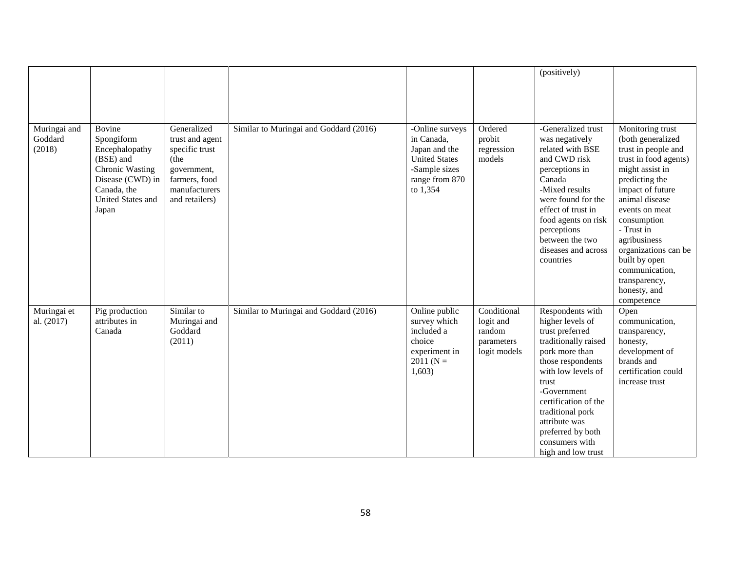| | | | | | | | |
|---|---|---|---|---|---|---|---|
| | | | | | | (positively) | |
| Muringai and Goddard (2018) | Bovine Spongiform Encephalopathy (BSE) and Chronic Wasting Disease (CWD) in Canada, the United States and Japan | Generalized trust and agent specific trust (the government, farmers, food manufacturers and retailers) | Similar to Muringai and Goddard (2016) | -Online surveys in Canada, Japan and the United States<br>-Sample sizes range from 870 to 1,354 | Ordered probit regression models | -Generalized trust was negatively related with BSE and CWD risk perceptions in Canada<br>-Mixed results were found for the effect of trust in food agents on risk perceptions between the two diseases and across countries | Monitoring trust (both generalized trust in people and trust in food agents) might assist in predicting the impact of future animal disease events on meat consumption<br>- Trust in agribusiness organizations can be built by open communication, transparency, honesty, and competence |
| Muringai et al. (2017) | Pig production attributes in Canada | Similar to Muringai and Goddard (2011) | Similar to Muringai and Goddard (2016) | Online public survey which included a choice experiment in 2011 (N = 1,603) | Conditional logit and random parameters logit models | Respondents with higher levels of trust preferred traditionally raised pork more than those respondents with low levels of trust<br>-Government certification of the traditional pork attribute was preferred by both consumers with high and low trust | Open communication, transparency, honesty, development of brands and certification could increase trust |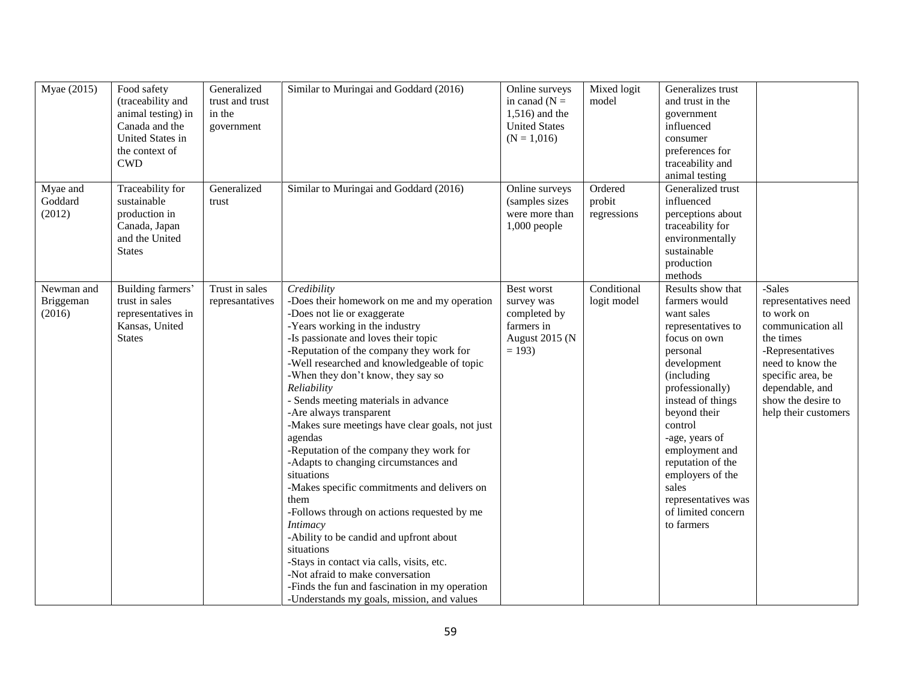| Myae (2015) | Food safety (traceability and animal testing) in Canada and the United States in the context of CWD | Generalized trust and trust in the government | Similar to Muringai and Goddard (2016) | Online surveys in canad (N = 1,516) and the United States (N = 1,016) | Mixed logit model | Generalizes trust and trust in the government influenced consumer preferences for traceability and animal testing | |
|---|---|---|---|---|---|---|---|
| Myae and Goddard (2012) | Traceability for sustainable production in Canada, Japan and the United States | Generalized trust | Similar to Muringai and Goddard (2016) | Online surveys (samples sizes were more than 1,000 people | Ordered probit regressions | Generalized trust influenced perceptions about traceability for environmentally sustainable production methods | |
| Newman and Briggeman (2016) | Building farmers' trust in sales representatives in Kansas, United States | Trust in sales represantatives | *Credibility*<br>-Does their homework on me and my operation<br>-Does not lie or exaggerate<br>-Years working in the industry<br>-Is passionate and loves their topic<br>-Reputation of the company they work for<br>-Well researched and knowledgeable of topic<br>-When they don't know, they say so<br>*Reliability*<br>- Sends meeting materials in advance<br>-Are always transparent<br>-Makes sure meetings have clear goals, not just agendas<br>-Reputation of the company they work for<br>-Adapts to changing circumstances and situations<br>-Makes specific commitments and delivers on them<br>-Follows through on actions requested by me<br>*Intimacy*<br>-Ability to be candid and upfront about situations<br>-Stays in contact via calls, visits, etc.<br>-Not afraid to make conversation<br>-Finds the fun and fascination in my operation<br>-Understands my goals, mission, and values | Best worst survey was completed by farmers in August 2015 (N = 193) | Conditional logit model | Results show that farmers would want sales representatives to focus on own personal development (including professionally) instead of things beyond their control<br>-age, years of employment and reputation of the employers of the sales representatives was of limited concern to farmers | -Sales representatives need to work on communication all the times<br>-Representatives need to know the specific area, be dependable, and show the desire to help their customers |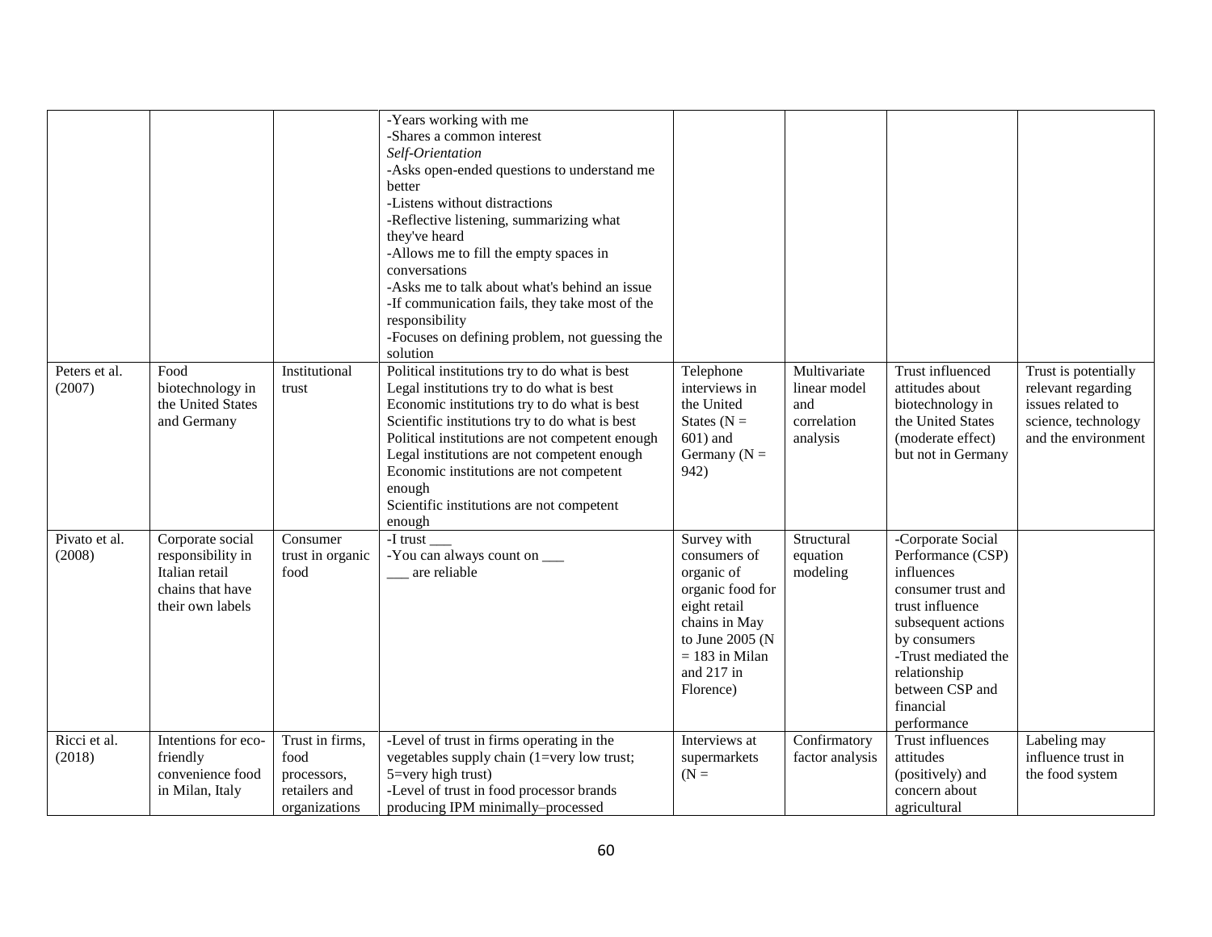| | | | -Years working with me<br>-Shares a common interest<br>*Self-Orientation*<br>-Asks open-ended questions to understand me better<br>-Listens without distractions<br>-Reflective listening, summarizing what they've heard<br>-Allows me to fill the empty spaces in conversations<br>-Asks me to talk about what's behind an issue<br>-If communication fails, they take most of the responsibility<br>-Focuses on defining problem, not guessing the solution | | | | |
|---|---|---|---|---|---|---|---|
| Peters et al. (2007) | Food biotechnology in the United States and Germany | Institutional trust | Political institutions try to do what is best<br>Legal institutions try to do what is best<br>Economic institutions try to do what is best<br>Scientific institutions try to do what is best<br>Political institutions are not competent enough<br>Legal institutions are not competent enough<br>Economic institutions are not competent enough<br>Scientific institutions are not competent enough | Telephone interviews in the United States (N = 601) and Germany (N = 942) | Multivariate linear model and correlation analysis | Trust influenced attitudes about biotechnology in the United States (moderate effect) but not in Germany | Trust is potentially relevant regarding issues related to science, technology and the environment |
| Pivato et al. (2008) | Corporate social responsibility in Italian retail chains that have their own labels | Consumer trust in organic food | -I trust ___<br>-You can always count on ___<br>___ are reliable | Survey with consumers of organic of organic food for eight retail chains in May to June 2005 (N = 183 in Milan and 217 in Florence) | Structural equation modeling | -Corporate Social Performance (CSP) influences consumer trust and trust influence subsequent actions by consumers<br>-Trust mediated the relationship between CSP and financial performance | |
| Ricci et al. (2018) | Intentions for eco-friendly convenience food in Milan, Italy | Trust in firms, food processors, retailers and organizations | -Level of trust in firms operating in the vegetables supply chain (1=very low trust; 5=very high trust)<br>-Level of trust in food processor brands producing IPM minimally–processed | Interviews at supermarkets (N = | Confirmatory factor analysis | Trust influences attitudes (positively) and concern about agricultural | Labeling may influence trust in the food system |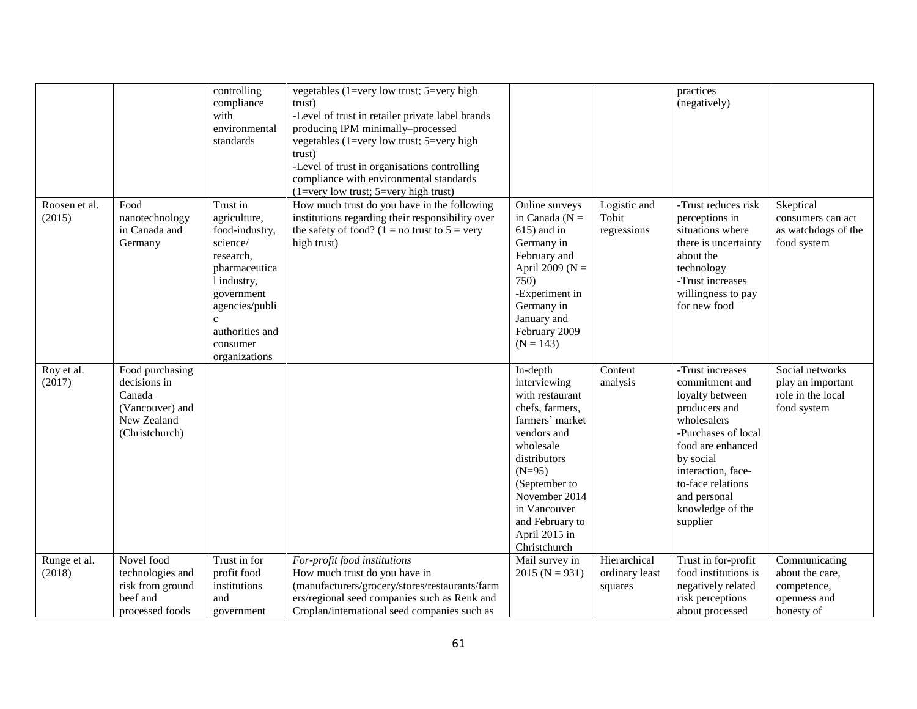| | | | | | | | |
|---|---|---|---|---|---|---|---|
| | | controlling compliance with environmental standards | vegetables (1=very low trust; 5=very high trust)<br>-Level of trust in retailer private label brands producing IPM minimally–processed vegetables (1=very low trust; 5=very high trust)<br>-Level of trust in organisations controlling compliance with environmental standards (1=very low trust; 5=very high trust) | | | practices (negatively) | |
| Roosen et al. (2015) | Food nanotechnology in Canada and Germany | Trust in agriculture, food-industry, science/ research, pharmaceutical industry, government agencies/public authorities and consumer organizations | How much trust do you have in the following institutions regarding their responsibility over the safety of food? (1 = no trust to 5 = very high trust) | Online surveys in Canada (N = 615) and in Germany in February and April 2009 (N = 750)<br>-Experiment in Germany in January and February 2009 (N = 143) | Logistic and Tobit regressions | -Trust reduces risk perceptions in situations where there is uncertainty about the technology<br>-Trust increases willingness to pay for new food | Skeptical consumers can act as watchdogs of the food system |
| Roy et al. (2017) | Food purchasing decisions in Canada (Vancouver) and New Zealand (Christchurch) | | | In-depth interviewing with restaurant chefs, farmers, farmers' market vendors and wholesale distributors (N=95) (September to November 2014 in Vancouver and February to April 2015 in Christchurch | Content analysis | -Trust increases commitment and loyalty between producers and wholesalers<br>-Purchases of local food are enhanced by social interaction, face-to-face relations and personal knowledge of the supplier | Social networks play an important role in the local food system |
| Runge et al. (2018) | Novel food technologies and risk from ground beef and processed foods | Trust in for profit food institutions and government | *For-profit food institutions*<br>How much trust do you have in (manufacturers/grocery/stores/restaurants/farmers/regional seed companies such as Renk and Croplan/international seed companies such as | Mail survey in 2015 (N = 931) | Hierarchical ordinary least squares | Trust in for-profit food institutions is negatively related risk perceptions about processed | Communicating about the care, competence, openness and honesty of |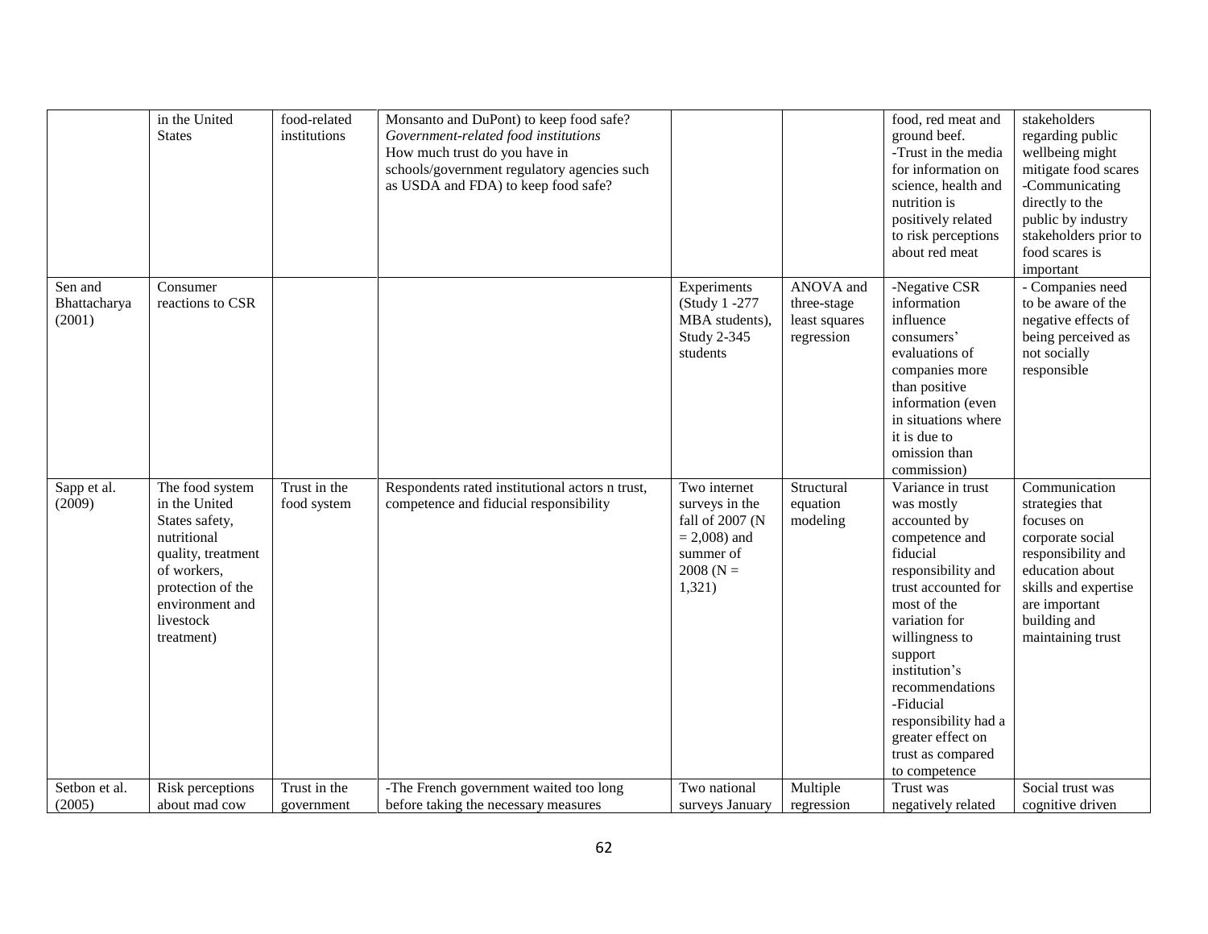|  |  |  |  |  |  |  |  |
|---|---|---|---|---|---|---|---|
|  | in the United States | food-related institutions | Monsanto and DuPont) to keep food safe? *Government-related food institutions* How much trust do you have in schools/government regulatory agencies such as USDA and FDA) to keep food safe? |  |  | food, red meat and ground beef. -Trust in the media for information on science, health and nutrition is positively related to risk perceptions about red meat | stakeholders regarding public wellbeing might mitigate food scares -Communicating directly to the public by industry stakeholders prior to food scares is important |
| Sen and Bhattacharya (2001) | Consumer reactions to CSR |  |  | Experiments (Study 1 -277 MBA students), Study 2-345 students | ANOVA and three-stage least squares regression | -Negative CSR information influence consumers' evaluations of companies more than positive information (even in situations where it is due to omission than commission) | - Companies need to be aware of the negative effects of being perceived as not socially responsible |
| Sapp et al. (2009) | The food system in the United States safety, nutritional quality, treatment of workers, protection of the environment and livestock treatment) | Trust in the food system | Respondents rated institutional actors n trust, competence and fiducial responsibility | Two internet surveys in the fall of 2007 (N = 2,008) and summer of 2008 (N = 1,321) | Structural equation modeling | Variance in trust was mostly accounted by competence and fiducial responsibility and trust accounted for most of the variation for willingness to support institution's recommendations -Fiducial responsibility had a greater effect on trust as compared to competence | Communication strategies that focuses on corporate social responsibility and education about skills and expertise are important building and maintaining trust |
| Setbon et al. (2005) | Risk perceptions about mad cow | Trust in the government | -The French government waited too long before taking the necessary measures | Two national surveys January | Multiple regression | Trust was negatively related | Social trust was cognitive driven |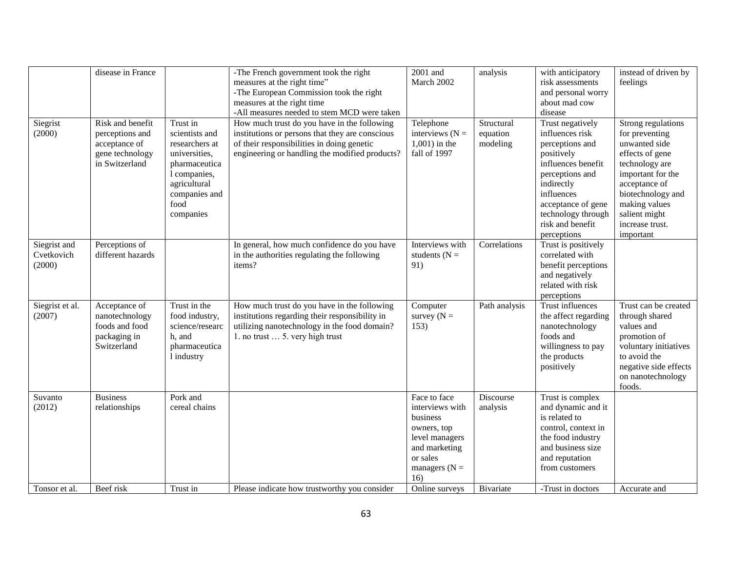| | | | | | | | |
|---|---|---|---|---|---|---|---|
| | disease in France | | -The French government took the right measures at the right time"<br>-The European Commission took the right measures at the right time<br>-All measures needed to stem MCD were taken | 2001 and March 2002 | analysis | with anticipatory risk assessments and personal worry about mad cow disease | instead of driven by feelings |
| Siegrist (2000) | Risk and benefit perceptions and acceptance of gene technology in Switzerland | Trust in scientists and researchers at universities, pharmaceutical companies, agricultural companies and food companies | How much trust do you have in the following institutions or persons that they are conscious of their responsibilities in doing genetic engineering or handling the modified products? | Telephone interviews (N = 1,001) in the fall of 1997 | Structural equation modeling | Trust negatively influences risk perceptions and positively influences benefit perceptions and indirectly influences acceptance of gene technology through risk and benefit perceptions | Strong regulations for preventing unwanted side effects of gene technology are important for the acceptance of biotechnology and making values salient might increase trust. important |
| Siegrist and Cvetkovich (2000) | Perceptions of different hazards | | In general, how much confidence do you have in the authorities regulating the following items? | Interviews with students (N = 91) | Correlations | Trust is positively correlated with benefit perceptions and negatively related with risk perceptions | |
| Siegrist et al. (2007) | Acceptance of nanotechnology foods and food packaging in Switzerland | Trust in the food industry, science/research, and pharmaceutical industry | How much trust do you have in the following institutions regarding their responsibility in utilizing nanotechnology in the food domain?<br>1. no trust … 5. very high trust | Computer survey (N = 153) | Path analysis | Trust influences the affect regarding nanotechnology foods and willingness to pay the products positively | Trust can be created through shared values and promotion of voluntary initiatives to avoid the negative side effects on nanotechnology foods. |
| Suvanto (2012) | Business relationships | Pork and cereal chains | | Face to face interviews with business owners, top level managers and marketing or sales managers (N = 16) | Discourse analysis | Trust is complex and dynamic and it is related to control, context in the food industry and business size and reputation from customers | |
| Tonsor et al. | Beef risk | Trust in | Please indicate how trustworthy you consider | Online surveys | Bivariate | -Trust in doctors | Accurate and |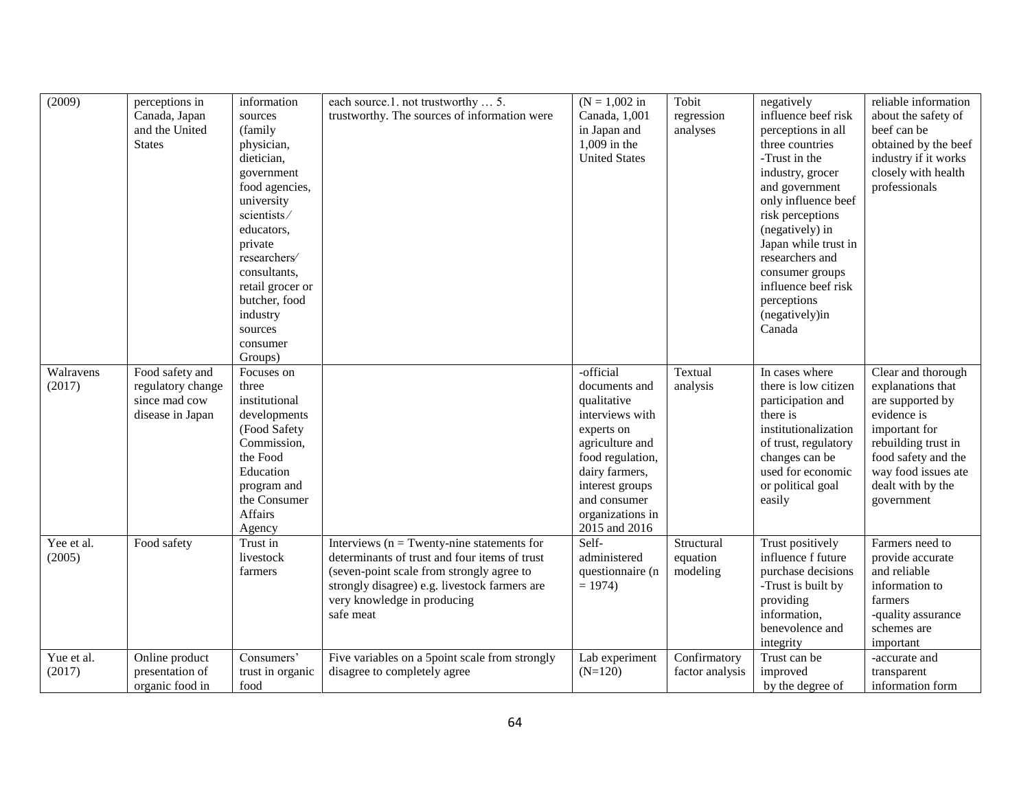| (2009) | perceptions in Canada, Japan and the United States | information sources (family physician, dietician, government food agencies, university scientists ⁄ educators, private researchers⁄ consultants, retail grocer or butcher, food industry sources consumer Groups) | each source.1. not trustworthy … 5. trustworthy. The sources of information were | (N = 1,002 in Canada, 1,001 in Japan and 1,009 in the United States | Tobit regression analyses | negatively influence beef risk perceptions in all three countries -Trust in the industry, grocer and government only influence beef risk perceptions (negatively) in Japan while trust in researchers and consumer groups influence beef risk perceptions (negatively)in Canada | reliable information about the safety of beef can be obtained by the beef industry if it works closely with health professionals |
|---|---|---|---|---|---|---|---|
| Walravens (2017) | Food safety and regulatory change since mad cow disease in Japan | Focuses on three institutional developments (Food Safety Commission, the Food Education program and the Consumer Affairs Agency | | -official documents and qualitative interviews with experts on agriculture and food regulation, dairy farmers, interest groups and consumer organizations in 2015 and 2016 | Textual analysis | In cases where there is low citizen participation and there is institutionalization of trust, regulatory changes can be used for economic or political goal easily | Clear and thorough explanations that are supported by evidence is important for rebuilding trust in food safety and the way food issues ate dealt with by the government |
| Yee et al. (2005) | Food safety | Trust in livestock farmers | Interviews (n = Twenty-nine statements for determinants of trust and four items of trust (seven-point scale from strongly agree to strongly disagree) e.g. livestock farmers are very knowledge in producing safe meat | Self-administered questionnaire (n = 1974) | Structural equation modeling | Trust positively influence f future purchase decisions -Trust is built by providing information, benevolence and integrity | Farmers need to provide accurate and reliable information to farmers -quality assurance schemes are important |
| Yue et al. (2017) | Online product presentation of organic food in | Consumers' trust in organic food | Five variables on a 5point scale from strongly disagree to completely agree | Lab experiment (N=120) | Confirmatory factor analysis | Trust can be improved by the degree of | -accurate and transparent information form |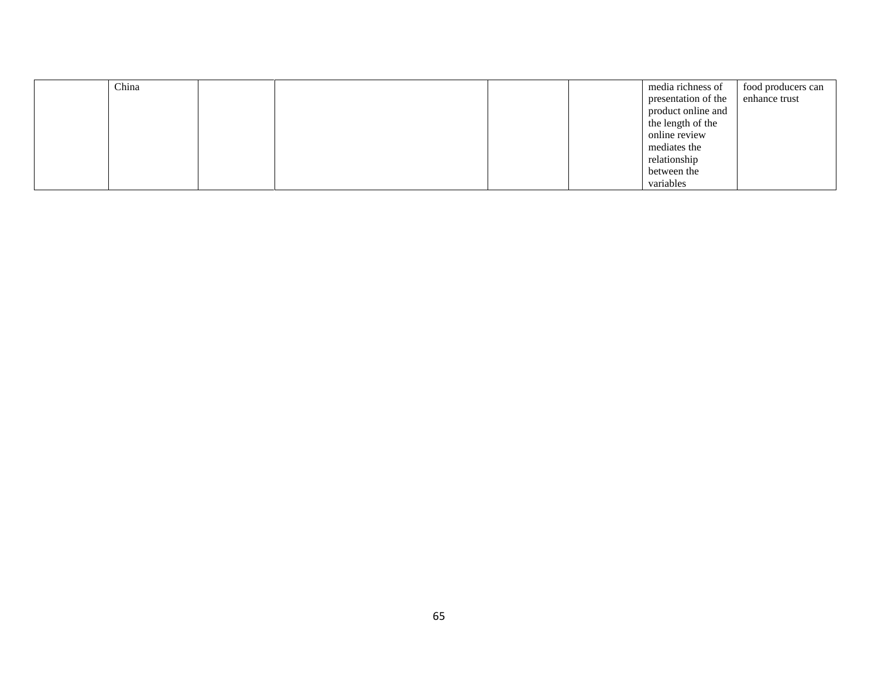| | | | | | | | |
|---|---|---|---|---|---|---|---|
| | China | | | | | media richness of presentation of the product online and the length of the online review mediates the relationship between the variables | food producers can enhance trust |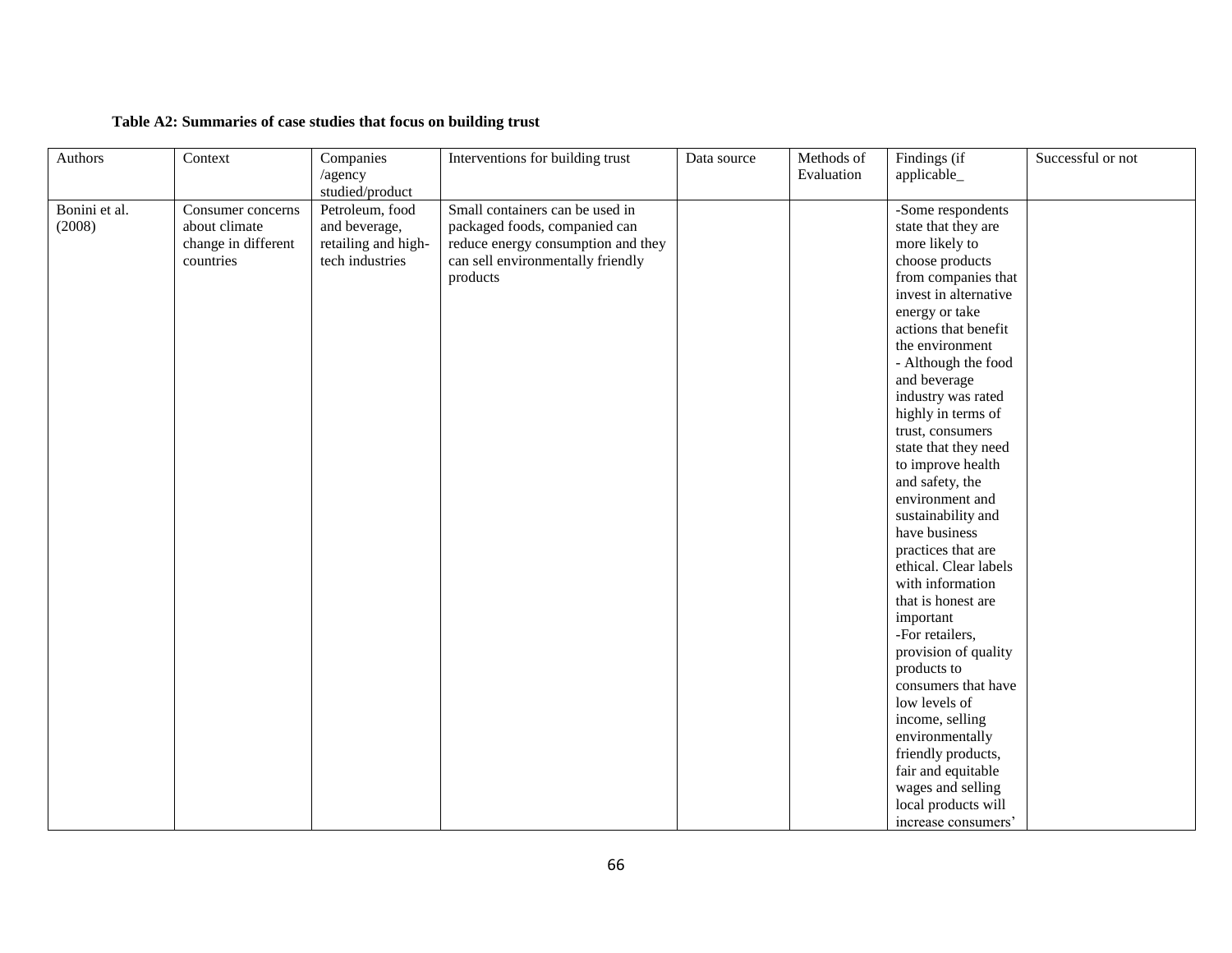**Table A2: Summaries of case studies that focus on building trust**

| Authors | Context | Companies /agency studied/product | Interventions for building trust | Data source | Methods of Evaluation | Findings (if applicable_ | Successful or not |
|---|---|---|---|---|---|---|---|
| Bonini et al. (2008) | Consumer concerns about climate change in different countries | Petroleum, food and beverage, retailing and high-tech industries | Small containers can be used in packaged foods, companied can reduce energy consumption and they can sell environmentally friendly products | | | -Some respondents state that they are more likely to choose products from companies that invest in alternative energy or take actions that benefit the environment<br>- Although the food and beverage industry was rated highly in terms of trust, consumers state that they need to improve health and safety, the environment and sustainability and have business practices that are ethical. Clear labels with information that is honest are important<br>-For retailers, provision of quality products to consumers that have low levels of income, selling environmentally friendly products, fair and equitable wages and selling local products will increase consumers' | |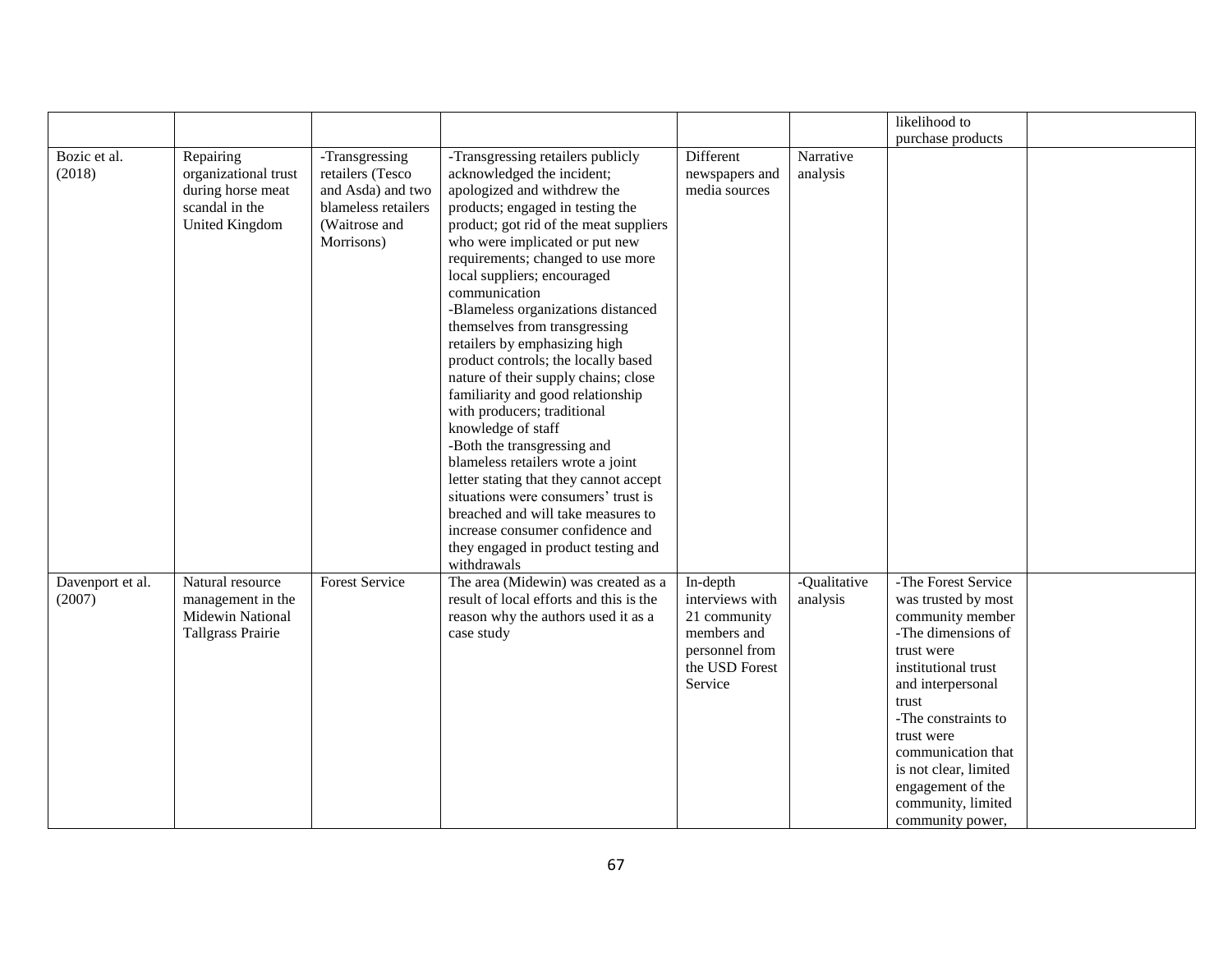| | | | | | | | |
|---|---|---|---|---|---|---|---|
| | | | | | | likelihood to purchase products | |
| Bozic et al. (2018) | Repairing organizational trust during horse meat scandal in the United Kingdom | -Transgressing retailers (Tesco and Asda) and two blameless retailers (Waitrose and Morrisons) | -Transgressing retailers publicly acknowledged the incident; apologized and withdrew the products; engaged in testing the product; got rid of the meat suppliers who were implicated or put new requirements; changed to use more local suppliers; encouraged communication<br>-Blameless organizations distanced themselves from transgressing retailers by emphasizing high product controls; the locally based nature of their supply chains; close familiarity and good relationship with producers; traditional knowledge of staff<br>-Both the transgressing and blameless retailers wrote a joint letter stating that they cannot accept situations were consumers' trust is breached and will take measures to increase consumer confidence and they engaged in product testing and withdrawals | Different newspapers and media sources | Narrative analysis | | |
| Davenport et al. (2007) | Natural resource management in the Midewin National Tallgrass Prairie | Forest Service | The area (Midewin) was created as a result of local efforts and this is the reason why the authors used it as a case study | In-depth interviews with 21 community members and personnel from the USD Forest Service | -Qualitative analysis | -The Forest Service was trusted by most community member<br>-The dimensions of trust were institutional trust and interpersonal trust<br>-The constraints to trust were communication that is not clear, limited engagement of the community, limited community power, | |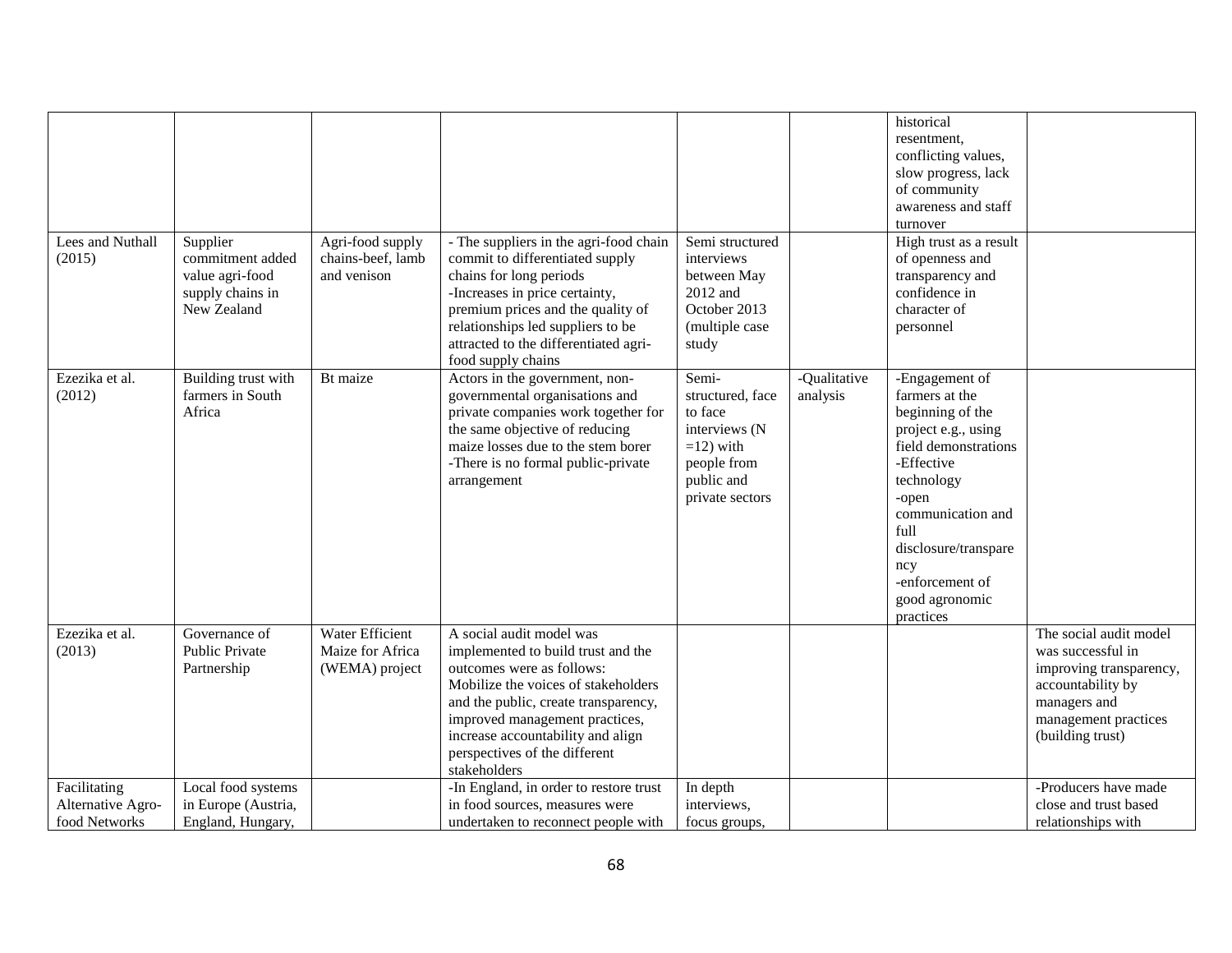| | | | | | | | |
|---|---|---|---|---|---|---|---|
| | | | | | | historical resentment, conflicting values, slow progress, lack of community awareness and staff turnover | |
| Lees and Nuthall (2015) | Supplier commitment added value agri-food supply chains in New Zealand | Agri-food supply chains-beef, lamb and venison | - The suppliers in the agri-food chain commit to differentiated supply chains for long periods<br>-Increases in price certainty, premium prices and the quality of relationships led suppliers to be attracted to the differentiated agri-food supply chains | Semi structured interviews between May 2012 and October 2013 (multiple case study | | High trust as a result of openness and transparency and confidence in character of personnel | |
| Ezezika et al. (2012) | Building trust with farmers in South Africa | Bt maize | Actors in the government, non-governmental organisations and private companies work together for the same objective of reducing maize losses due to the stem borer<br>-There is no formal public-private arrangement | Semi-structured, face to face interviews (N =12) with people from public and private sectors | -Qualitative analysis | -Engagement of farmers at the beginning of the project e.g., using field demonstrations<br>-Effective technology<br>-open communication and full disclosure/transparency<br>-enforcement of good agronomic practices | |
| Ezezika et al. (2013) | Governance of Public Private Partnership | Water Efficient Maize for Africa (WEMA) project | A social audit model was implemented to build trust and the outcomes were as follows: Mobilize the voices of stakeholders and the public, create transparency, improved management practices, increase accountability and align perspectives of the different stakeholders | | | | The social audit model was successful in improving transparency, accountability by managers and management practices (building trust) |
| Facilitating Alternative Agro-food Networks | Local food systems in Europe (Austria, England, Hungary, | | -In England, in order to restore trust in food sources, measures were undertaken to reconnect people with | In depth interviews, focus groups, | | | -Producers have made close and trust based relationships with |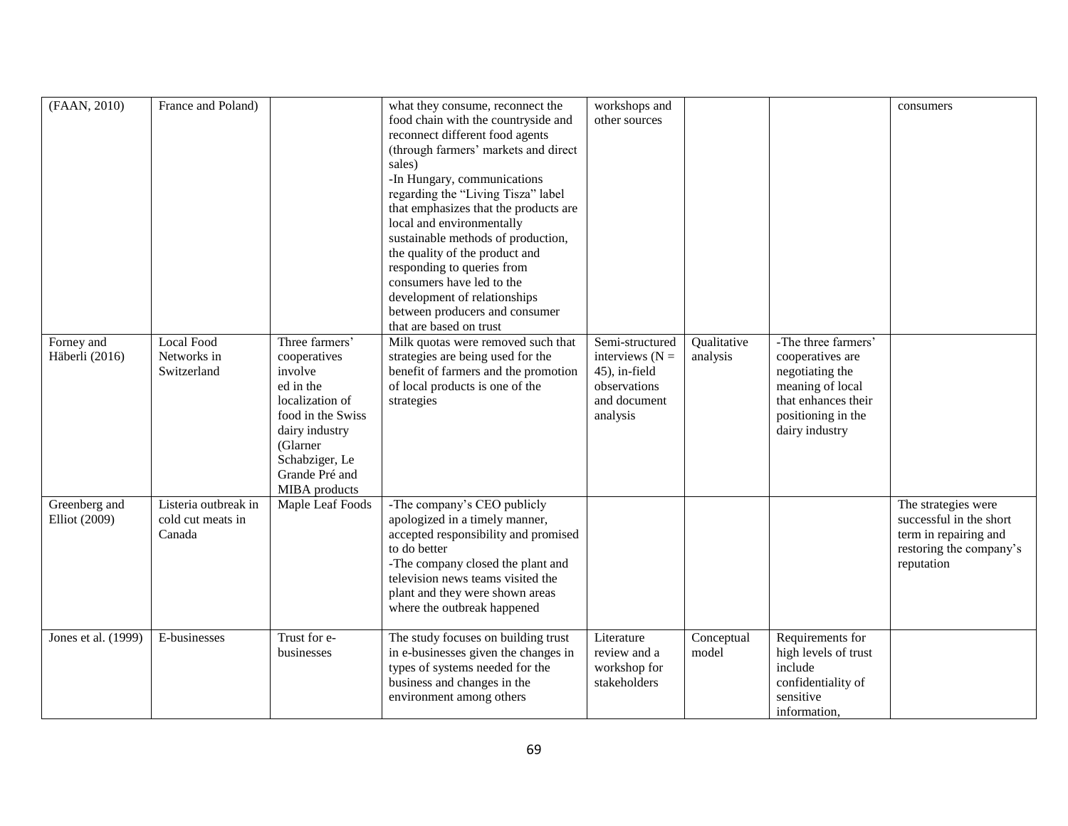| (FAAN, 2010) | France and Poland) | | what they consume, reconnect the food chain with the countryside and reconnect different food agents (through farmers' markets and direct sales)<br>-In Hungary, communications regarding the "Living Tisza" label that emphasizes that the products are local and environmentally sustainable methods of production, the quality of the product and responding to queries from consumers have led to the development of relationships between producers and consumer that are based on trust | workshops and other sources | | | consumers |
|---|---|---|---|---|---|---|---|
| Forney and Häberli (2016) | Local Food Networks in Switzerland | Three farmers' cooperatives involve ed in the localization of food in the Swiss dairy industry (Glarner Schabziger, Le Grande Pré and MIBA products | Milk quotas were removed such that strategies are being used for the benefit of farmers and the promotion of local products is one of the strategies | Semi-structured interviews (N = 45), in-field observations and document analysis | Qualitative analysis | -The three farmers' cooperatives are negotiating the meaning of local that enhances their positioning in the dairy industry | |
| Greenberg and Elliot (2009) | Listeria outbreak in cold cut meats in Canada | Maple Leaf Foods | -The company's CEO publicly apologized in a timely manner, accepted responsibility and promised to do better<br>-The company closed the plant and television news teams visited the plant and they were shown areas where the outbreak happened | | | | The strategies were successful in the short term in repairing and restoring the company's reputation |
| Jones et al. (1999) | E-businesses | Trust for e-businesses | The study focuses on building trust in e-businesses given the changes in types of systems needed for the business and changes in the environment among others | Literature review and a workshop for stakeholders | Conceptual model | Requirements for high levels of trust include confidentiality of sensitive information, | |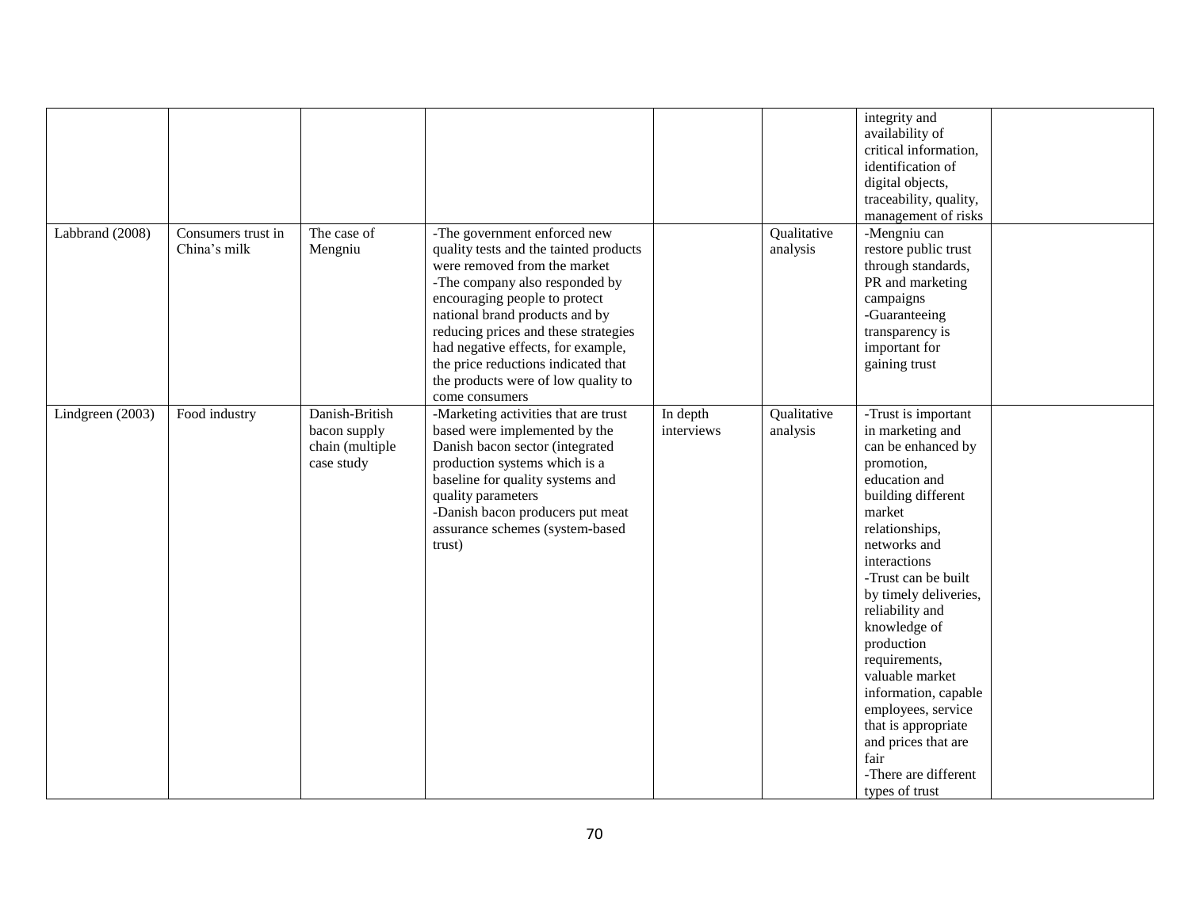| | | | | | | | |
|---|---|---|---|---|---|---|---|
| | | | | | | integrity and availability of critical information, identification of digital objects, traceability, quality, management of risks | |
| Labbrand (2008) | Consumers trust in China's milk | The case of Mengniu | -The government enforced new quality tests and the tainted products were removed from the market<br>-The company also responded by encouraging people to protect national brand products and by reducing prices and these strategies had negative effects, for example, the price reductions indicated that the products were of low quality to come consumers | | Qualitative analysis | -Mengniu can restore public trust through standards, PR and marketing campaigns<br>-Guaranteeing transparency is important for gaining trust | |
| Lindgreen (2003) | Food industry | Danish-British bacon supply chain (multiple case study | -Marketing activities that are trust based were implemented by the Danish bacon sector (integrated production systems which is a baseline for quality systems and quality parameters<br>-Danish bacon producers put meat assurance schemes (system-based trust) | In depth interviews | Qualitative analysis | -Trust is important in marketing and can be enhanced by promotion, education and building different market relationships, networks and interactions<br>-Trust can be built by timely deliveries, reliability and knowledge of production requirements, valuable market information, capable employees, service that is appropriate and prices that are fair<br>-There are different types of trust | |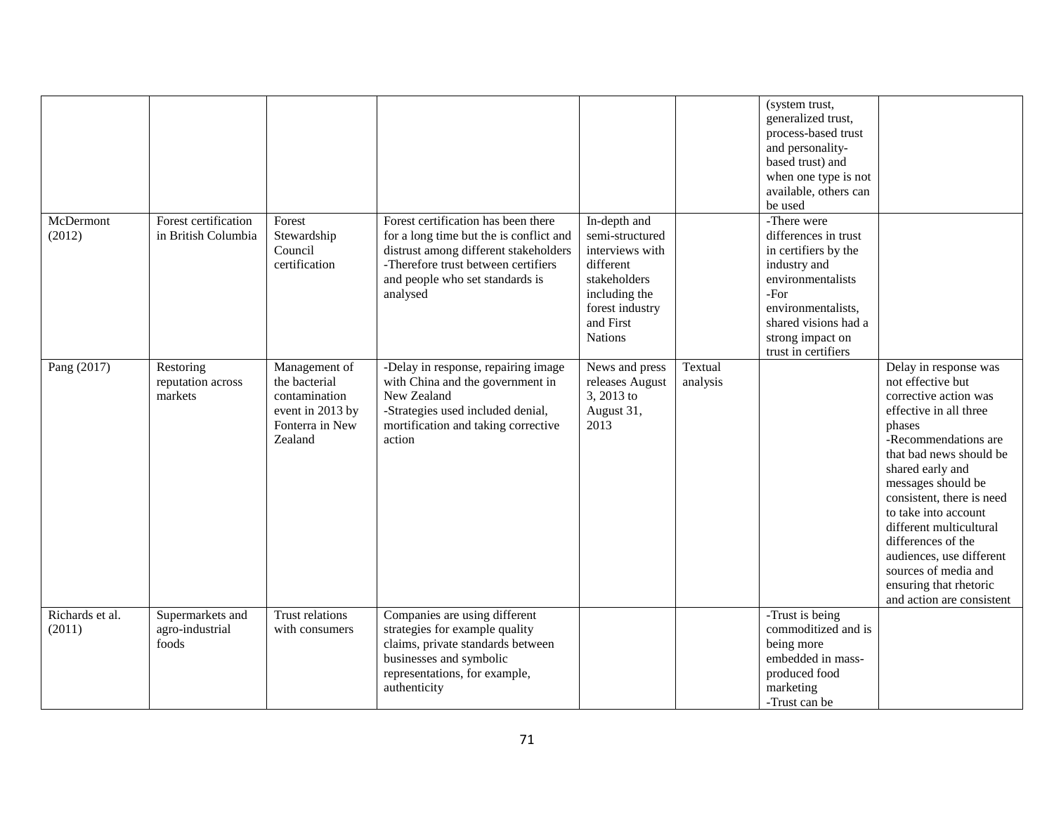| | | | | | | | |
|---|---|---|---|---|---|---|---|
| | | | | | | (system trust, generalized trust, process-based trust and personality-based trust) and when one type is not available, others can be used | |
| McDermont (2012) | Forest certification in British Columbia | Forest Stewardship Council certification | Forest certification has been there for a long time but the is conflict and distrust among different stakeholders -Therefore trust between certifiers and people who set standards is analysed | In-depth and semi-structured interviews with different stakeholders including the forest industry and First Nations | | -There were differences in trust in certifiers by the industry and environmentalists -For environmentalists, shared visions had a strong impact on trust in certifiers | |
| Pang (2017) | Restoring reputation across markets | Management of the bacterial contamination event in 2013 by Fonterra in New Zealand | -Delay in response, repairing image with China and the government in New Zealand -Strategies used included denial, mortification and taking corrective action | News and press releases August 3, 2013 to August 31, 2013 | Textual analysis | | Delay in response was not effective but corrective action was effective in all three phases -Recommendations are that bad news should be shared early and messages should be consistent, there is need to take into account different multicultural differences of the audiences, use different sources of media and ensuring that rhetoric and action are consistent |
| Richards et al. (2011) | Supermarkets and agro-industrial foods | Trust relations with consumers | Companies are using different strategies for example quality claims, private standards between businesses and symbolic representations, for example, authenticity | | | -Trust is being commoditized and is being more embedded in mass-produced food marketing -Trust can be | |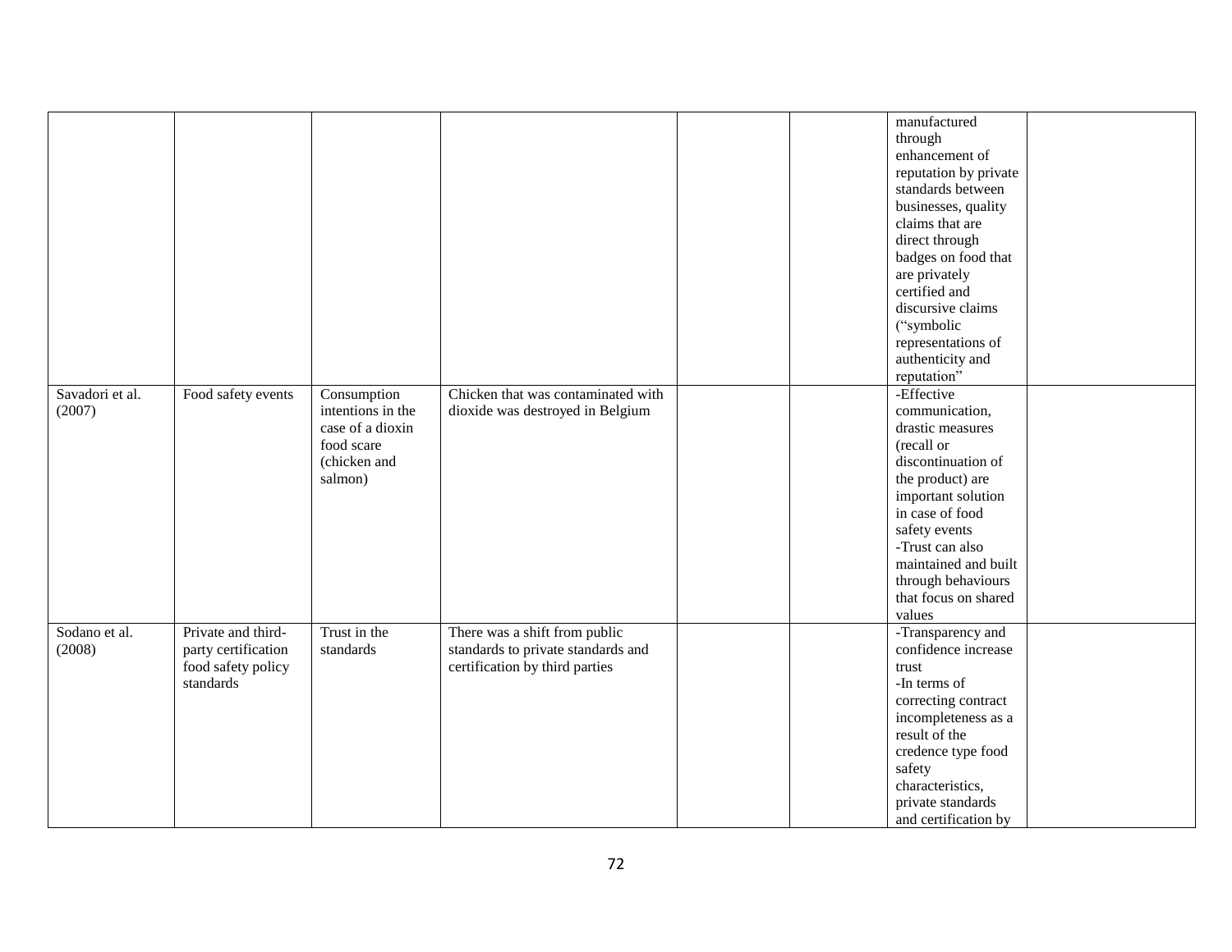| | | | | | | | |
|---|---|---|---|---|---|---|---|
| | | | | | | manufactured through enhancement of reputation by private standards between businesses, quality claims that are direct through badges on food that are privately certified and discursive claims ("symbolic representations of authenticity and reputation" | |
| Savadori et al. (2007) | Food safety events | Consumption intentions in the case of a dioxin food scare (chicken and salmon) | Chicken that was contaminated with dioxide was destroyed in Belgium | | | -Effective communication, drastic measures (recall or discontinuation of the product) are important solution in case of food safety events<br>-Trust can also maintained and built through behaviours that focus on shared values | |
| Sodano et al. (2008) | Private and third-party certification food safety policy standards | Trust in the standards | There was a shift from public standards to private standards and certification by third parties | | | -Transparency and confidence increase trust<br>-In terms of correcting contract incompleteness as a result of the credence type food safety characteristics, private standards and certification by | |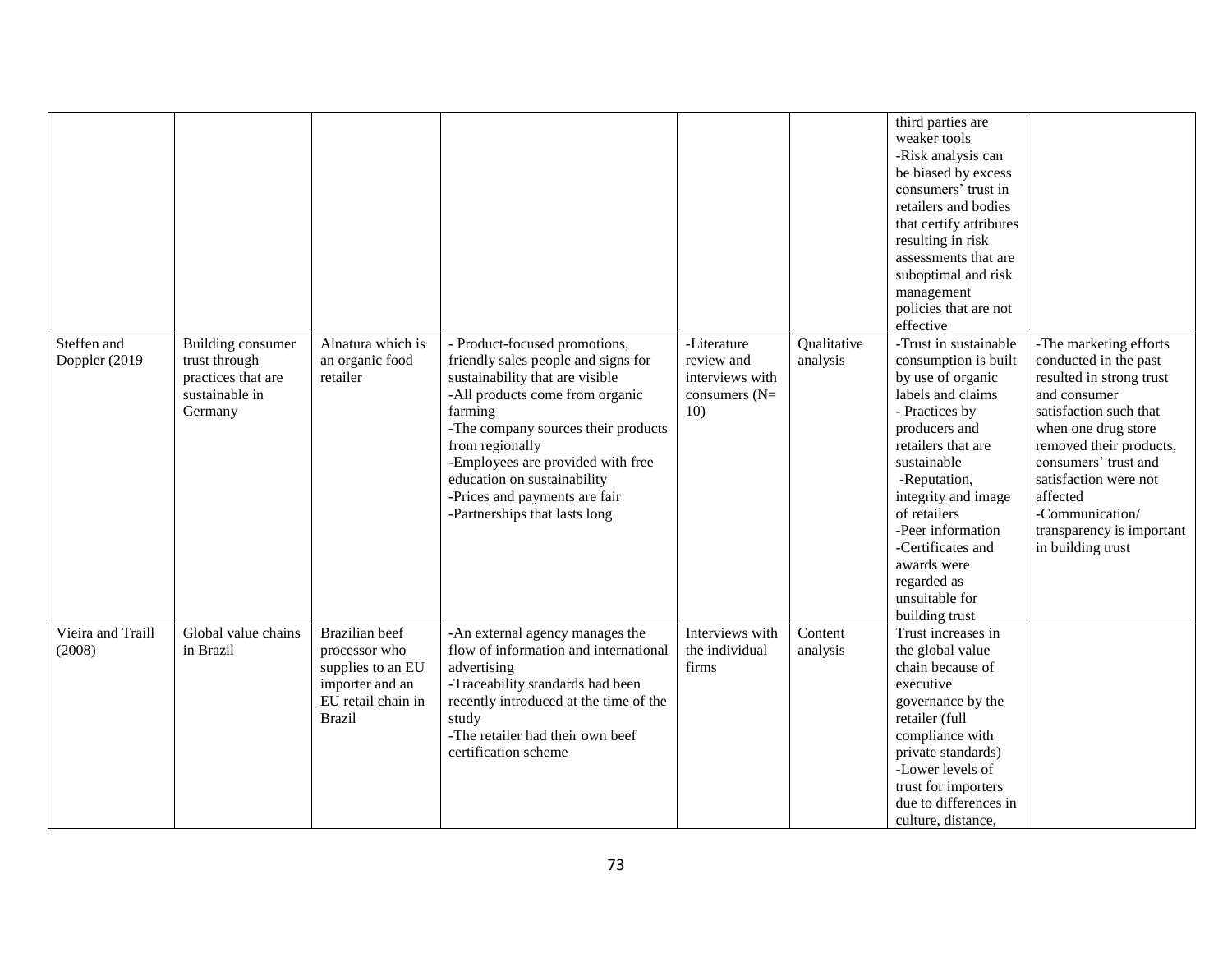| | | | | | | | |
|---|---|---|---|---|---|---|---|
| | | | | | | third parties are weaker tools<br>-Risk analysis can be biased by excess consumers' trust in retailers and bodies that certify attributes resulting in risk assessments that are suboptimal and risk management policies that are not effective | |
| Steffen and Doppler (2019 | Building consumer trust through practices that are sustainable in Germany | Alnatura which is an organic food retailer | - Product-focused promotions, friendly sales people and signs for sustainability that are visible<br>-All products come from organic farming<br>-The company sources their products from regionally<br>-Employees are provided with free education on sustainability<br>-Prices and payments are fair<br>-Partnerships that lasts long | -Literature review and interviews with consumers (N= 10) | Qualitative analysis | -Trust in sustainable consumption is built by use of organic labels and claims<br>- Practices by producers and retailers that are sustainable<br>-Reputation, integrity and image of retailers<br>-Peer information<br>-Certificates and awards were regarded as unsuitable for building trust | -The marketing efforts conducted in the past resulted in strong trust and consumer satisfaction such that when one drug store removed their products, consumers' trust and satisfaction were not affected<br>-Communication/ transparency is important in building trust |
| Vieira and Traill (2008) | Global value chains in Brazil | Brazilian beef processor who supplies to an EU importer and an EU retail chain in Brazil | -An external agency manages the flow of information and international advertising<br>-Traceability standards had been recently introduced at the time of the study<br>-The retailer had their own beef certification scheme | Interviews with the individual firms | Content analysis | Trust increases in the global value chain because of executive governance by the retailer (full compliance with private standards)<br>-Lower levels of trust for importers due to differences in culture, distance, | |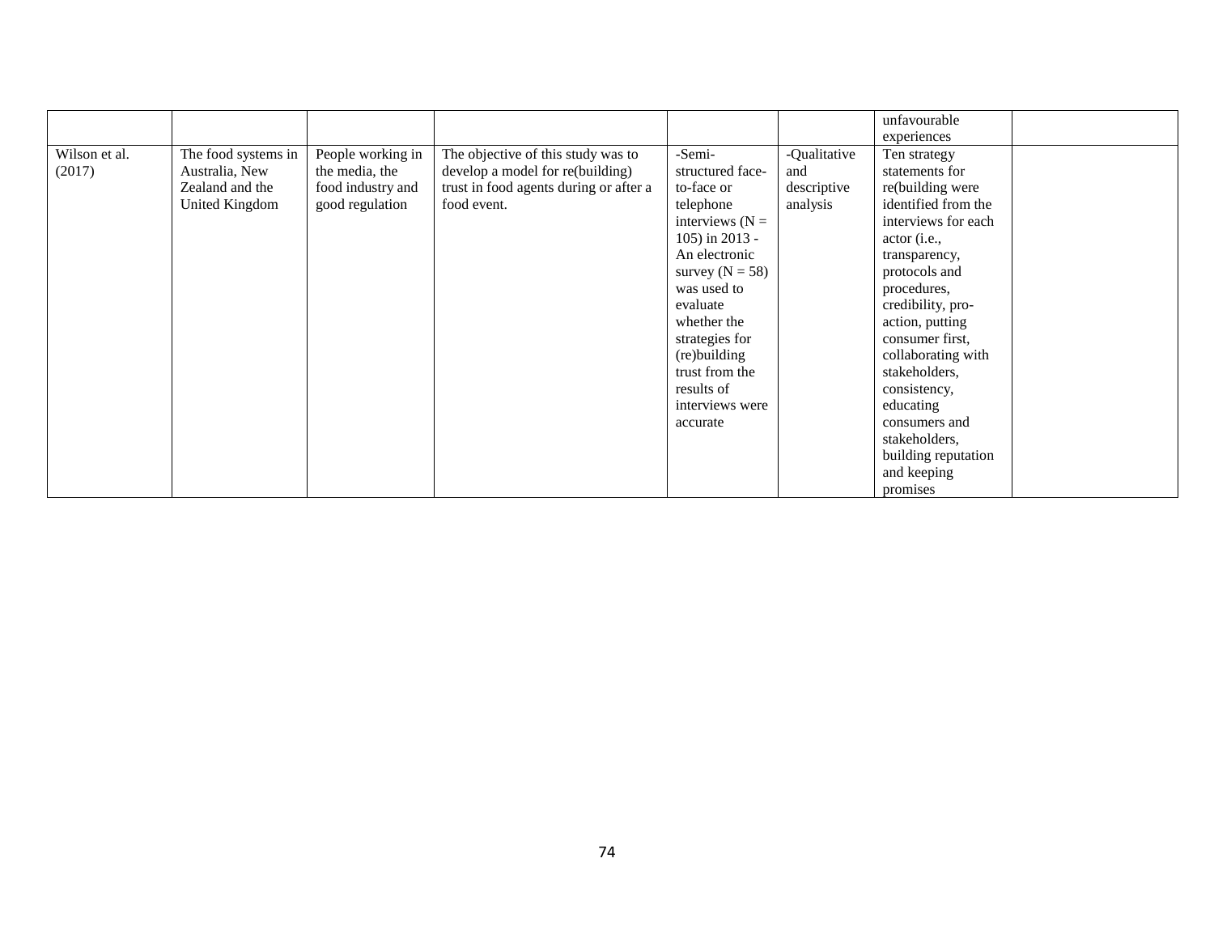| | | | | | | | |
|---|---|---|---|---|---|---|---|
| | | | | | | unfavourable experiences | |
| Wilson et al. (2017) | The food systems in Australia, New Zealand and the United Kingdom | People working in the media, the food industry and good regulation | The objective of this study was to develop a model for re(building) trust in food agents during or after a food event. | -Semi-structured face-to-face or telephone interviews (N = 105) in 2013 -An electronic survey (N = 58) was used to evaluate whether the strategies for (re)building trust from the results of interviews were accurate | -Qualitative and descriptive analysis | Ten strategy statements for re(building were identified from the interviews for each actor (i.e., transparency, protocols and procedures, credibility, pro-action, putting consumer first, collaborating with stakeholders, consistency, educating consumers and stakeholders, building reputation and keeping promises | |